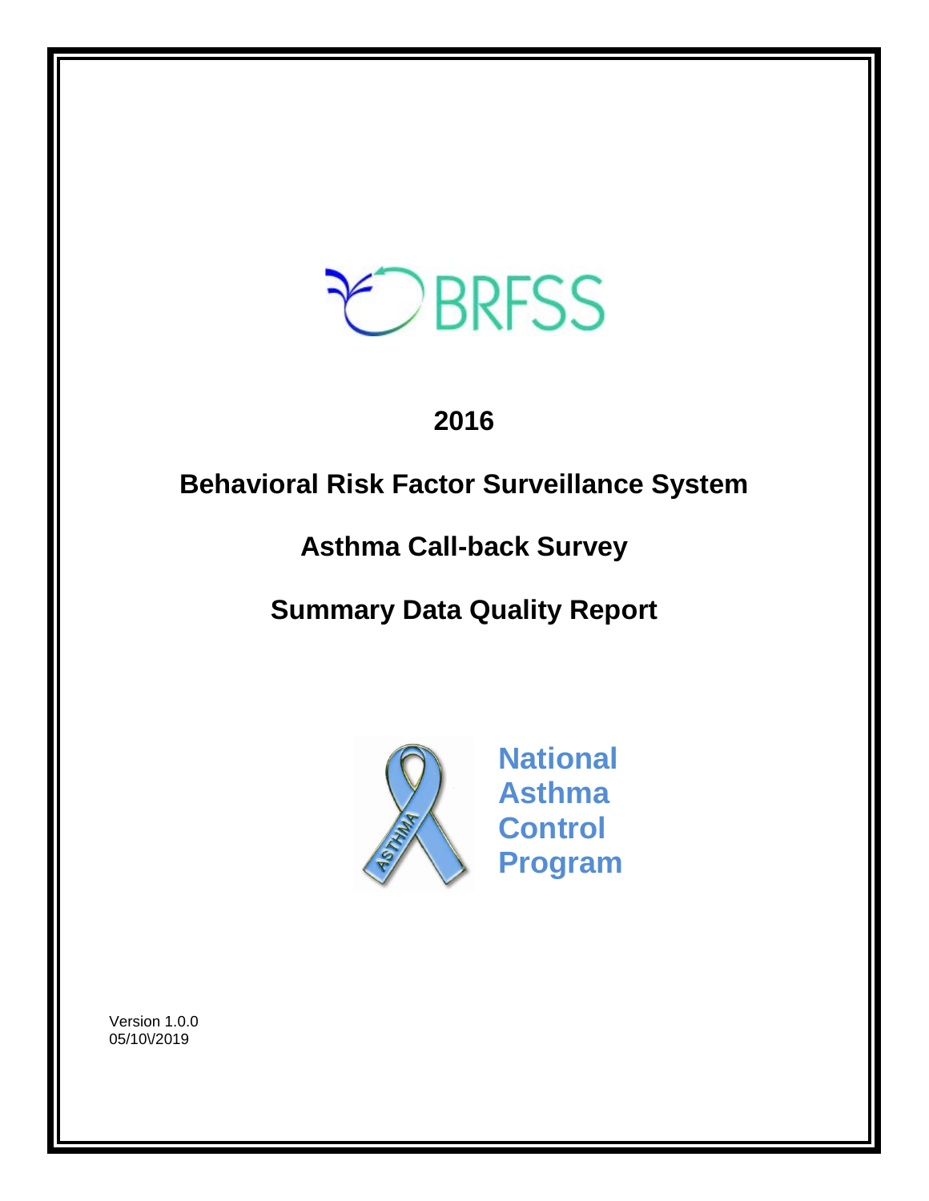BRFSS

# 2016

# Behavioral Risk Factor Surveillance System

# Asthma Call-back Survey

# Summary Data Quality Report

**National Asthma Control Program**

Version 1.0.0
05/10\/2019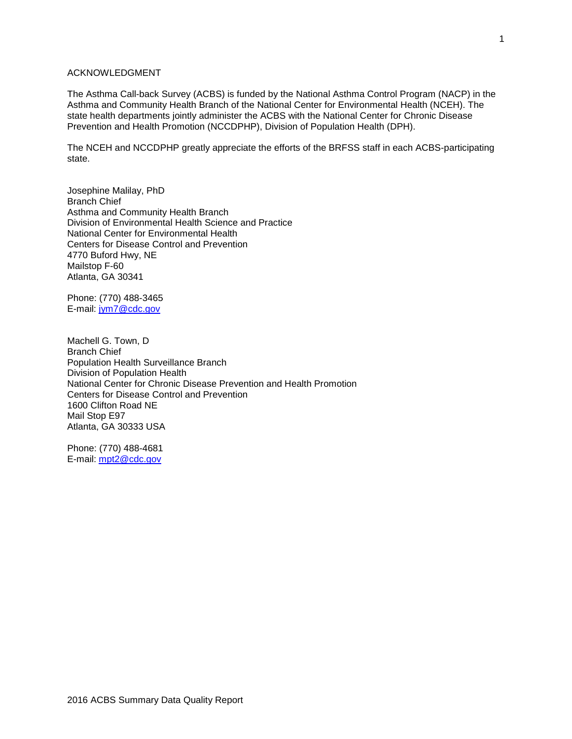# ACKNOWLEDGMENT

The Asthma Call-back Survey (ACBS) is funded by the National Asthma Control Program (NACP) in the Asthma and Community Health Branch of the National Center for Environmental Health (NCEH). The state health departments jointly administer the ACBS with the National Center for Chronic Disease Prevention and Health Promotion (NCCDPHP), Division of Population Health (DPH).

The NCEH and NCCDPHP greatly appreciate the efforts of the BRFSS staff in each ACBS-participating state.

Josephine Malilay, PhD
Branch Chief
Asthma and Community Health Branch
Division of Environmental Health Science and Practice
National Center for Environmental Health
Centers for Disease Control and Prevention
4770 Buford Hwy, NE
Mailstop F-60
Atlanta, GA 30341

Phone: (770) 488-3465
E-mail: jym7@cdc.gov

Machell G. Town, D
Branch Chief
Population Health Surveillance Branch
Division of Population Health
National Center for Chronic Disease Prevention and Health Promotion
Centers for Disease Control and Prevention
1600 Clifton Road NE
Mail Stop E97
Atlanta, GA 30333 USA

Phone: (770) 488-4681
E-mail: mpt2@cdc.gov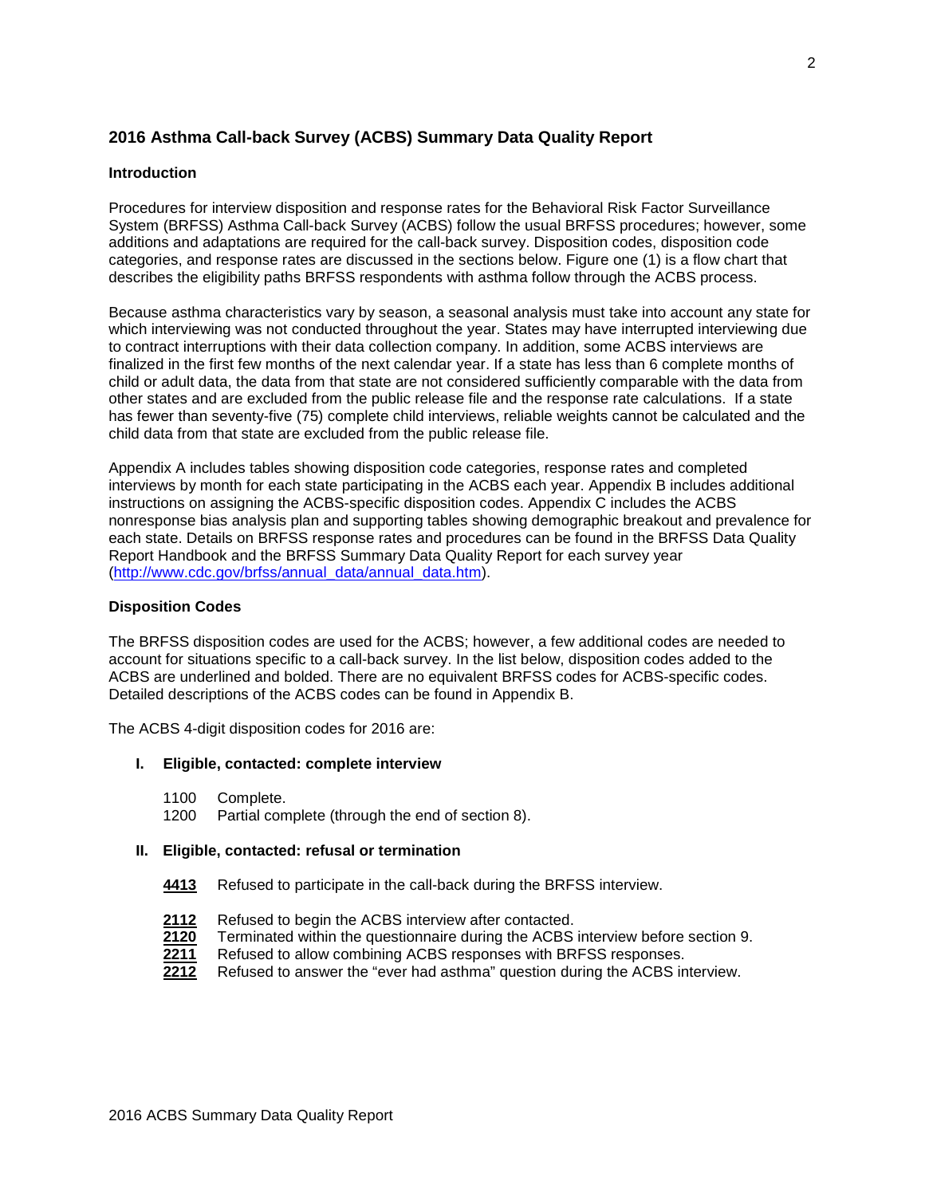## 2016 Asthma Call-back Survey (ACBS) Summary Data Quality Report

### Introduction

Procedures for interview disposition and response rates for the Behavioral Risk Factor Surveillance System (BRFSS) Asthma Call-back Survey (ACBS) follow the usual BRFSS procedures; however, some additions and adaptations are required for the call-back survey. Disposition codes, disposition code categories, and response rates are discussed in the sections below. Figure one (1) is a flow chart that describes the eligibility paths BRFSS respondents with asthma follow through the ACBS process.

Because asthma characteristics vary by season, a seasonal analysis must take into account any state for which interviewing was not conducted throughout the year. States may have interrupted interviewing due to contract interruptions with their data collection company. In addition, some ACBS interviews are finalized in the first few months of the next calendar year. If a state has less than 6 complete months of child or adult data, the data from that state are not considered sufficiently comparable with the data from other states and are excluded from the public release file and the response rate calculations. If a state has fewer than seventy-five (75) complete child interviews, reliable weights cannot be calculated and the child data from that state are excluded from the public release file.

Appendix A includes tables showing disposition code categories, response rates and completed interviews by month for each state participating in the ACBS each year. Appendix B includes additional instructions on assigning the ACBS-specific disposition codes. Appendix C includes the ACBS nonresponse bias analysis plan and supporting tables showing demographic breakout and prevalence for each state. Details on BRFSS response rates and procedures can be found in the BRFSS Data Quality Report Handbook and the BRFSS Summary Data Quality Report for each survey year (http://www.cdc.gov/brfss/annual_data/annual_data.htm).

### Disposition Codes

The BRFSS disposition codes are used for the ACBS; however, a few additional codes are needed to account for situations specific to a call-back survey. In the list below, disposition codes added to the ACBS are underlined and bolded. There are no equivalent BRFSS codes for ACBS-specific codes. Detailed descriptions of the ACBS codes can be found in Appendix B.

The ACBS 4-digit disposition codes for 2016 are:

**I. Eligible, contacted: complete interview**

- 1100 Complete.
- 1200 Partial complete (through the end of section 8).

**II. Eligible, contacted: refusal or termination**

- <u>**4413**</u> Refused to participate in the call-back during the BRFSS interview.

- <u>**2112**</u> Refused to begin the ACBS interview after contacted.
- <u>**2120**</u> Terminated within the questionnaire during the ACBS interview before section 9.
- <u>**2211**</u> Refused to allow combining ACBS responses with BRFSS responses.
- <u>**2212**</u> Refused to answer the "ever had asthma" question during the ACBS interview.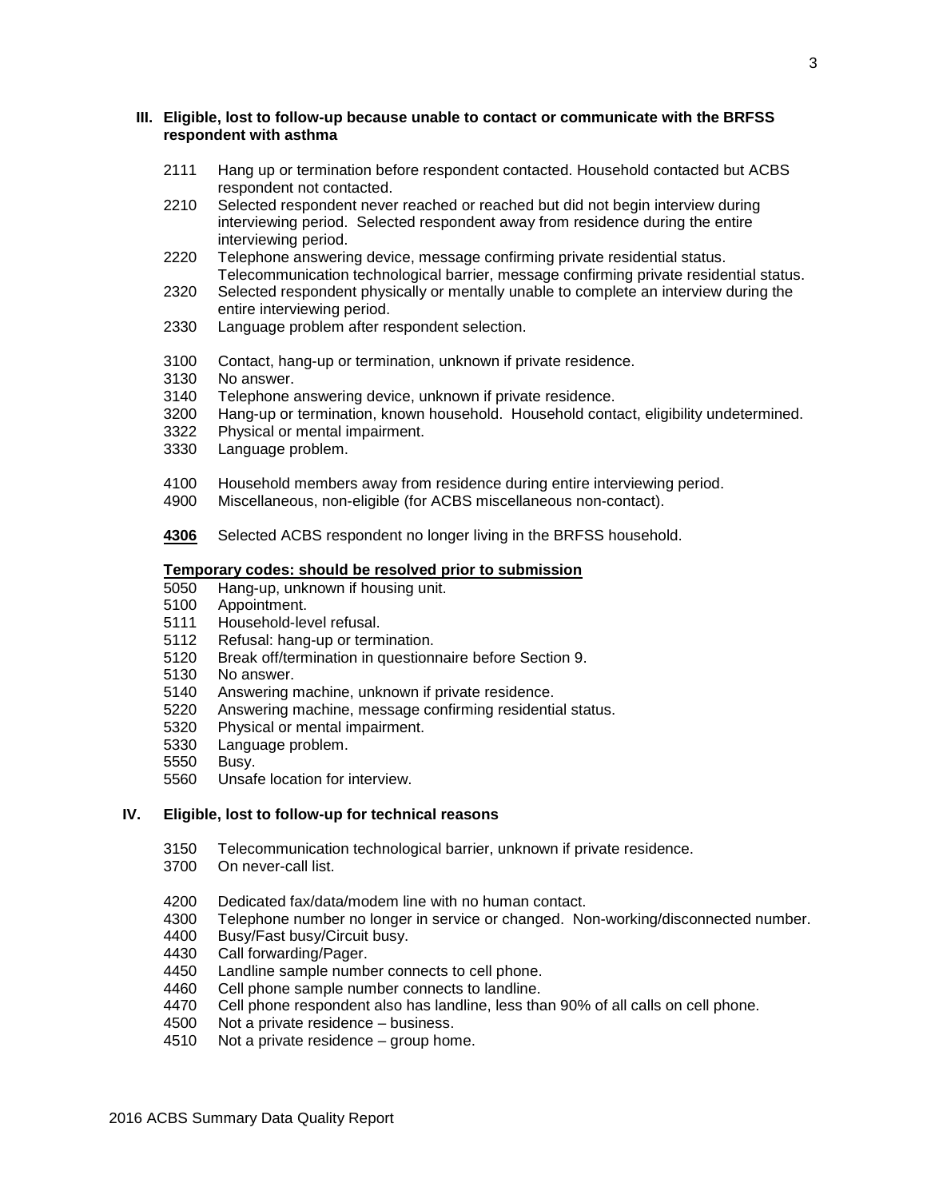### III. Eligible, lost to follow-up because unable to contact or communicate with the BRFSS respondent with asthma

2111 Hang up or termination before respondent contacted. Household contacted but ACBS respondent not contacted.
2210 Selected respondent never reached or reached but did not begin interview during interviewing period. Selected respondent away from residence during the entire interviewing period.
2220 Telephone answering device, message confirming private residential status. Telecommunication technological barrier, message confirming private residential status.
2320 Selected respondent physically or mentally unable to complete an interview during the entire interviewing period.
2330 Language problem after respondent selection.

3100 Contact, hang-up or termination, unknown if private residence.
3130 No answer.
3140 Telephone answering device, unknown if private residence.
3200 Hang-up or termination, known household. Household contact, eligibility undetermined.
3322 Physical or mental impairment.
3330 Language problem.

4100 Household members away from residence during entire interviewing period.
4900 Miscellaneous, non-eligible (for ACBS miscellaneous non-contact).

**4306** Selected ACBS respondent no longer living in the BRFSS household.

**Temporary codes: should be resolved prior to submission**

5050 Hang-up, unknown if housing unit.
5100 Appointment.
5111 Household-level refusal.
5112 Refusal: hang-up or termination.
5120 Break off/termination in questionnaire before Section 9.
5130 No answer.
5140 Answering machine, unknown if private residence.
5220 Answering machine, message confirming residential status.
5320 Physical or mental impairment.
5330 Language problem.
5550 Busy.
5560 Unsafe location for interview.

### IV. Eligible, lost to follow-up for technical reasons

3150 Telecommunication technological barrier, unknown if private residence.
3700 On never-call list.

4200 Dedicated fax/data/modem line with no human contact.
4300 Telephone number no longer in service or changed. Non-working/disconnected number.
4400 Busy/Fast busy/Circuit busy.
4430 Call forwarding/Pager.
4450 Landline sample number connects to cell phone.
4460 Cell phone sample number connects to landline.
4470 Cell phone respondent also has landline, less than 90% of all calls on cell phone.
4500 Not a private residence – business.
4510 Not a private residence – group home.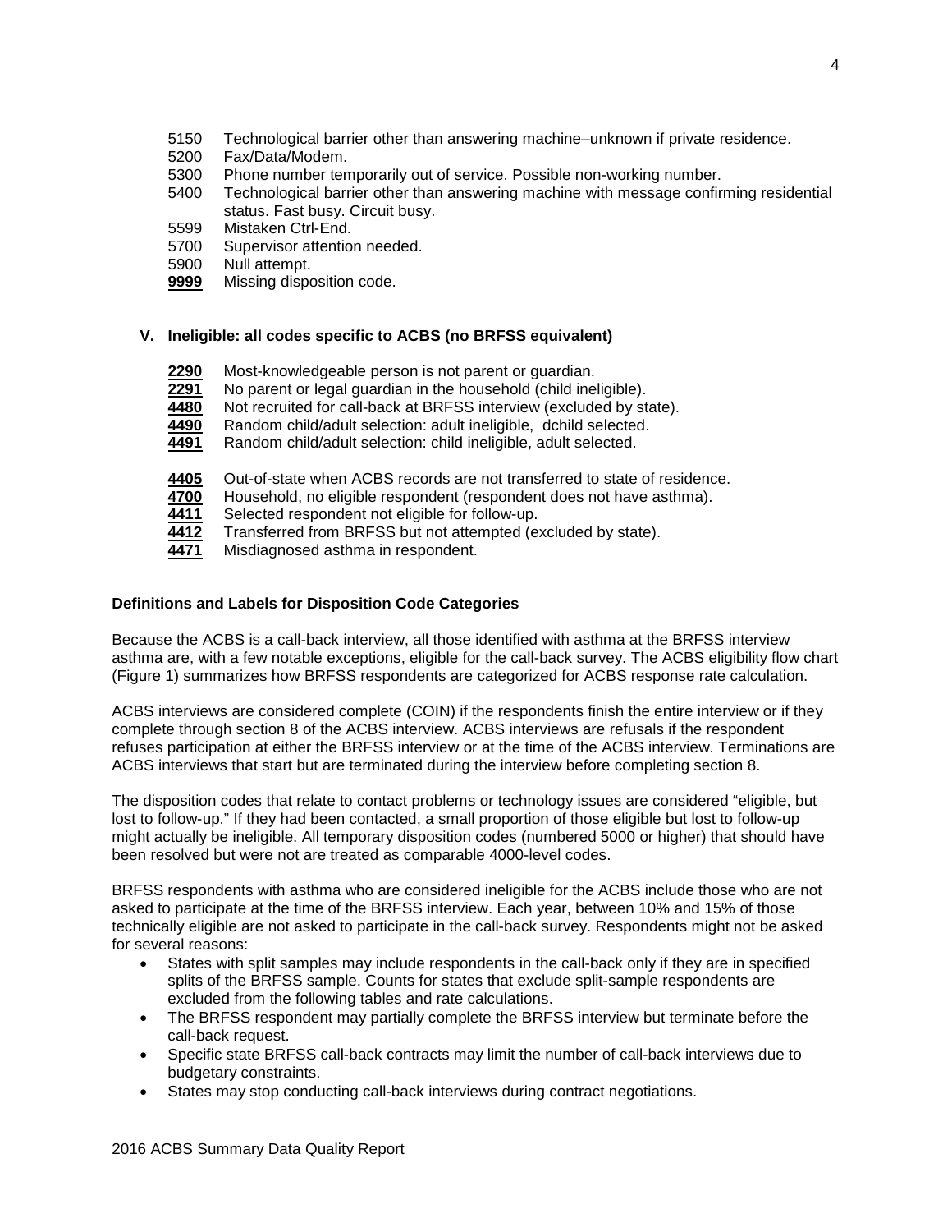5150 Technological barrier other than answering machine–unknown if private residence.
5200 Fax/Data/Modem.
5300 Phone number temporarily out of service. Possible non-working number.
5400 Technological barrier other than answering machine with message confirming residential status. Fast busy. Circuit busy.
5599 Mistaken Ctrl-End.
5700 Supervisor attention needed.
5900 Null attempt.
**9999** Missing disposition code.

### V. Ineligible: all codes specific to ACBS (no BRFSS equivalent)

**2290** Most-knowledgeable person is not parent or guardian.
**2291** No parent or legal guardian in the household (child ineligible).
**4480** Not recruited for call-back at BRFSS interview (excluded by state).
**4490** Random child/adult selection: adult ineligible, dchild selected.
**4491** Random child/adult selection: child ineligible, adult selected.

**4405** Out-of-state when ACBS records are not transferred to state of residence.
**4700** Household, no eligible respondent (respondent does not have asthma).
**4411** Selected respondent not eligible for follow-up.
**4412** Transferred from BRFSS but not attempted (excluded by state).
**4471** Misdiagnosed asthma in respondent.

## Definitions and Labels for Disposition Code Categories

Because the ACBS is a call-back interview, all those identified with asthma at the BRFSS interview asthma are, with a few notable exceptions, eligible for the call-back survey. The ACBS eligibility flow chart (Figure 1) summarizes how BRFSS respondents are categorized for ACBS response rate calculation.

ACBS interviews are considered complete (COIN) if the respondents finish the entire interview or if they complete through section 8 of the ACBS interview. ACBS interviews are refusals if the respondent refuses participation at either the BRFSS interview or at the time of the ACBS interview. Terminations are ACBS interviews that start but are terminated during the interview before completing section 8.

The disposition codes that relate to contact problems or technology issues are considered "eligible, but lost to follow-up." If they had been contacted, a small proportion of those eligible but lost to follow-up might actually be ineligible. All temporary disposition codes (numbered 5000 or higher) that should have been resolved but were not are treated as comparable 4000-level codes.

BRFSS respondents with asthma who are considered ineligible for the ACBS include those who are not asked to participate at the time of the BRFSS interview. Each year, between 10% and 15% of those technically eligible are not asked to participate in the call-back survey. Respondents might not be asked for several reasons:

- States with split samples may include respondents in the call-back only if they are in specified splits of the BRFSS sample. Counts for states that exclude split-sample respondents are excluded from the following tables and rate calculations.
- The BRFSS respondent may partially complete the BRFSS interview but terminate before the call-back request.
- Specific state BRFSS call-back contracts may limit the number of call-back interviews due to budgetary constraints.
- States may stop conducting call-back interviews during contract negotiations.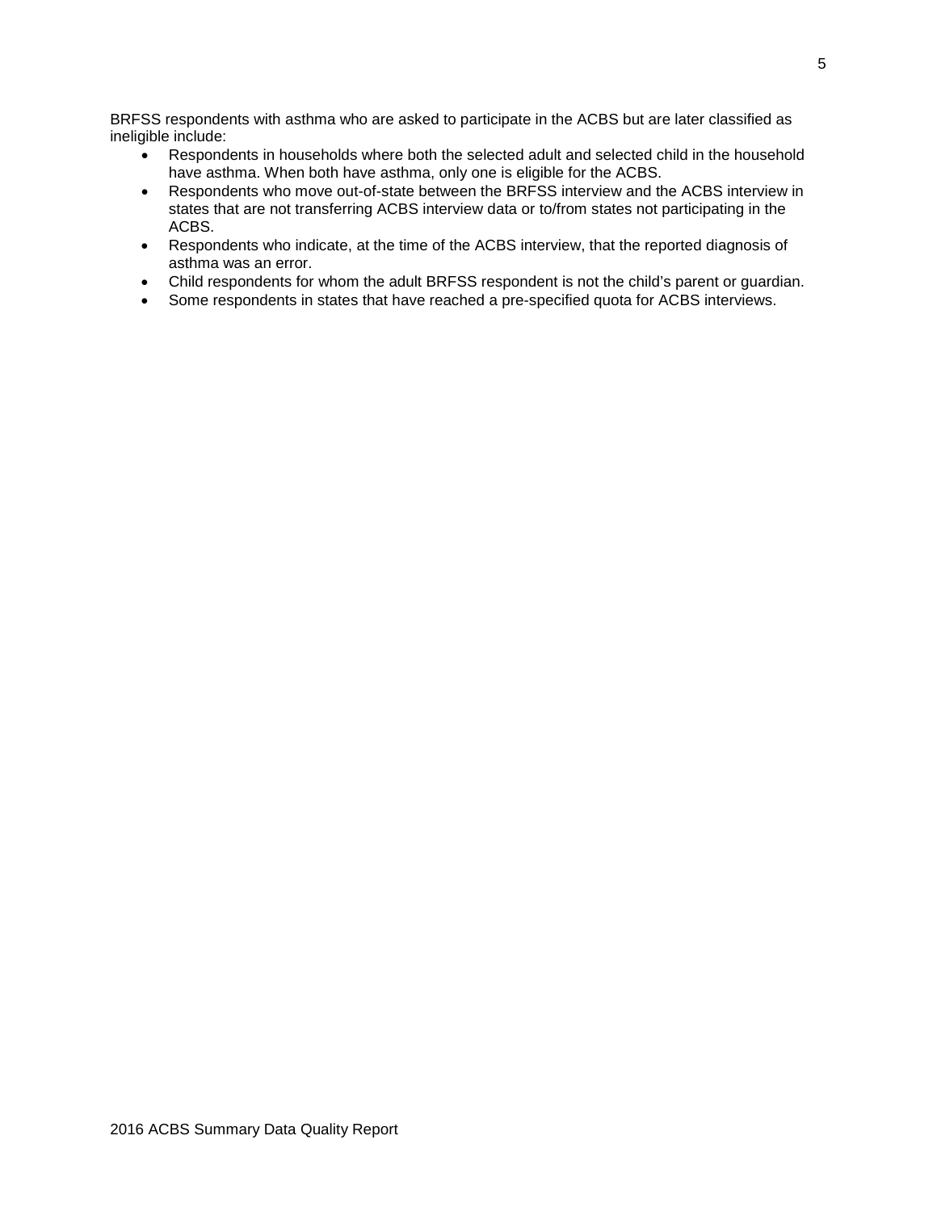BRFSS respondents with asthma who are asked to participate in the ACBS but are later classified as ineligible include:

- Respondents in households where both the selected adult and selected child in the household have asthma. When both have asthma, only one is eligible for the ACBS.
- Respondents who move out-of-state between the BRFSS interview and the ACBS interview in states that are not transferring ACBS interview data or to/from states not participating in the ACBS.
- Respondents who indicate, at the time of the ACBS interview, that the reported diagnosis of asthma was an error.
- Child respondents for whom the adult BRFSS respondent is not the child's parent or guardian.
- Some respondents in states that have reached a pre-specified quota for ACBS interviews.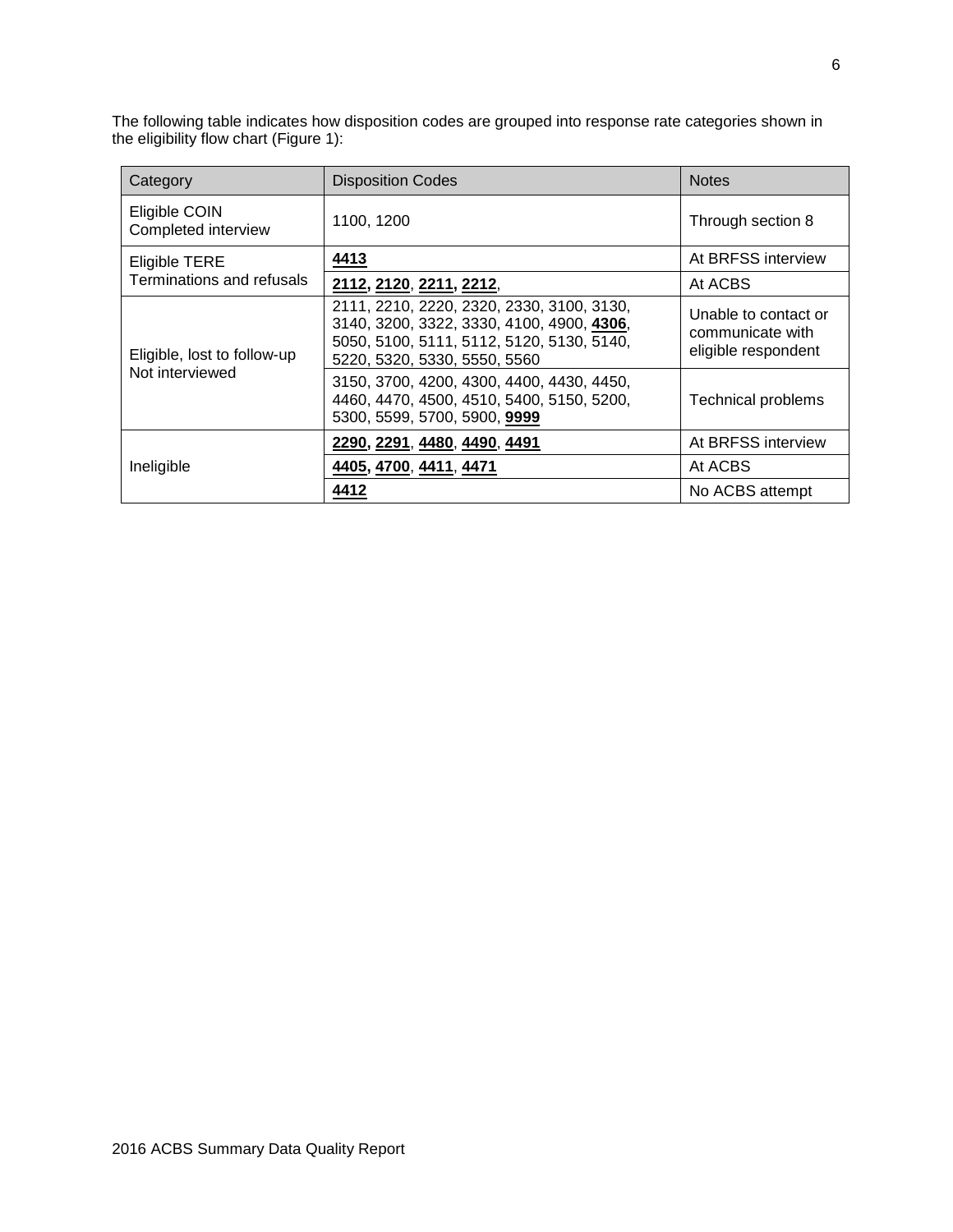The following table indicates how disposition codes are grouped into response rate categories shown in the eligibility flow chart (Figure 1):

| Category | Disposition Codes | Notes |
|---|---|---|
| Eligible COIN Completed interview | 1100, 1200 | Through section 8 |
| Eligible TERE Terminations and refusals | **4413** | At BRFSS interview |
| | **2112, 2120**, **2211, 2212**, | At ACBS |
| Eligible, lost to follow-up Not interviewed | 2111, 2210, 2220, 2320, 2330, 3100, 3130, 3140, 3200, 3322, 3330, 4100, 4900, **4306**, 5050, 5100, 5111, 5112, 5120, 5130, 5140, 5220, 5320, 5330, 5550, 5560 | Unable to contact or communicate with eligible respondent |
| | 3150, 3700, 4200, 4300, 4400, 4430, 4450, 4460, 4470, 4500, 4510, 5400, 5150, 5200, 5300, 5599, 5700, 5900, **9999** | Technical problems |
| Ineligible | **2290, 2291**, **4480**, **4490**, **4491** | At BRFSS interview |
| | **4405, 4700**, **4411**, **4471** | At ACBS |
| | **4412** | No ACBS attempt |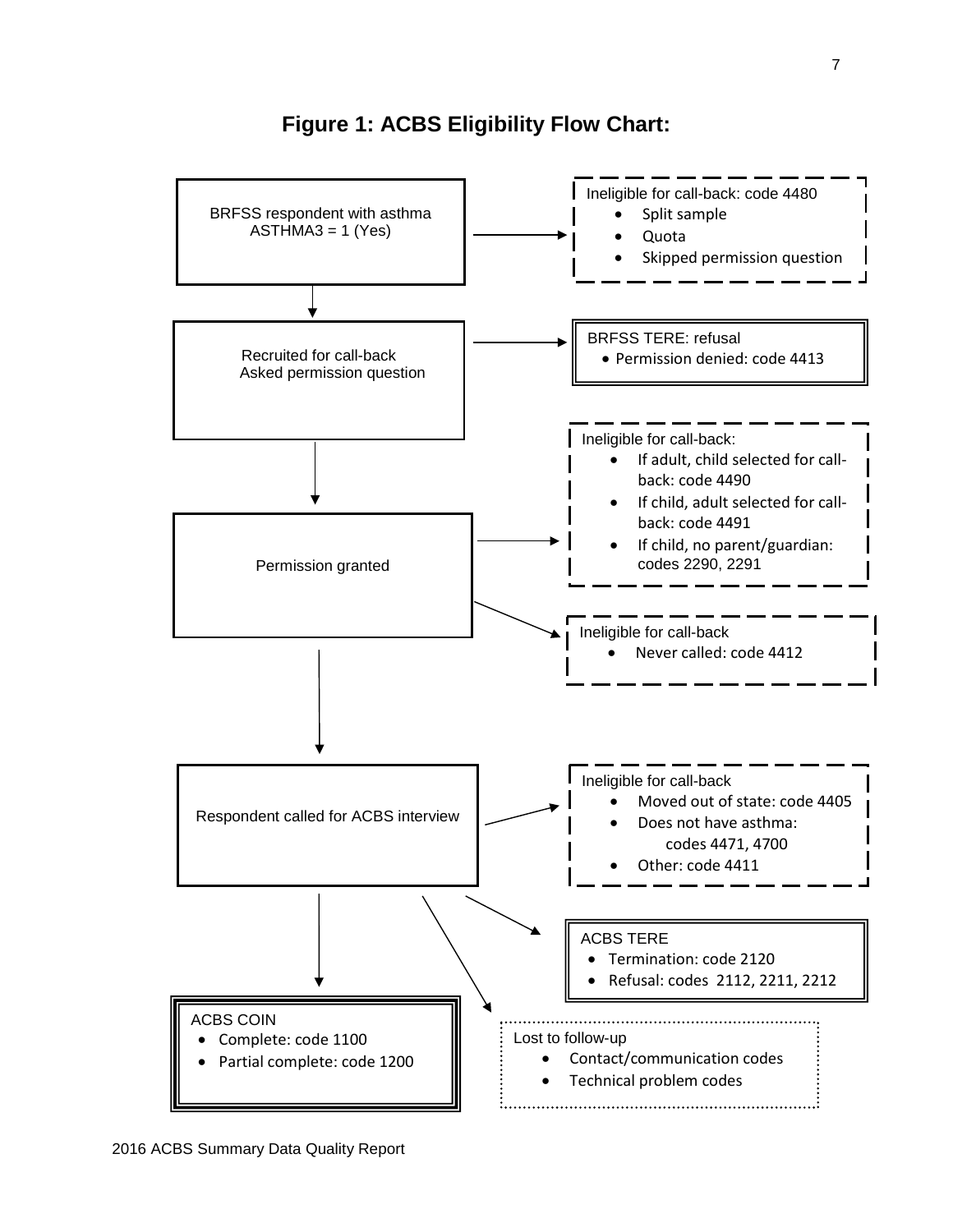# Figure 1: ACBS Eligibility Flow Chart:

BRFSS respondent with asthma
ASTHMA3 = 1 (Yes)

Ineligible for call-back: code 4480

- Split sample
- Quota
- Skipped permission question

Recruited for call-back
Asked permission question

BRFSS TERE: refusal

- Permission denied: code 4413

Permission granted

Ineligible for call-back:

- If adult, child selected for call-back: code 4490
- If child, adult selected for call-back: code 4491
- If child, no parent/guardian: codes 2290, 2291

Ineligible for call-back

- Never called: code 4412

Respondent called for ACBS interview

Ineligible for call-back

- Moved out of state: code 4405
- Does not have asthma: codes 4471, 4700
- Other: code 4411

ACBS TERE

- Termination: code 2120
- Refusal: codes 2112, 2211, 2212

ACBS COIN

- Complete: code 1100
- Partial complete: code 1200

Lost to follow-up

- Contact/communication codes
- Technical problem codes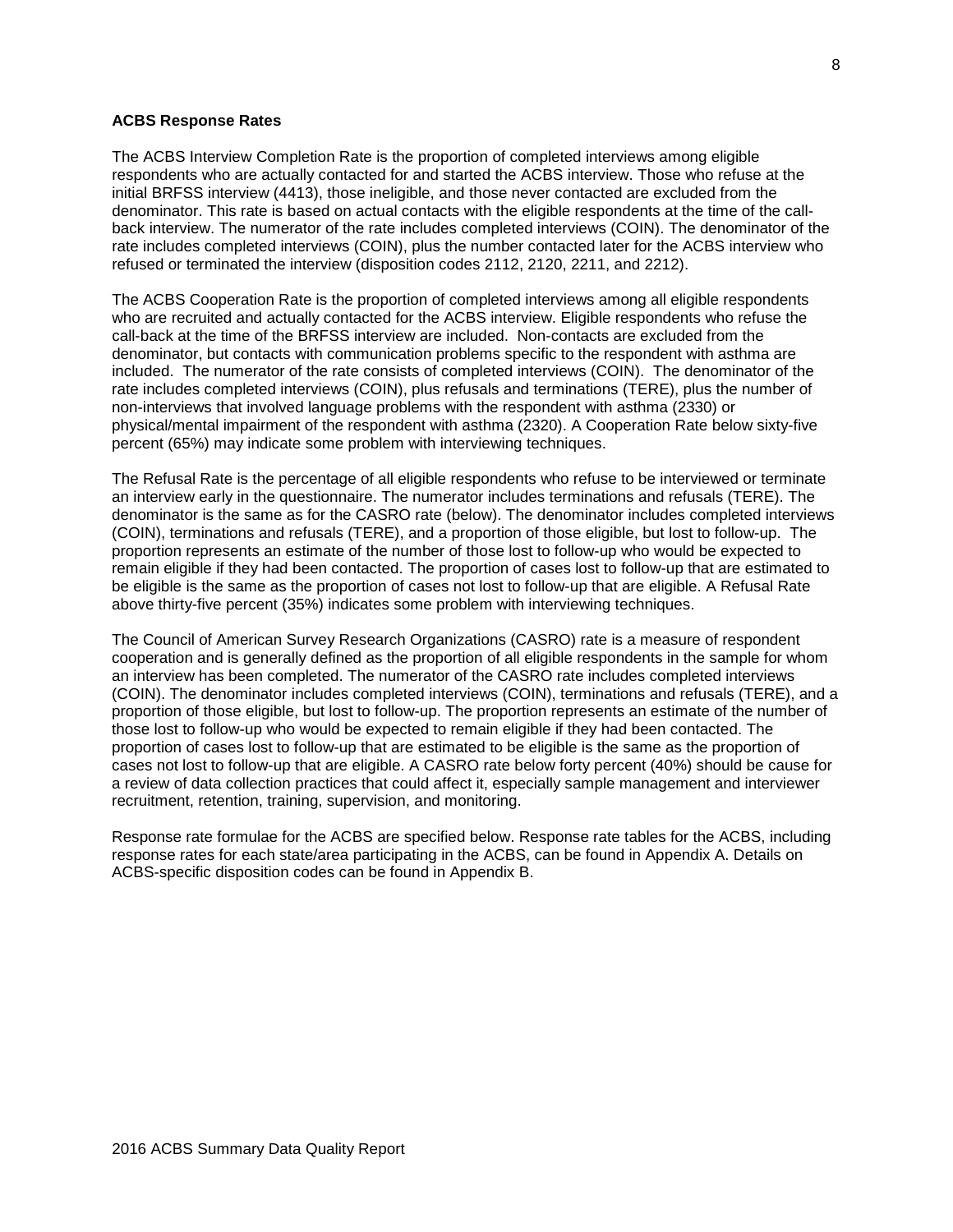**ACBS Response Rates**

The ACBS Interview Completion Rate is the proportion of completed interviews among eligible respondents who are actually contacted for and started the ACBS interview. Those who refuse at the initial BRFSS interview (4413), those ineligible, and those never contacted are excluded from the denominator. This rate is based on actual contacts with the eligible respondents at the time of the call-back interview. The numerator of the rate includes completed interviews (COIN). The denominator of the rate includes completed interviews (COIN), plus the number contacted later for the ACBS interview who refused or terminated the interview (disposition codes 2112, 2120, 2211, and 2212).

The ACBS Cooperation Rate is the proportion of completed interviews among all eligible respondents who are recruited and actually contacted for the ACBS interview. Eligible respondents who refuse the call-back at the time of the BRFSS interview are included. Non-contacts are excluded from the denominator, but contacts with communication problems specific to the respondent with asthma are included. The numerator of the rate consists of completed interviews (COIN). The denominator of the rate includes completed interviews (COIN), plus refusals and terminations (TERE), plus the number of non-interviews that involved language problems with the respondent with asthma (2330) or physical/mental impairment of the respondent with asthma (2320). A Cooperation Rate below sixty-five percent (65%) may indicate some problem with interviewing techniques.

The Refusal Rate is the percentage of all eligible respondents who refuse to be interviewed or terminate an interview early in the questionnaire. The numerator includes terminations and refusals (TERE). The denominator is the same as for the CASRO rate (below). The denominator includes completed interviews (COIN), terminations and refusals (TERE), and a proportion of those eligible, but lost to follow-up. The proportion represents an estimate of the number of those lost to follow-up who would be expected to remain eligible if they had been contacted. The proportion of cases lost to follow-up that are estimated to be eligible is the same as the proportion of cases not lost to follow-up that are eligible. A Refusal Rate above thirty-five percent (35%) indicates some problem with interviewing techniques.

The Council of American Survey Research Organizations (CASRO) rate is a measure of respondent cooperation and is generally defined as the proportion of all eligible respondents in the sample for whom an interview has been completed. The numerator of the CASRO rate includes completed interviews (COIN). The denominator includes completed interviews (COIN), terminations and refusals (TERE), and a proportion of those eligible, but lost to follow-up. The proportion represents an estimate of the number of those lost to follow-up who would be expected to remain eligible if they had been contacted. The proportion of cases lost to follow-up that are estimated to be eligible is the same as the proportion of cases not lost to follow-up that are eligible. A CASRO rate below forty percent (40%) should be cause for a review of data collection practices that could affect it, especially sample management and interviewer recruitment, retention, training, supervision, and monitoring.

Response rate formulae for the ACBS are specified below. Response rate tables for the ACBS, including response rates for each state/area participating in the ACBS, can be found in Appendix A. Details on ACBS-specific disposition codes can be found in Appendix B.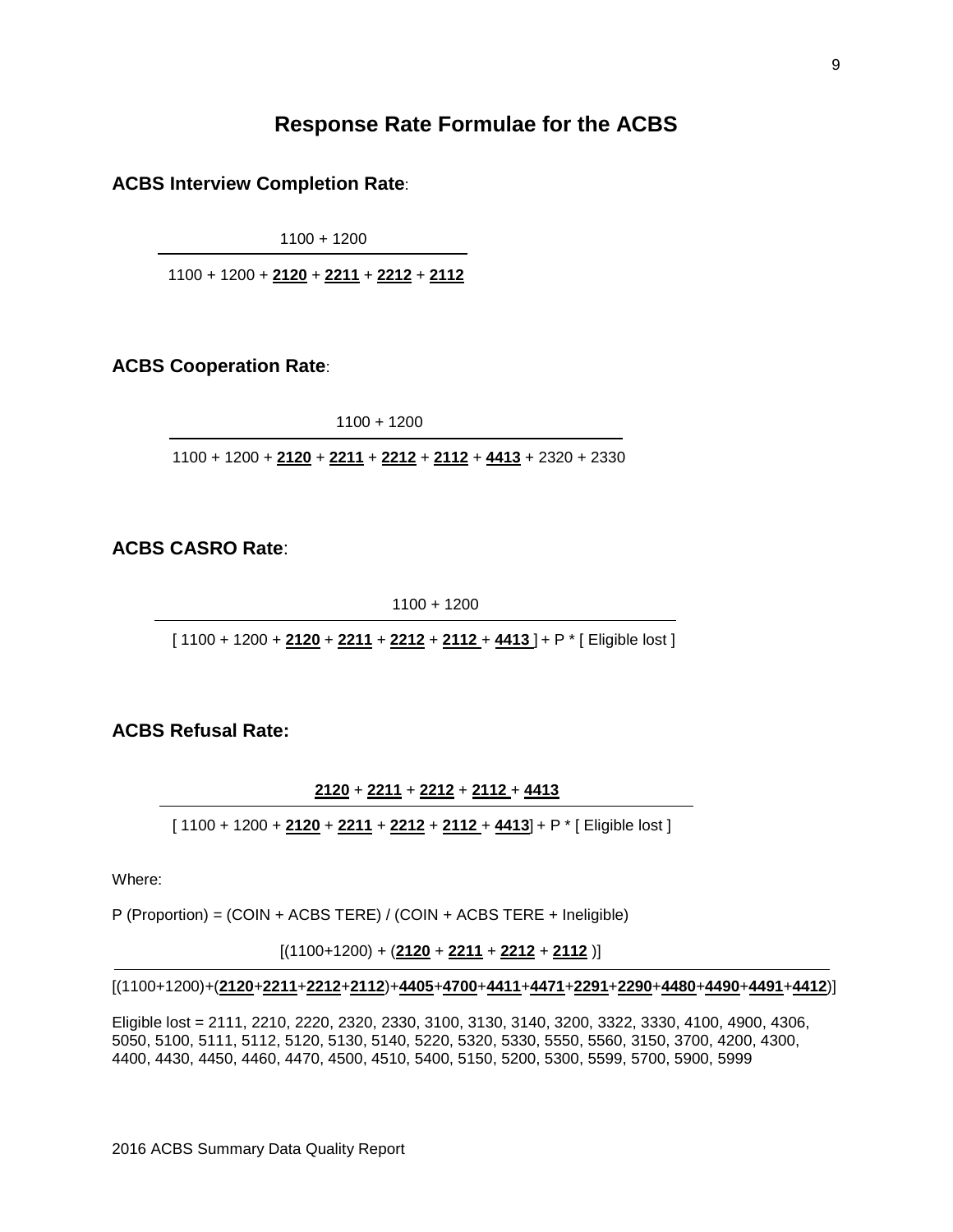# Response Rate Formulae for the ACBS

**ACBS Interview Completion Rate**:

$$\frac{1100 + 1200}{1100 + 1200 + \underline{\mathbf{2120}} + \underline{\mathbf{2211}} + \underline{\mathbf{2212}} + \underline{\mathbf{2112}}}$$

**ACBS Cooperation Rate**:

$$\frac{1100 + 1200}{1100 + 1200 + \underline{\mathbf{2120}} + \underline{\mathbf{2211}} + \underline{\mathbf{2212}} + \underline{\mathbf{2112}} + \underline{\mathbf{4413}} + 2320 + 2330}$$

**ACBS CASRO Rate**:

$$\frac{1100 + 1200}{[\,1100 + 1200 + \underline{\mathbf{2120}} + \underline{\mathbf{2211}} + \underline{\mathbf{2212}} + \underline{\mathbf{2112}} + \underline{\mathbf{4413}}\,] + P * [\text{ Eligible lost }]}$$

**ACBS Refusal Rate:**

$$\frac{\underline{\mathbf{2120}} + \underline{\mathbf{2211}} + \underline{\mathbf{2212}} + \underline{\mathbf{2112}} + \underline{\mathbf{4413}}}{[\,1100 + 1200 + \underline{\mathbf{2120}} + \underline{\mathbf{2211}} + \underline{\mathbf{2212}} + \underline{\mathbf{2112}} + \underline{\mathbf{4413}}\,] + P * [\text{ Eligible lost }]}$$

Where:

P (Proportion) = (COIN + ACBS TERE) / (COIN + ACBS TERE + Ineligible)

$$\frac{[(1100+1200) + (\underline{\mathbf{2120}} + \underline{\mathbf{2211}} + \underline{\mathbf{2212}} + \underline{\mathbf{2112}})]}{[(1100+1200)+(\underline{\mathbf{2120}}+\underline{\mathbf{2211}}+\underline{\mathbf{2212}}+\underline{\mathbf{2112}})+\underline{\mathbf{4405}}+\underline{\mathbf{4700}}+\underline{\mathbf{4411}}+\underline{\mathbf{4471}}+\underline{\mathbf{2291}}+\underline{\mathbf{2290}}+\underline{\mathbf{4480}}+\underline{\mathbf{4490}}+\underline{\mathbf{4491}}+\underline{\mathbf{4412}})]}$$

Eligible lost = 2111, 2210, 2220, 2320, 2330, 3100, 3130, 3140, 3200, 3322, 3330, 4100, 4900, 4306, 5050, 5100, 5111, 5112, 5120, 5130, 5140, 5220, 5320, 5330, 5550, 5560, 3150, 3700, 4200, 4300, 4400, 4430, 4450, 4460, 4470, 4500, 4510, 5400, 5150, 5200, 5300, 5599, 5700, 5900, 5999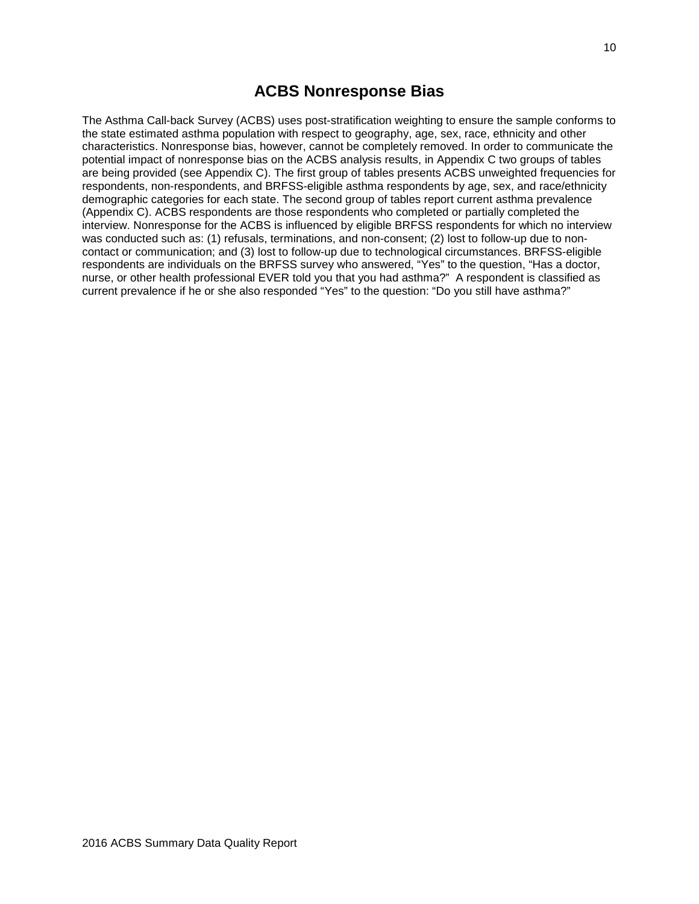# ACBS Nonresponse Bias

The Asthma Call-back Survey (ACBS) uses post-stratification weighting to ensure the sample conforms to the state estimated asthma population with respect to geography, age, sex, race, ethnicity and other characteristics. Nonresponse bias, however, cannot be completely removed. In order to communicate the potential impact of nonresponse bias on the ACBS analysis results, in Appendix C two groups of tables are being provided (see Appendix C). The first group of tables presents ACBS unweighted frequencies for respondents, non-respondents, and BRFSS-eligible asthma respondents by age, sex, and race/ethnicity demographic categories for each state. The second group of tables report current asthma prevalence (Appendix C). ACBS respondents are those respondents who completed or partially completed the interview. Nonresponse for the ACBS is influenced by eligible BRFSS respondents for which no interview was conducted such as: (1) refusals, terminations, and non-consent; (2) lost to follow-up due to non-contact or communication; and (3) lost to follow-up due to technological circumstances. BRFSS-eligible respondents are individuals on the BRFSS survey who answered, “Yes” to the question, “Has a doctor, nurse, or other health professional EVER told you that you had asthma?” A respondent is classified as current prevalence if he or she also responded “Yes” to the question: “Do you still have asthma?”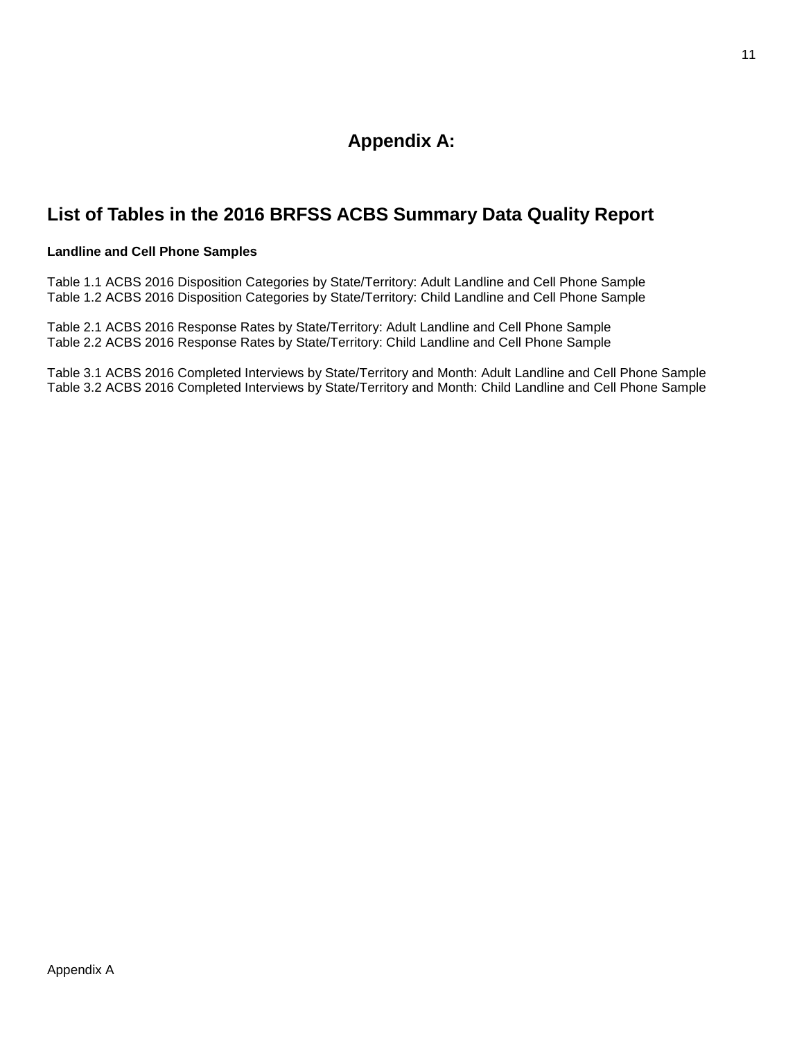# Appendix A:

## List of Tables in the 2016 BRFSS ACBS Summary Data Quality Report

**Landline and Cell Phone Samples**

Table 1.1 ACBS 2016 Disposition Categories by State/Territory: Adult Landline and Cell Phone Sample
Table 1.2 ACBS 2016 Disposition Categories by State/Territory: Child Landline and Cell Phone Sample

Table 2.1 ACBS 2016 Response Rates by State/Territory: Adult Landline and Cell Phone Sample
Table 2.2 ACBS 2016 Response Rates by State/Territory: Child Landline and Cell Phone Sample

Table 3.1 ACBS 2016 Completed Interviews by State/Territory and Month: Adult Landline and Cell Phone Sample
Table 3.2 ACBS 2016 Completed Interviews by State/Territory and Month: Child Landline and Cell Phone Sample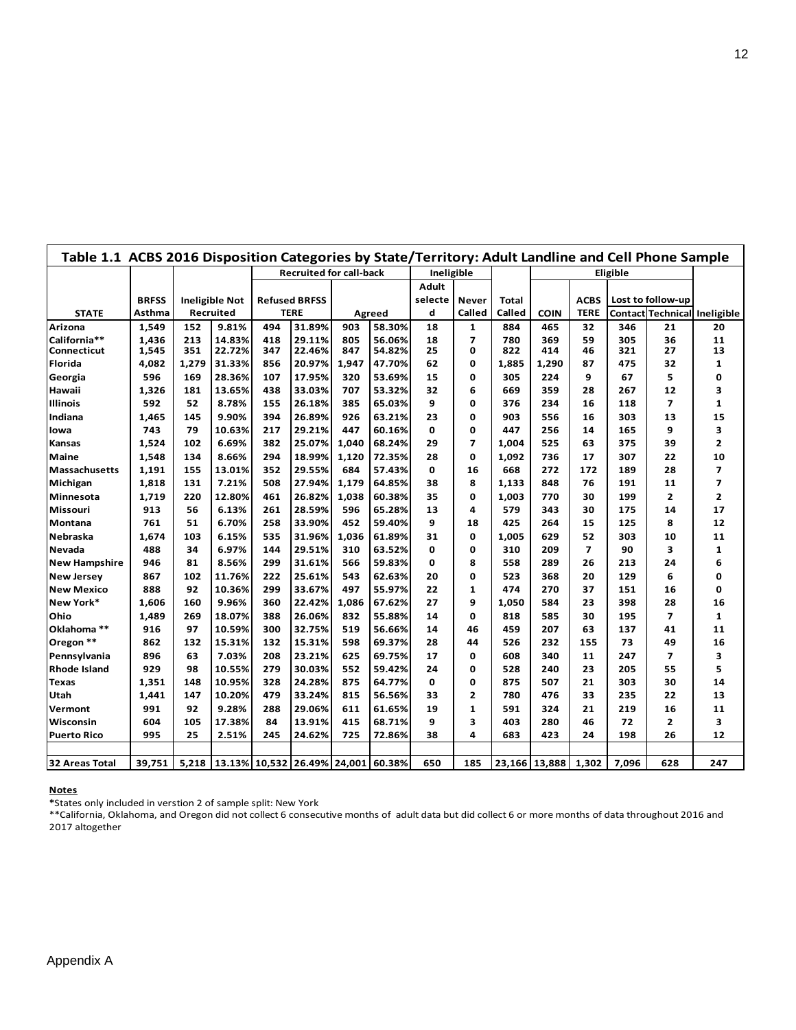**Table 1.1 ACBS 2016 Disposition Categories by State/Territory: Adult Landline and Cell Phone Sample**

| | | | | Recruited for call-back | | | | Ineligible | | | Eligible | | | | |
|---|---|---|---|---|---|---|---|---|---|---|---|---|---|---|---|
| STATE | BRFSS Asthma | Ineligible Not Recruited | | Refused BRFSS TERE | | Agreed | | Adult selected | Never Called | Total Called | COIN | ACBS TERE | Lost to follow-up | | Ineligible |
| | | | | | | | | | | | | | Contact | Technical | |
| Arizona | 1,549 | 152 | 9.81% | 494 | 31.89% | 903 | 58.30% | 18 | 1 | 884 | 465 | 32 | 346 | 21 | 20 |
| California** | 1,436 | 213 | 14.83% | 418 | 29.11% | 805 | 56.06% | 18 | 7 | 780 | 369 | 59 | 305 | 36 | 11 |
| Connecticut | 1,545 | 351 | 22.72% | 347 | 22.46% | 847 | 54.82% | 25 | 0 | 822 | 414 | 46 | 321 | 27 | 13 |
| Florida | 4,082 | 1,279 | 31.33% | 856 | 20.97% | 1,947 | 47.70% | 62 | 0 | 1,885 | 1,290 | 87 | 475 | 32 | 1 |
| Georgia | 596 | 169 | 28.36% | 107 | 17.95% | 320 | 53.69% | 15 | 0 | 305 | 224 | 9 | 67 | 5 | 0 |
| Hawaii | 1,326 | 181 | 13.65% | 438 | 33.03% | 707 | 53.32% | 32 | 6 | 669 | 359 | 28 | 267 | 12 | 3 |
| Illinois | 592 | 52 | 8.78% | 155 | 26.18% | 385 | 65.03% | 9 | 0 | 376 | 234 | 16 | 118 | 7 | 1 |
| Indiana | 1,465 | 145 | 9.90% | 394 | 26.89% | 926 | 63.21% | 23 | 0 | 903 | 556 | 16 | 303 | 13 | 15 |
| Iowa | 743 | 79 | 10.63% | 217 | 29.21% | 447 | 60.16% | 0 | 0 | 447 | 256 | 14 | 165 | 9 | 3 |
| Kansas | 1,524 | 102 | 6.69% | 382 | 25.07% | 1,040 | 68.24% | 29 | 7 | 1,004 | 525 | 63 | 375 | 39 | 2 |
| Maine | 1,548 | 134 | 8.66% | 294 | 18.99% | 1,120 | 72.35% | 28 | 0 | 1,092 | 736 | 17 | 307 | 22 | 10 |
| Massachusetts | 1,191 | 155 | 13.01% | 352 | 29.55% | 684 | 57.43% | 0 | 16 | 668 | 272 | 172 | 189 | 28 | 7 |
| Michigan | 1,818 | 131 | 7.21% | 508 | 27.94% | 1,179 | 64.85% | 38 | 8 | 1,133 | 848 | 76 | 191 | 11 | 7 |
| Minnesota | 1,719 | 220 | 12.80% | 461 | 26.82% | 1,038 | 60.38% | 35 | 0 | 1,003 | 770 | 30 | 199 | 2 | 2 |
| Missouri | 913 | 56 | 6.13% | 261 | 28.59% | 596 | 65.28% | 13 | 4 | 579 | 343 | 30 | 175 | 14 | 17 |
| Montana | 761 | 51 | 6.70% | 258 | 33.90% | 452 | 59.40% | 9 | 18 | 425 | 264 | 15 | 125 | 8 | 12 |
| Nebraska | 1,674 | 103 | 6.15% | 535 | 31.96% | 1,036 | 61.89% | 31 | 0 | 1,005 | 629 | 52 | 303 | 10 | 11 |
| Nevada | 488 | 34 | 6.97% | 144 | 29.51% | 310 | 63.52% | 0 | 0 | 310 | 209 | 7 | 90 | 3 | 1 |
| New Hampshire | 946 | 81 | 8.56% | 299 | 31.61% | 566 | 59.83% | 0 | 8 | 558 | 289 | 26 | 213 | 24 | 6 |
| New Jersey | 867 | 102 | 11.76% | 222 | 25.61% | 543 | 62.63% | 20 | 0 | 523 | 368 | 20 | 129 | 6 | 0 |
| New Mexico | 888 | 92 | 10.36% | 299 | 33.67% | 497 | 55.97% | 22 | 1 | 474 | 270 | 37 | 151 | 16 | 0 |
| New York* | 1,606 | 160 | 9.96% | 360 | 22.42% | 1,086 | 67.62% | 27 | 9 | 1,050 | 584 | 23 | 398 | 28 | 16 |
| Ohio | 1,489 | 269 | 18.07% | 388 | 26.06% | 832 | 55.88% | 14 | 0 | 818 | 585 | 30 | 195 | 7 | 1 |
| Oklahoma ** | 916 | 97 | 10.59% | 300 | 32.75% | 519 | 56.66% | 14 | 46 | 459 | 207 | 63 | 137 | 41 | 11 |
| Oregon ** | 862 | 132 | 15.31% | 132 | 15.31% | 598 | 69.37% | 28 | 44 | 526 | 232 | 155 | 73 | 49 | 16 |
| Pennsylvania | 896 | 63 | 7.03% | 208 | 23.21% | 625 | 69.75% | 17 | 0 | 608 | 340 | 11 | 247 | 7 | 3 |
| Rhode Island | 929 | 98 | 10.55% | 279 | 30.03% | 552 | 59.42% | 24 | 0 | 528 | 240 | 23 | 205 | 55 | 5 |
| Texas | 1,351 | 148 | 10.95% | 328 | 24.28% | 875 | 64.77% | 0 | 0 | 875 | 507 | 21 | 303 | 30 | 14 |
| Utah | 1,441 | 147 | 10.20% | 479 | 33.24% | 815 | 56.56% | 33 | 2 | 780 | 476 | 33 | 235 | 22 | 13 |
| Vermont | 991 | 92 | 9.28% | 288 | 29.06% | 611 | 61.65% | 19 | 1 | 591 | 324 | 21 | 219 | 16 | 11 |
| Wisconsin | 604 | 105 | 17.38% | 84 | 13.91% | 415 | 68.71% | 9 | 3 | 403 | 280 | 46 | 72 | 2 | 3 |
| Puerto Rico | 995 | 25 | 2.51% | 245 | 24.62% | 725 | 72.86% | 38 | 4 | 683 | 423 | 24 | 198 | 26 | 12 |
| | | | | | | | | | | | | | | | |
| 32 Areas Total | 39,751 | 5,218 | 13.13% | 10,532 | 26.49% | 24,001 | 60.38% | 650 | 185 | 23,166 | 13,888 | 1,302 | 7,096 | 628 | 247 |

**Notes**

*States only included in verstion 2 of sample split: New York

**California, Oklahoma, and Oregon did not collect 6 consecutive months of adult data but did collect 6 or more months of data throughout 2016 and 2017 altogether

Appendix A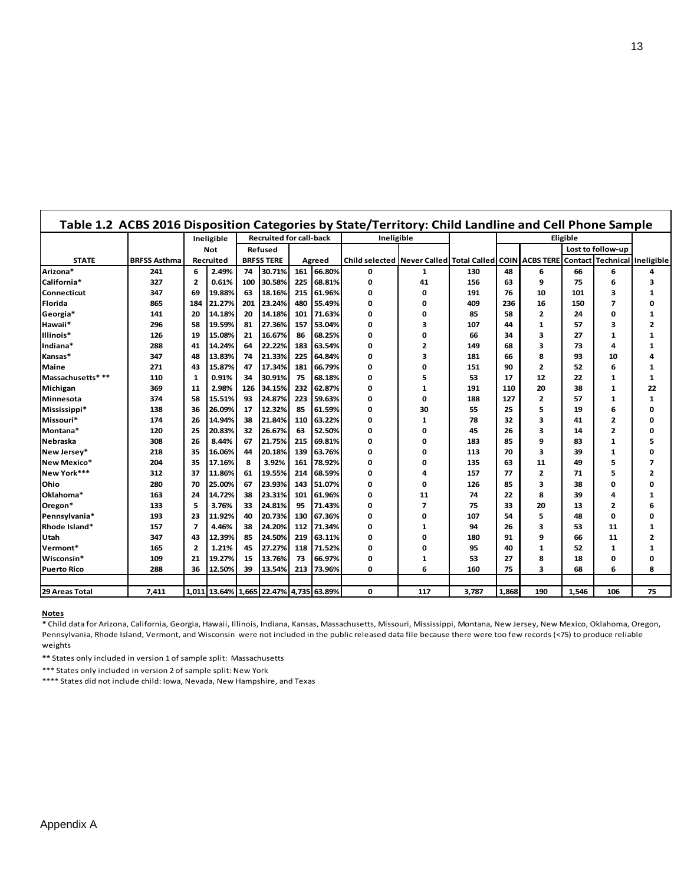## Table 1.2 ACBS 2016 Disposition Categories by State/Territory: Child Landline and Cell Phone Sample

| STATE | BRFSS Asthma | Ineligible Not Recruited | | Recruited for call-back Refused BRFSS TERE | | Agreed | | Ineligible Child selected | Never Called | Total Called | Eligible COIN | ACBS TERE | Lost to follow-up Contact | Technical | Ineligible |
|---|---|---|---|---|---|---|---|---|---|---|---|---|---|---|---|
| Arizona* | 241 | 6 | 2.49% | 74 | 30.71% | 161 | 66.80% | 0 | 1 | 130 | 48 | 6 | 66 | 6 | 4 |
| California* | 327 | 2 | 0.61% | 100 | 30.58% | 225 | 68.81% | 0 | 41 | 156 | 63 | 9 | 75 | 6 | 3 |
| Connecticut | 347 | 69 | 19.88% | 63 | 18.16% | 215 | 61.96% | 0 | 0 | 191 | 76 | 10 | 101 | 3 | 1 |
| Florida | 865 | 184 | 21.27% | 201 | 23.24% | 480 | 55.49% | 0 | 0 | 409 | 236 | 16 | 150 | 7 | 0 |
| Georgia* | 141 | 20 | 14.18% | 20 | 14.18% | 101 | 71.63% | 0 | 0 | 85 | 58 | 2 | 24 | 0 | 1 |
| Hawaii* | 296 | 58 | 19.59% | 81 | 27.36% | 157 | 53.04% | 0 | 3 | 107 | 44 | 1 | 57 | 3 | 2 |
| Illinois* | 126 | 19 | 15.08% | 21 | 16.67% | 86 | 68.25% | 0 | 0 | 66 | 34 | 3 | 27 | 1 | 1 |
| Indiana* | 288 | 41 | 14.24% | 64 | 22.22% | 183 | 63.54% | 0 | 2 | 149 | 68 | 3 | 73 | 4 | 1 |
| Kansas* | 347 | 48 | 13.83% | 74 | 21.33% | 225 | 64.84% | 0 | 3 | 181 | 66 | 8 | 93 | 10 | 4 |
| Maine | 271 | 43 | 15.87% | 47 | 17.34% | 181 | 66.79% | 0 | 0 | 151 | 90 | 2 | 52 | 6 | 1 |
| Massachusetts* ** | 110 | 1 | 0.91% | 34 | 30.91% | 75 | 68.18% | 0 | 5 | 53 | 17 | 12 | 22 | 1 | 1 |
| Michigan | 369 | 11 | 2.98% | 126 | 34.15% | 232 | 62.87% | 0 | 1 | 191 | 110 | 20 | 38 | 1 | 22 |
| Minnesota | 374 | 58 | 15.51% | 93 | 24.87% | 223 | 59.63% | 0 | 0 | 188 | 127 | 2 | 57 | 1 | 1 |
| Mississippi* | 138 | 36 | 26.09% | 17 | 12.32% | 85 | 61.59% | 0 | 30 | 55 | 25 | 5 | 19 | 6 | 0 |
| Missouri* | 174 | 26 | 14.94% | 38 | 21.84% | 110 | 63.22% | 0 | 1 | 78 | 32 | 3 | 41 | 2 | 0 |
| Montana* | 120 | 25 | 20.83% | 32 | 26.67% | 63 | 52.50% | 0 | 0 | 45 | 26 | 3 | 14 | 2 | 0 |
| Nebraska | 308 | 26 | 8.44% | 67 | 21.75% | 215 | 69.81% | 0 | 0 | 183 | 85 | 9 | 83 | 1 | 5 |
| New Jersey* | 218 | 35 | 16.06% | 44 | 20.18% | 139 | 63.76% | 0 | 0 | 113 | 70 | 3 | 39 | 1 | 0 |
| New Mexico* | 204 | 35 | 17.16% | 8 | 3.92% | 161 | 78.92% | 0 | 0 | 135 | 63 | 11 | 49 | 5 | 7 |
| New York*** | 312 | 37 | 11.86% | 61 | 19.55% | 214 | 68.59% | 0 | 4 | 157 | 77 | 2 | 71 | 5 | 2 |
| Ohio | 280 | 70 | 25.00% | 67 | 23.93% | 143 | 51.07% | 0 | 0 | 126 | 85 | 3 | 38 | 0 | 0 |
| Oklahoma* | 163 | 24 | 14.72% | 38 | 23.31% | 101 | 61.96% | 0 | 11 | 74 | 22 | 8 | 39 | 4 | 1 |
| Oregon* | 133 | 5 | 3.76% | 33 | 24.81% | 95 | 71.43% | 0 | 7 | 75 | 33 | 20 | 13 | 2 | 6 |
| Pennsylvania* | 193 | 23 | 11.92% | 40 | 20.73% | 130 | 67.36% | 0 | 0 | 107 | 54 | 5 | 48 | 0 | 0 |
| Rhode Island* | 157 | 7 | 4.46% | 38 | 24.20% | 112 | 71.34% | 0 | 1 | 94 | 26 | 3 | 53 | 11 | 1 |
| Utah | 347 | 43 | 12.39% | 85 | 24.50% | 219 | 63.11% | 0 | 0 | 180 | 91 | 9 | 66 | 11 | 2 |
| Vermont* | 165 | 2 | 1.21% | 45 | 27.27% | 118 | 71.52% | 0 | 0 | 95 | 40 | 1 | 52 | 1 | 1 |
| Wisconsin* | 109 | 21 | 19.27% | 15 | 13.76% | 73 | 66.97% | 0 | 1 | 53 | 27 | 8 | 18 | 0 | 0 |
| Puerto Rico | 288 | 36 | 12.50% | 39 | 13.54% | 213 | 73.96% | 0 | 6 | 160 | 75 | 3 | 68 | 6 | 8 |
| 29 Areas Total | 7,411 | 1,011 | 13.64% | 1,665 | 22.47% | 4,735 | 63.89% | 0 | 117 | 3,787 | 1,868 | 190 | 1,546 | 106 | 75 |

**Notes**

**\*** Child data for Arizona, California, Georgia, Hawaii, Illinois, Indiana, Kansas, Massachusetts, Missouri, Mississippi, Montana, New Jersey, New Mexico, Oklahoma, Oregon, Pennsylvania, Rhode Island, Vermont, and Wisconsin were not included in the public released data file because there were too few records (<75) to produce reliable weights

**\*\*** States only included in version 1 of sample split: Massachusetts

\*\*\* States only included in version 2 of sample split: New York

\*\*\*\* States did not include child: Iowa, Nevada, New Hampshire, and Texas

Appendix A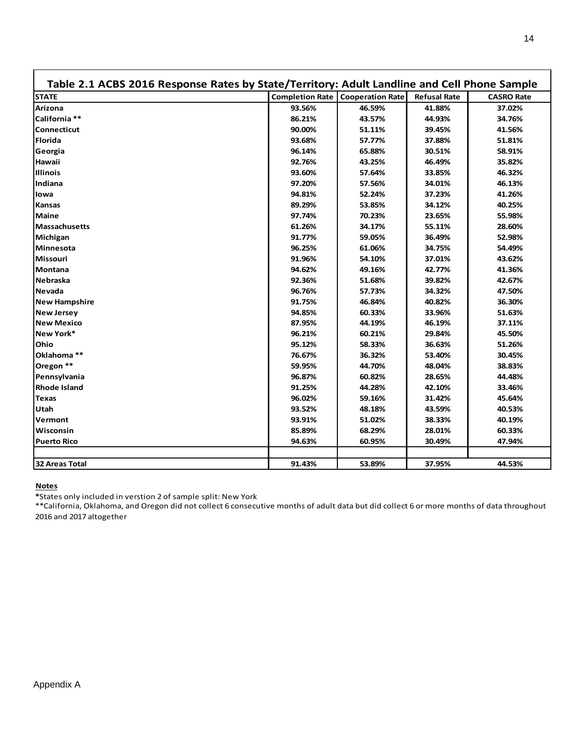## Table 2.1 ACBS 2016 Response Rates by State/Territory: Adult Landline and Cell Phone Sample

| STATE | Completion Rate | Cooperation Rate | Refusal Rate | CASRO Rate |
|---|---|---|---|---|
| Arizona | 93.56% | 46.59% | 41.88% | 37.02% |
| California ** | 86.21% | 43.57% | 44.93% | 34.76% |
| Connecticut | 90.00% | 51.11% | 39.45% | 41.56% |
| Florida | 93.68% | 57.77% | 37.88% | 51.81% |
| Georgia | 96.14% | 65.88% | 30.51% | 58.91% |
| Hawaii | 92.76% | 43.25% | 46.49% | 35.82% |
| Illinois | 93.60% | 57.64% | 33.85% | 46.32% |
| Indiana | 97.20% | 57.56% | 34.01% | 46.13% |
| Iowa | 94.81% | 52.24% | 37.23% | 41.26% |
| Kansas | 89.29% | 53.85% | 34.12% | 40.25% |
| Maine | 97.74% | 70.23% | 23.65% | 55.98% |
| Massachusetts | 61.26% | 34.17% | 55.11% | 28.60% |
| Michigan | 91.77% | 59.05% | 36.49% | 52.98% |
| Minnesota | 96.25% | 61.06% | 34.75% | 54.49% |
| Missouri | 91.96% | 54.10% | 37.01% | 43.62% |
| Montana | 94.62% | 49.16% | 42.77% | 41.36% |
| Nebraska | 92.36% | 51.68% | 39.82% | 42.67% |
| Nevada | 96.76% | 57.73% | 34.32% | 47.50% |
| New Hampshire | 91.75% | 46.84% | 40.82% | 36.30% |
| New Jersey | 94.85% | 60.33% | 33.96% | 51.63% |
| New Mexico | 87.95% | 44.19% | 46.19% | 37.11% |
| New York* | 96.21% | 60.21% | 29.84% | 45.50% |
| Ohio | 95.12% | 58.33% | 36.63% | 51.26% |
| Oklahoma ** | 76.67% | 36.32% | 53.40% | 30.45% |
| Oregon ** | 59.95% | 44.70% | 48.04% | 38.83% |
| Pennsylvania | 96.87% | 60.82% | 28.65% | 44.48% |
| Rhode Island | 91.25% | 44.28% | 42.10% | 33.46% |
| Texas | 96.02% | 59.16% | 31.42% | 45.64% |
| Utah | 93.52% | 48.18% | 43.59% | 40.53% |
| Vermont | 93.91% | 51.02% | 38.33% | 40.19% |
| Wisconsin | 85.89% | 68.29% | 28.01% | 60.33% |
| Puerto Rico | 94.63% | 60.95% | 30.49% | 47.94% |
| | | | | |
| 32 Areas Total | 91.43% | 53.89% | 37.95% | 44.53% |

**Notes**

*States only included in verstion 2 of sample split: New York

**California, Oklahoma, and Oregon did not collect 6 consecutive months of adult data but did collect 6 or more months of data throughout 2016 and 2017 altogether

Appendix A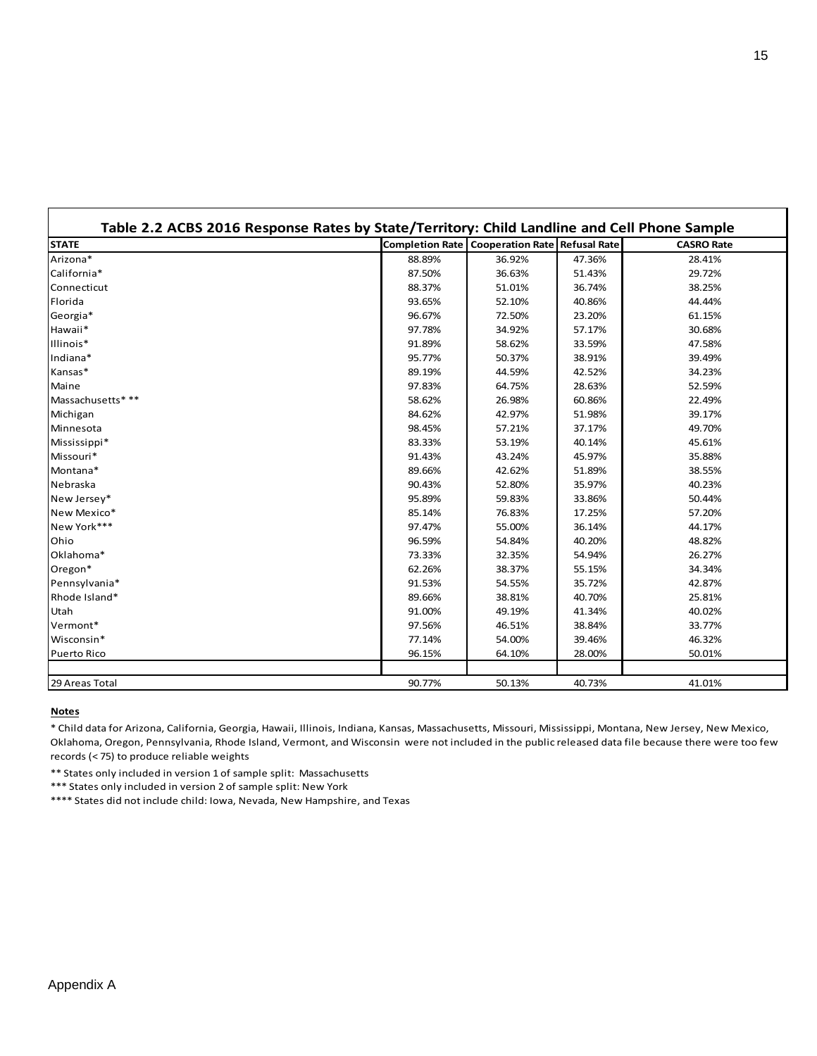**Table 2.2 ACBS 2016 Response Rates by State/Territory: Child Landline and Cell Phone Sample**

| STATE | Completion Rate | Cooperation Rate | Refusal Rate | CASRO Rate |
|---|---|---|---|---|
| Arizona* | 88.89% | 36.92% | 47.36% | 28.41% |
| California* | 87.50% | 36.63% | 51.43% | 29.72% |
| Connecticut | 88.37% | 51.01% | 36.74% | 38.25% |
| Florida | 93.65% | 52.10% | 40.86% | 44.44% |
| Georgia* | 96.67% | 72.50% | 23.20% | 61.15% |
| Hawaii* | 97.78% | 34.92% | 57.17% | 30.68% |
| Illinois* | 91.89% | 58.62% | 33.59% | 47.58% |
| Indiana* | 95.77% | 50.37% | 38.91% | 39.49% |
| Kansas* | 89.19% | 44.59% | 42.52% | 34.23% |
| Maine | 97.83% | 64.75% | 28.63% | 52.59% |
| Massachusetts* ** | 58.62% | 26.98% | 60.86% | 22.49% |
| Michigan | 84.62% | 42.97% | 51.98% | 39.17% |
| Minnesota | 98.45% | 57.21% | 37.17% | 49.70% |
| Mississippi* | 83.33% | 53.19% | 40.14% | 45.61% |
| Missouri* | 91.43% | 43.24% | 45.97% | 35.88% |
| Montana* | 89.66% | 42.62% | 51.89% | 38.55% |
| Nebraska | 90.43% | 52.80% | 35.97% | 40.23% |
| New Jersey* | 95.89% | 59.83% | 33.86% | 50.44% |
| New Mexico* | 85.14% | 76.83% | 17.25% | 57.20% |
| New York*** | 97.47% | 55.00% | 36.14% | 44.17% |
| Ohio | 96.59% | 54.84% | 40.20% | 48.82% |
| Oklahoma* | 73.33% | 32.35% | 54.94% | 26.27% |
| Oregon* | 62.26% | 38.37% | 55.15% | 34.34% |
| Pennsylvania* | 91.53% | 54.55% | 35.72% | 42.87% |
| Rhode Island* | 89.66% | 38.81% | 40.70% | 25.81% |
| Utah | 91.00% | 49.19% | 41.34% | 40.02% |
| Vermont* | 97.56% | 46.51% | 38.84% | 33.77% |
| Wisconsin* | 77.14% | 54.00% | 39.46% | 46.32% |
| Puerto Rico | 96.15% | 64.10% | 28.00% | 50.01% |
| | | | | |
| 29 Areas Total | 90.77% | 50.13% | 40.73% | 41.01% |

**Notes**

* Child data for Arizona, California, Georgia, Hawaii, Illinois, Indiana, Kansas, Massachusetts, Missouri, Mississippi, Montana, New Jersey, New Mexico, Oklahoma, Oregon, Pennsylvania, Rhode Island, Vermont, and Wisconsin were not included in the public released data file because there were too few records (< 75) to produce reliable weights

** States only included in version 1 of sample split: Massachusetts

*** States only included in version 2 of sample split: New York

**** States did not include child: Iowa, Nevada, New Hampshire, and Texas

Appendix A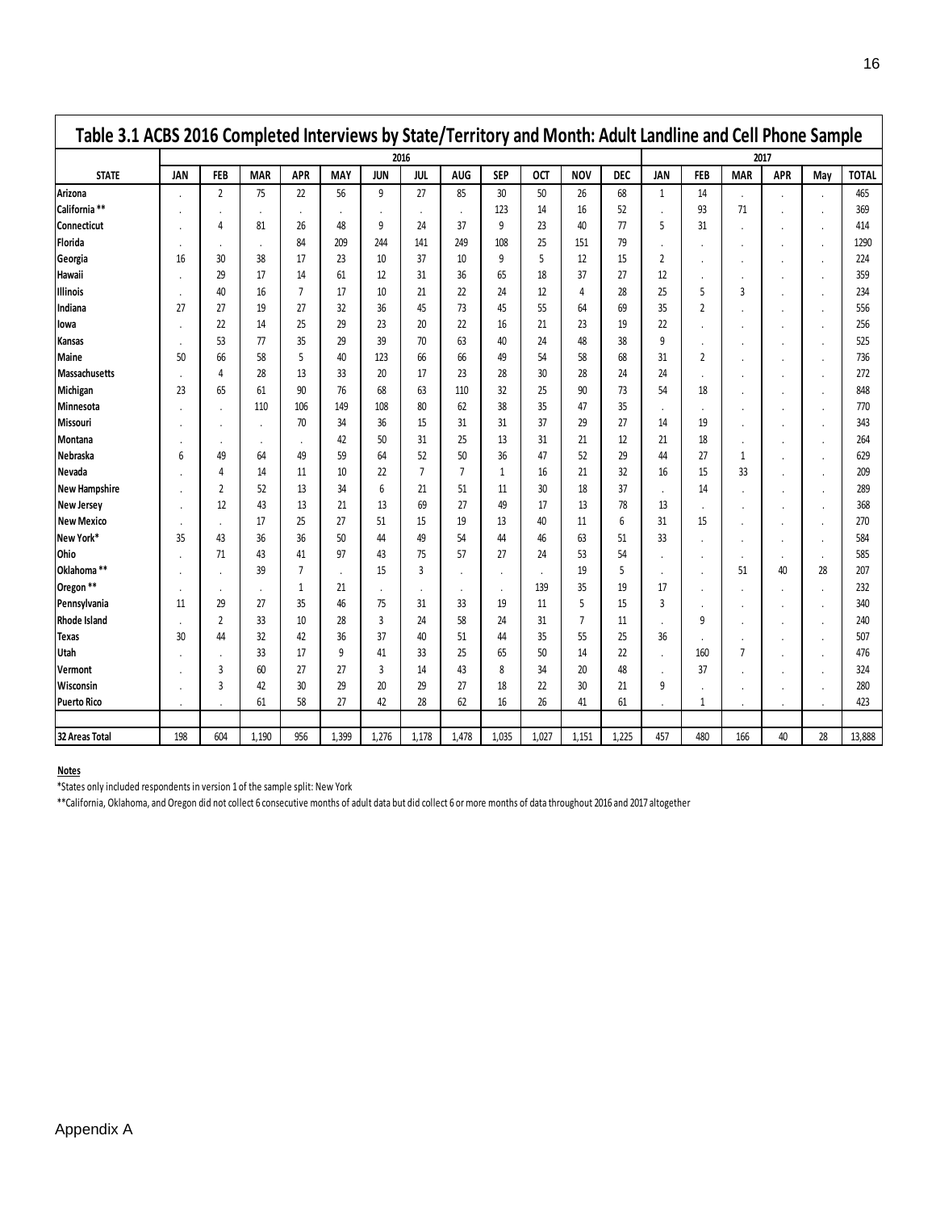## Table 3.1 ACBS 2016 Completed Interviews by State/Territory and Month: Adult Landline and Cell Phone Sample

| | 2016 | | | | | | | | | | | | 2017 | | | | | |
|---|---|---|---|---|---|---|---|---|---|---|---|---|---|---|---|---|---|---|
| **STATE** | **JAN** | **FEB** | **MAR** | **APR** | **MAY** | **JUN** | **JUL** | **AUG** | **SEP** | **OCT** | **NOV** | **DEC** | **JAN** | **FEB** | **MAR** | **APR** | **May** | **TOTAL** |
| Arizona | . | 2 | 75 | 22 | 56 | 9 | 27 | 85 | 30 | 50 | 26 | 68 | 1 | 14 | . | . | . | 465 |
| California ** | . | . | . | . | . | . | . | . | 123 | 14 | 16 | 52 | . | 93 | 71 | . | . | 369 |
| Connecticut | . | 4 | 81 | 26 | 48 | 9 | 24 | 37 | 9 | 23 | 40 | 77 | 5 | 31 | . | . | . | 414 |
| Florida | . | . | . | 84 | 209 | 244 | 141 | 249 | 108 | 25 | 151 | 79 | . | . | . | . | . | 1290 |
| Georgia | 16 | 30 | 38 | 17 | 23 | 10 | 37 | 10 | 9 | 5 | 12 | 15 | 2 | . | . | . | . | 224 |
| Hawaii | . | 29 | 17 | 14 | 61 | 12 | 31 | 36 | 65 | 18 | 37 | 27 | 12 | . | . | . | . | 359 |
| Illinois | . | 40 | 16 | 7 | 17 | 10 | 21 | 22 | 24 | 12 | 4 | 28 | 25 | 5 | 3 | . | . | 234 |
| Indiana | 27 | 27 | 19 | 27 | 32 | 36 | 45 | 73 | 45 | 55 | 64 | 69 | 35 | 2 | . | . | . | 556 |
| Iowa | . | 22 | 14 | 25 | 29 | 23 | 20 | 22 | 16 | 21 | 23 | 19 | 22 | . | . | . | . | 256 |
| Kansas | . | 53 | 77 | 35 | 29 | 39 | 70 | 63 | 40 | 24 | 48 | 38 | 9 | . | . | . | . | 525 |
| Maine | 50 | 66 | 58 | 5 | 40 | 123 | 66 | 66 | 49 | 54 | 58 | 68 | 31 | 2 | . | . | . | 736 |
| Massachusetts | . | 4 | 28 | 13 | 33 | 20 | 17 | 23 | 28 | 30 | 28 | 24 | 24 | . | . | . | . | 272 |
| Michigan | 23 | 65 | 61 | 90 | 76 | 68 | 63 | 110 | 32 | 25 | 90 | 73 | 54 | 18 | . | . | . | 848 |
| Minnesota | . | . | 110 | 106 | 149 | 108 | 80 | 62 | 38 | 35 | 47 | 35 | . | . | . | . | . | 770 |
| Missouri | . | . | . | 70 | 34 | 36 | 15 | 31 | 31 | 37 | 29 | 27 | 14 | 19 | . | . | . | 343 |
| Montana | . | . | . | . | 42 | 50 | 31 | 25 | 13 | 31 | 21 | 12 | 21 | 18 | . | . | . | 264 |
| Nebraska | 6 | 49 | 64 | 49 | 59 | 64 | 52 | 50 | 36 | 47 | 52 | 29 | 44 | 27 | 1 | . | . | 629 |
| Nevada | . | 4 | 14 | 11 | 10 | 22 | 7 | 7 | 1 | 16 | 21 | 32 | 16 | 15 | 33 | . | . | 209 |
| New Hampshire | . | 2 | 52 | 13 | 34 | 6 | 21 | 51 | 11 | 30 | 18 | 37 | . | 14 | . | . | . | 289 |
| New Jersey | . | 12 | 43 | 13 | 21 | 13 | 69 | 27 | 49 | 17 | 13 | 78 | 13 | . | . | . | . | 368 |
| New Mexico | . | . | 17 | 25 | 27 | 51 | 15 | 19 | 13 | 40 | 11 | 6 | 31 | 15 | . | . | . | 270 |
| New York* | 35 | 43 | 36 | 36 | 50 | 44 | 49 | 54 | 44 | 46 | 63 | 51 | 33 | . | . | . | . | 584 |
| Ohio | . | 71 | 43 | 41 | 97 | 43 | 75 | 57 | 27 | 24 | 53 | 54 | . | . | . | . | . | 585 |
| Oklahoma ** | . | . | 39 | 7 | . | 15 | 3 | . | . | . | 19 | 5 | . | . | 51 | 40 | 28 | 207 |
| Oregon ** | . | . | . | 1 | 21 | . | . | . | . | 139 | 35 | 19 | 17 | . | . | . | . | 232 |
| Pennsylvania | 11 | 29 | 27 | 35 | 46 | 75 | 31 | 33 | 19 | 11 | 5 | 15 | 3 | . | . | . | . | 340 |
| Rhode Island | . | 2 | 33 | 10 | 28 | 3 | 24 | 58 | 24 | 31 | 7 | 11 | . | 9 | . | . | . | 240 |
| Texas | 30 | 44 | 32 | 42 | 36 | 37 | 40 | 51 | 44 | 35 | 55 | 25 | 36 | . | . | . | . | 507 |
| Utah | . | . | 33 | 17 | 9 | 41 | 33 | 25 | 65 | 50 | 14 | 22 | . | 160 | 7 | . | . | 476 |
| Vermont | . | 3 | 60 | 27 | 27 | 3 | 14 | 43 | 8 | 34 | 20 | 48 | . | 37 | . | . | . | 324 |
| Wisconsin | . | 3 | 42 | 30 | 29 | 20 | 29 | 27 | 18 | 22 | 30 | 21 | 9 | . | . | . | . | 280 |
| Puerto Rico | . | . | 61 | 58 | 27 | 42 | 28 | 62 | 16 | 26 | 41 | 61 | . | 1 | . | . | . | 423 |
| | | | | | | | | | | | | | | | | | | |
| **32 Areas Total** | 198 | 604 | 1,190 | 956 | 1,399 | 1,276 | 1,178 | 1,478 | 1,035 | 1,027 | 1,151 | 1,225 | 457 | 480 | 166 | 40 | 28 | 13,888 |

**Notes**

*States only included respondents in version 1 of the sample split: New York

**California, Oklahoma, and Oregon did not collect 6 consecutive months of adult data but did collect 6 or more months of data throughout 2016 and 2017 altogether

Appendix A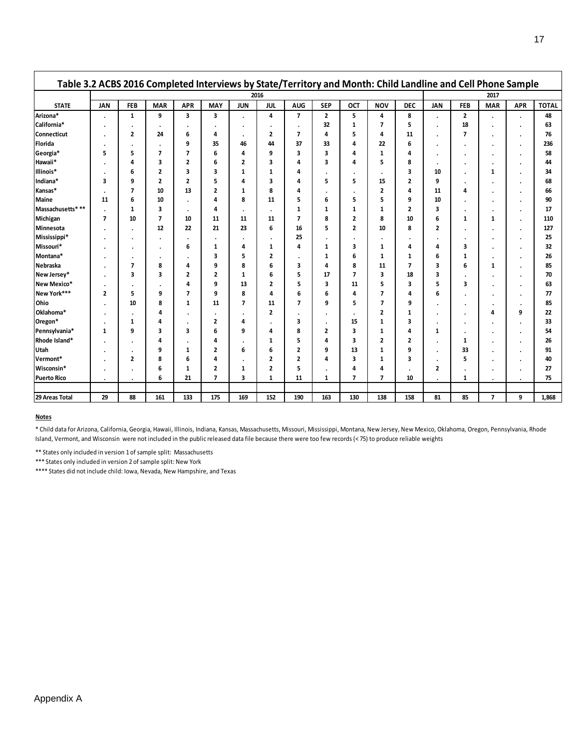## Table 3.2 ACBS 2016 Completed Interviews by State/Territory and Month: Child Landline and Cell Phone Sample

| | 2016 | | | | | | | | | | | | 2017 | | | | |
|---|---|---|---|---|---|---|---|---|---|---|---|---|---|---|---|---|---|
| **STATE** | **JAN** | **FEB** | **MAR** | **APR** | **MAY** | **JUN** | **JUL** | **AUG** | **SEP** | **OCT** | **NOV** | **DEC** | **JAN** | **FEB** | **MAR** | **APR** | **TOTAL** |
| Arizona* | . | 1 | 9 | 3 | 3 | . | 4 | 7 | 2 | 5 | 4 | 8 | . | 2 | . | . | 48 |
| California* | . | . | . | . | . | . | . | . | 32 | 1 | 7 | 5 | . | 18 | . | . | 63 |
| Connecticut | . | 2 | 24 | 6 | 4 | . | 2 | 7 | 4 | 5 | 4 | 11 | . | 7 | . | . | 76 |
| Florida | . | . | . | 9 | 35 | 46 | 44 | 37 | 33 | 4 | 22 | 6 | . | . | . | . | 236 |
| Georgia* | 5 | 5 | 7 | 7 | 6 | 4 | 9 | 3 | 3 | 4 | 1 | 4 | . | . | . | . | 58 |
| Hawaii* | . | 4 | 3 | 2 | 6 | 2 | 3 | 4 | 3 | 4 | 5 | 8 | . | . | . | . | 44 |
| Illinois* | . | 6 | 2 | 3 | 3 | 1 | 1 | 4 | . | . | . | 3 | 10 | . | 1 | . | 34 |
| Indiana* | 3 | 9 | 2 | 2 | 5 | 4 | 3 | 4 | 5 | 5 | 15 | 2 | 9 | . | . | . | 68 |
| Kansas* | . | 7 | 10 | 13 | 2 | 1 | 8 | 4 | . | . | 2 | 4 | 11 | 4 | . | . | 66 |
| Maine | 11 | 6 | 10 | . | 4 | 8 | 11 | 5 | 6 | 5 | 5 | 9 | 10 | . | . | . | 90 |
| Massachusetts* ** | . | 1 | 3 | . | 4 | . | . | 1 | 1 | 1 | 1 | 2 | 3 | . | . | . | 17 |
| Michigan | 7 | 10 | 7 | 10 | 11 | 11 | 11 | 7 | 8 | 2 | 8 | 10 | 6 | 1 | 1 | . | 110 |
| Minnesota | . | . | 12 | 22 | 21 | 23 | 6 | 16 | 5 | 2 | 10 | 8 | 2 | . | . | . | 127 |
| Mississippi* | . | . | . | . | . | . | . | 25 | . | . | . | . | . | . | . | . | 25 |
| Missouri* | . | . | . | 6 | 1 | 4 | 1 | 4 | 1 | 3 | 1 | 4 | 4 | 3 | . | . | 32 |
| Montana* | . | . | . | . | 3 | 5 | 2 | . | 1 | 6 | 1 | 1 | 6 | 1 | . | . | 26 |
| Nebraska | . | 7 | 8 | 4 | 9 | 8 | 6 | 3 | 4 | 8 | 11 | 7 | 3 | 6 | 1 | . | 85 |
| New Jersey* | . | 3 | 3 | 2 | 2 | 1 | 6 | 5 | 17 | 7 | 3 | 18 | 3 | . | . | . | 70 |
| New Mexico* | . | . | . | 4 | 9 | 13 | 2 | 5 | 3 | 11 | 5 | 3 | 5 | 3 | . | . | 63 |
| New York*** | 2 | 5 | 9 | 7 | 9 | 8 | 4 | 6 | 6 | 4 | 7 | 4 | 6 | . | . | . | 77 |
| Ohio | . | 10 | 8 | 1 | 11 | 7 | 11 | 7 | 9 | 5 | 7 | 9 | . | . | . | . | 85 |
| Oklahoma* | . | . | 4 | . | . | . | 2 | . | . | . | 2 | 1 | . | . | 4 | 9 | 22 |
| Oregon* | . | 1 | 4 | . | 2 | 4 | . | 3 | . | 15 | 1 | 3 | . | . | . | . | 33 |
| Pennsylvania* | 1 | 9 | 3 | 3 | 6 | 9 | 4 | 8 | 2 | 3 | 1 | 4 | 1 | . | . | . | 54 |
| Rhode Island* | . | . | 4 | . | 4 | . | 1 | 5 | 4 | 3 | 2 | 2 | . | 1 | . | . | 26 |
| Utah | . | . | 9 | 1 | 2 | 6 | 6 | 2 | 9 | 13 | 1 | 9 | . | 33 | . | . | 91 |
| Vermont* | . | 2 | 8 | 6 | 4 | . | 2 | 2 | 4 | 3 | 1 | 3 | . | 5 | . | . | 40 |
| Wisconsin* | . | . | 6 | 1 | 2 | 1 | 2 | 5 | . | 4 | 4 | . | 2 | . | . | . | 27 |
| Puerto Rico | . | . | 6 | 21 | 7 | 3 | 1 | 11 | 1 | 7 | 7 | 10 | . | 1 | . | . | 75 |
| | | | | | | | | | | | | | | | | | |
| 29 Areas Total | 29 | 88 | 161 | 133 | 175 | 169 | 152 | 190 | 163 | 130 | 138 | 158 | 81 | 85 | 7 | 9 | 1,868 |

**Notes**

* Child data for Arizona, California, Georgia, Hawaii, Illinois, Indiana, Kansas, Massachusetts, Missouri, Mississippi, Montana, New Jersey, New Mexico, Oklahoma, Oregon, Pennsylvania, Rhode Island, Vermont, and Wisconsin were not included in the public released data file because there were too few records (< 75) to produce reliable weights

** States only included in version 1 of sample split: Massachusetts

*** States only included in version 2 of sample split: New York

**** States did not include child: Iowa, Nevada, New Hampshire, and Texas

Appendix A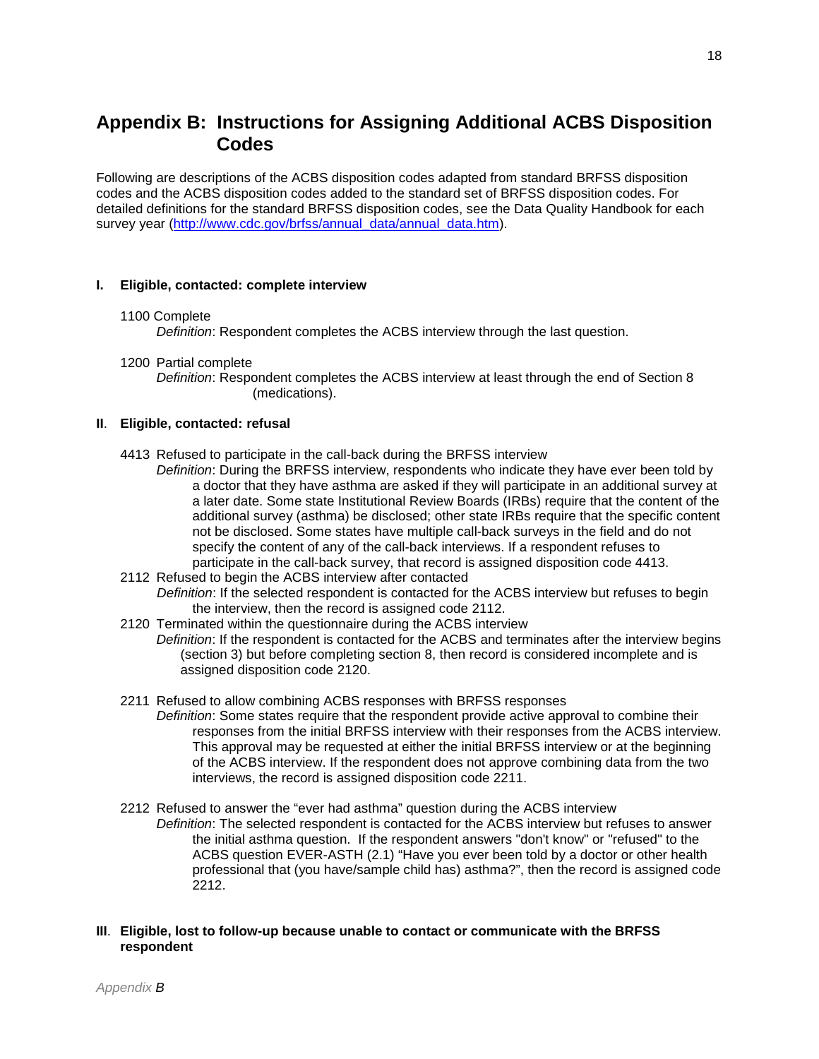# Appendix B: Instructions for Assigning Additional ACBS Disposition Codes

Following are descriptions of the ACBS disposition codes adapted from standard BRFSS disposition codes and the ACBS disposition codes added to the standard set of BRFSS disposition codes. For detailed definitions for the standard BRFSS disposition codes, see the Data Quality Handbook for each survey year ([http://www.cdc.gov/brfss/annual_data/annual_data.htm](http://www.cdc.gov/brfss/annual_data/annual_data.htm)).

### I. Eligible, contacted: complete interview

1100 Complete

*Definition*: Respondent completes the ACBS interview through the last question.

1200 Partial complete

*Definition*: Respondent completes the ACBS interview at least through the end of Section 8 (medications).

### II. Eligible, contacted: refusal

4413 Refused to participate in the call-back during the BRFSS interview

*Definition*: During the BRFSS interview, respondents who indicate they have ever been told by a doctor that they have asthma are asked if they will participate in an additional survey at a later date. Some state Institutional Review Boards (IRBs) require that the content of the additional survey (asthma) be disclosed; other state IRBs require that the specific content not be disclosed. Some states have multiple call-back surveys in the field and do not specify the content of any of the call-back interviews. If a respondent refuses to participate in the call-back survey, that record is assigned disposition code 4413.

2112 Refused to begin the ACBS interview after contacted

*Definition*: If the selected respondent is contacted for the ACBS interview but refuses to begin the interview, then the record is assigned code 2112.

2120 Terminated within the questionnaire during the ACBS interview

*Definition*: If the respondent is contacted for the ACBS and terminates after the interview begins (section 3) but before completing section 8, then record is considered incomplete and is assigned disposition code 2120.

2211 Refused to allow combining ACBS responses with BRFSS responses

*Definition*: Some states require that the respondent provide active approval to combine their responses from the initial BRFSS interview with their responses from the ACBS interview. This approval may be requested at either the initial BRFSS interview or at the beginning of the ACBS interview. If the respondent does not approve combining data from the two interviews, the record is assigned disposition code 2211.

2212 Refused to answer the "ever had asthma" question during the ACBS interview

*Definition*: The selected respondent is contacted for the ACBS interview but refuses to answer the initial asthma question. If the respondent answers "don't know" or "refused" to the ACBS question EVER-ASTH (2.1) "Have you ever been told by a doctor or other health professional that (you have/sample child has) asthma?", then the record is assigned code 2212.

### III. Eligible, lost to follow-up because unable to contact or communicate with the BRFSS respondent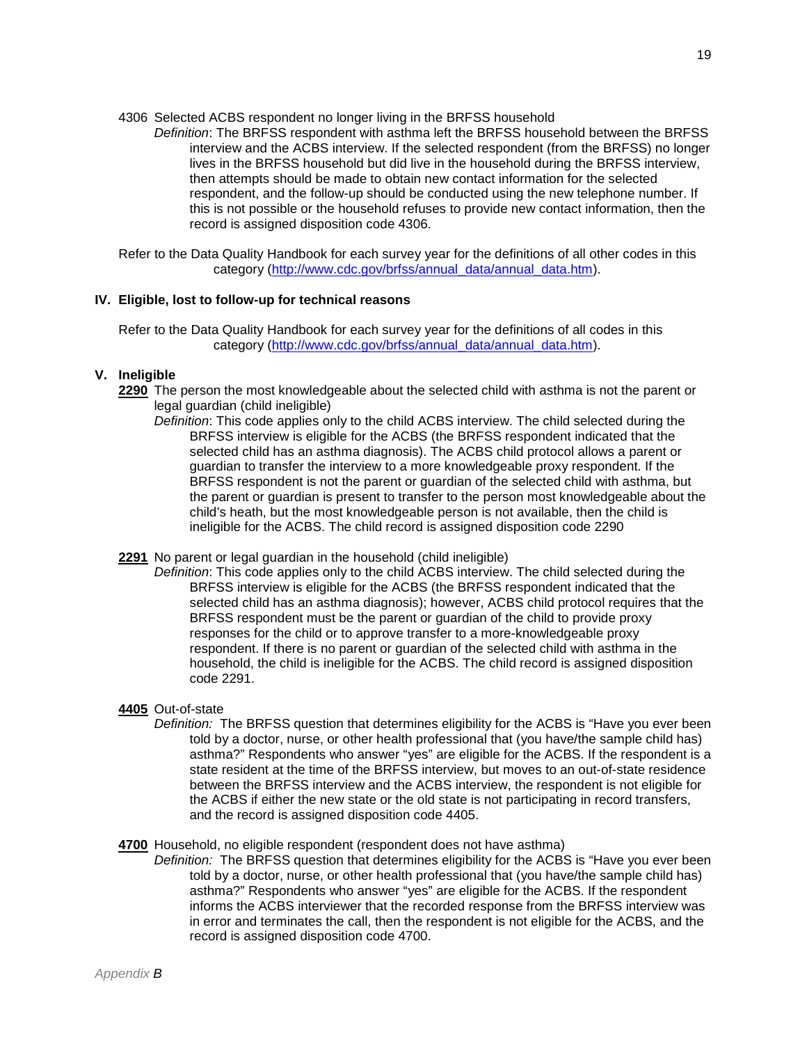4306 Selected ACBS respondent no longer living in the BRFSS household

*Definition*: The BRFSS respondent with asthma left the BRFSS household between the BRFSS interview and the ACBS interview. If the selected respondent (from the BRFSS) no longer lives in the BRFSS household but did live in the household during the BRFSS interview, then attempts should be made to obtain new contact information for the selected respondent, and the follow-up should be conducted using the new telephone number. If this is not possible or the household refuses to provide new contact information, then the record is assigned disposition code 4306.

Refer to the Data Quality Handbook for each survey year for the definitions of all other codes in this category (http://www.cdc.gov/brfss/annual_data/annual_data.htm).

## IV. Eligible, lost to follow-up for technical reasons

Refer to the Data Quality Handbook for each survey year for the definitions of all codes in this category (http://www.cdc.gov/brfss/annual_data/annual_data.htm).

## V. Ineligible

**2290** The person the most knowledgeable about the selected child with asthma is not the parent or legal guardian (child ineligible)

*Definition*: This code applies only to the child ACBS interview. The child selected during the BRFSS interview is eligible for the ACBS (the BRFSS respondent indicated that the selected child has an asthma diagnosis). The ACBS child protocol allows a parent or guardian to transfer the interview to a more knowledgeable proxy respondent. If the BRFSS respondent is not the parent or guardian of the selected child with asthma, but the parent or guardian is present to transfer to the person most knowledgeable about the child's heath, but the most knowledgeable person is not available, then the child is ineligible for the ACBS. The child record is assigned disposition code 2290

**2291** No parent or legal guardian in the household (child ineligible)

*Definition*: This code applies only to the child ACBS interview. The child selected during the BRFSS interview is eligible for the ACBS (the BRFSS respondent indicated that the selected child has an asthma diagnosis); however, ACBS child protocol requires that the BRFSS respondent must be the parent or guardian of the child to provide proxy responses for the child or to approve transfer to a more-knowledgeable proxy respondent. If there is no parent or guardian of the selected child with asthma in the household, the child is ineligible for the ACBS. The child record is assigned disposition code 2291.

**4405** Out-of-state

*Definition:* The BRFSS question that determines eligibility for the ACBS is "Have you ever been told by a doctor, nurse, or other health professional that (you have/the sample child has) asthma?" Respondents who answer "yes" are eligible for the ACBS. If the respondent is a state resident at the time of the BRFSS interview, but moves to an out-of-state residence between the BRFSS interview and the ACBS interview, the respondent is not eligible for the ACBS if either the new state or the old state is not participating in record transfers, and the record is assigned disposition code 4405.

**4700** Household, no eligible respondent (respondent does not have asthma)

*Definition:* The BRFSS question that determines eligibility for the ACBS is "Have you ever been told by a doctor, nurse, or other health professional that (you have/the sample child has) asthma?" Respondents who answer "yes" are eligible for the ACBS. If the respondent informs the ACBS interviewer that the recorded response from the BRFSS interview was in error and terminates the call, then the respondent is not eligible for the ACBS, and the record is assigned disposition code 4700.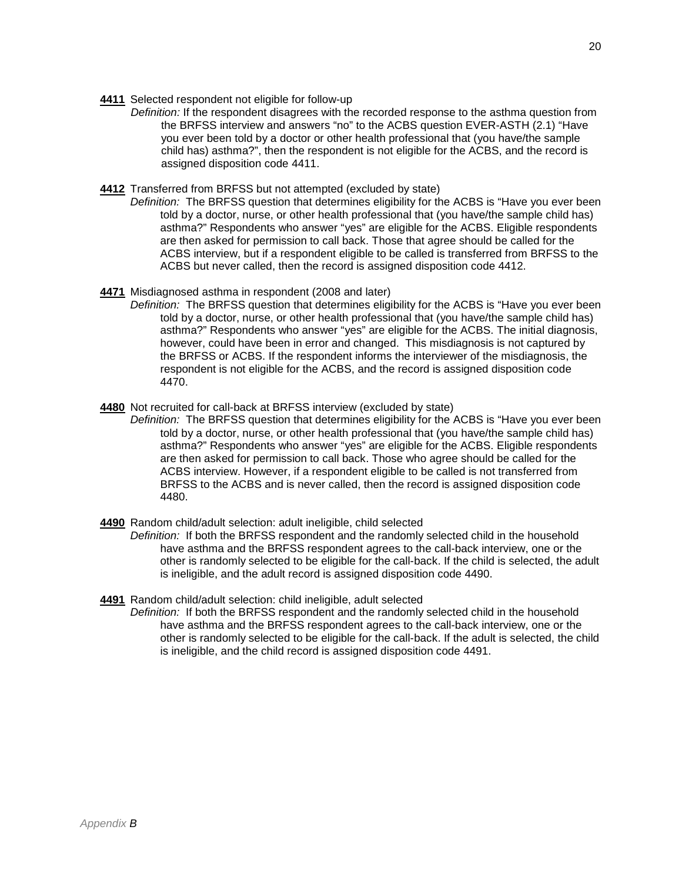**4411** Selected respondent not eligible for follow-up

*Definition:* If the respondent disagrees with the recorded response to the asthma question from the BRFSS interview and answers “no” to the ACBS question EVER-ASTH (2.1) “Have you ever been told by a doctor or other health professional that (you have/the sample child has) asthma?”, then the respondent is not eligible for the ACBS, and the record is assigned disposition code 4411.

**4412** Transferred from BRFSS but not attempted (excluded by state)

*Definition:* The BRFSS question that determines eligibility for the ACBS is “Have you ever been told by a doctor, nurse, or other health professional that (you have/the sample child has) asthma?” Respondents who answer “yes” are eligible for the ACBS. Eligible respondents are then asked for permission to call back. Those that agree should be called for the ACBS interview, but if a respondent eligible to be called is transferred from BRFSS to the ACBS but never called, then the record is assigned disposition code 4412.

**4471** Misdiagnosed asthma in respondent (2008 and later)

*Definition:* The BRFSS question that determines eligibility for the ACBS is “Have you ever been told by a doctor, nurse, or other health professional that (you have/the sample child has) asthma?” Respondents who answer “yes” are eligible for the ACBS. The initial diagnosis, however, could have been in error and changed. This misdiagnosis is not captured by the BRFSS or ACBS. If the respondent informs the interviewer of the misdiagnosis, the respondent is not eligible for the ACBS, and the record is assigned disposition code 4470.

**4480** Not recruited for call-back at BRFSS interview (excluded by state)

*Definition:* The BRFSS question that determines eligibility for the ACBS is “Have you ever been told by a doctor, nurse, or other health professional that (you have/the sample child has) asthma?” Respondents who answer “yes” are eligible for the ACBS. Eligible respondents are then asked for permission to call back. Those who agree should be called for the ACBS interview. However, if a respondent eligible to be called is not transferred from BRFSS to the ACBS and is never called, then the record is assigned disposition code 4480.

**4490** Random child/adult selection: adult ineligible, child selected

*Definition:* If both the BRFSS respondent and the randomly selected child in the household have asthma and the BRFSS respondent agrees to the call-back interview, one or the other is randomly selected to be eligible for the call-back. If the child is selected, the adult is ineligible, and the adult record is assigned disposition code 4490.

**4491** Random child/adult selection: child ineligible, adult selected

*Definition:* If both the BRFSS respondent and the randomly selected child in the household have asthma and the BRFSS respondent agrees to the call-back interview, one or the other is randomly selected to be eligible for the call-back. If the adult is selected, the child is ineligible, and the child record is assigned disposition code 4491.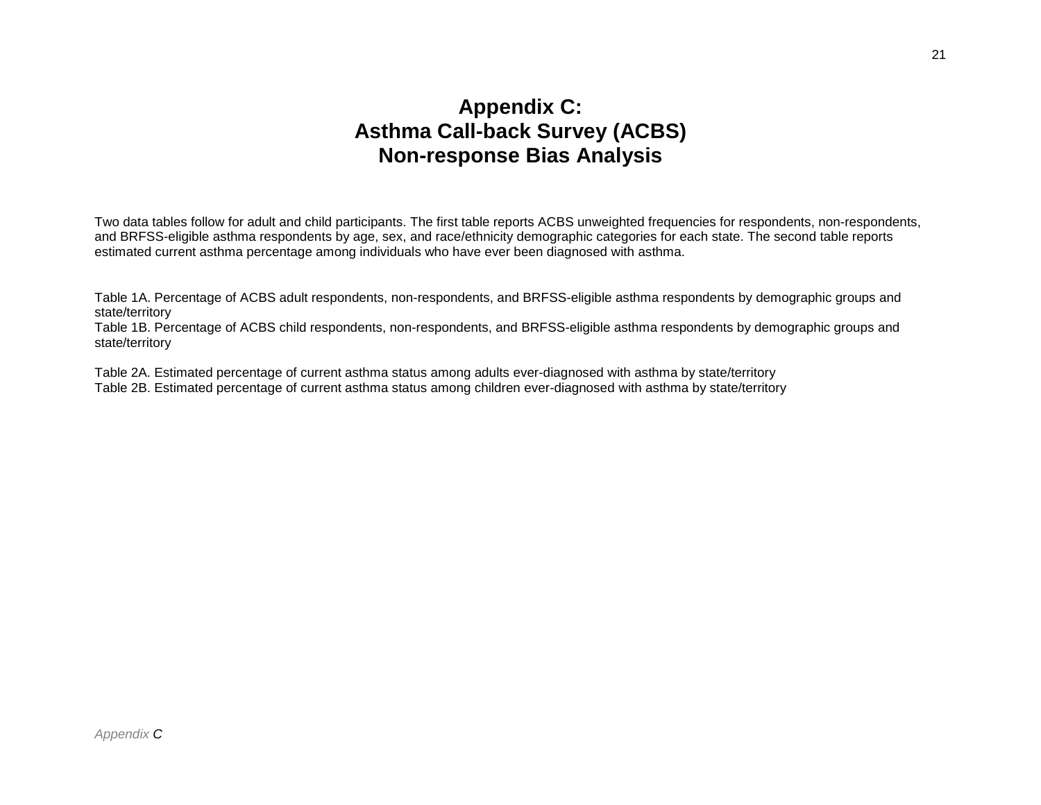# Appendix C:
# Asthma Call-back Survey (ACBS)
# Non-response Bias Analysis

Two data tables follow for adult and child participants. The first table reports ACBS unweighted frequencies for respondents, non-respondents, and BRFSS-eligible asthma respondents by age, sex, and race/ethnicity demographic categories for each state. The second table reports estimated current asthma percentage among individuals who have ever been diagnosed with asthma.

Table 1A. Percentage of ACBS adult respondents, non-respondents, and BRFSS-eligible asthma respondents by demographic groups and state/territory
Table 1B. Percentage of ACBS child respondents, non-respondents, and BRFSS-eligible asthma respondents by demographic groups and state/territory

Table 2A. Estimated percentage of current asthma status among adults ever-diagnosed with asthma by state/territory
Table 2B. Estimated percentage of current asthma status among children ever-diagnosed with asthma by state/territory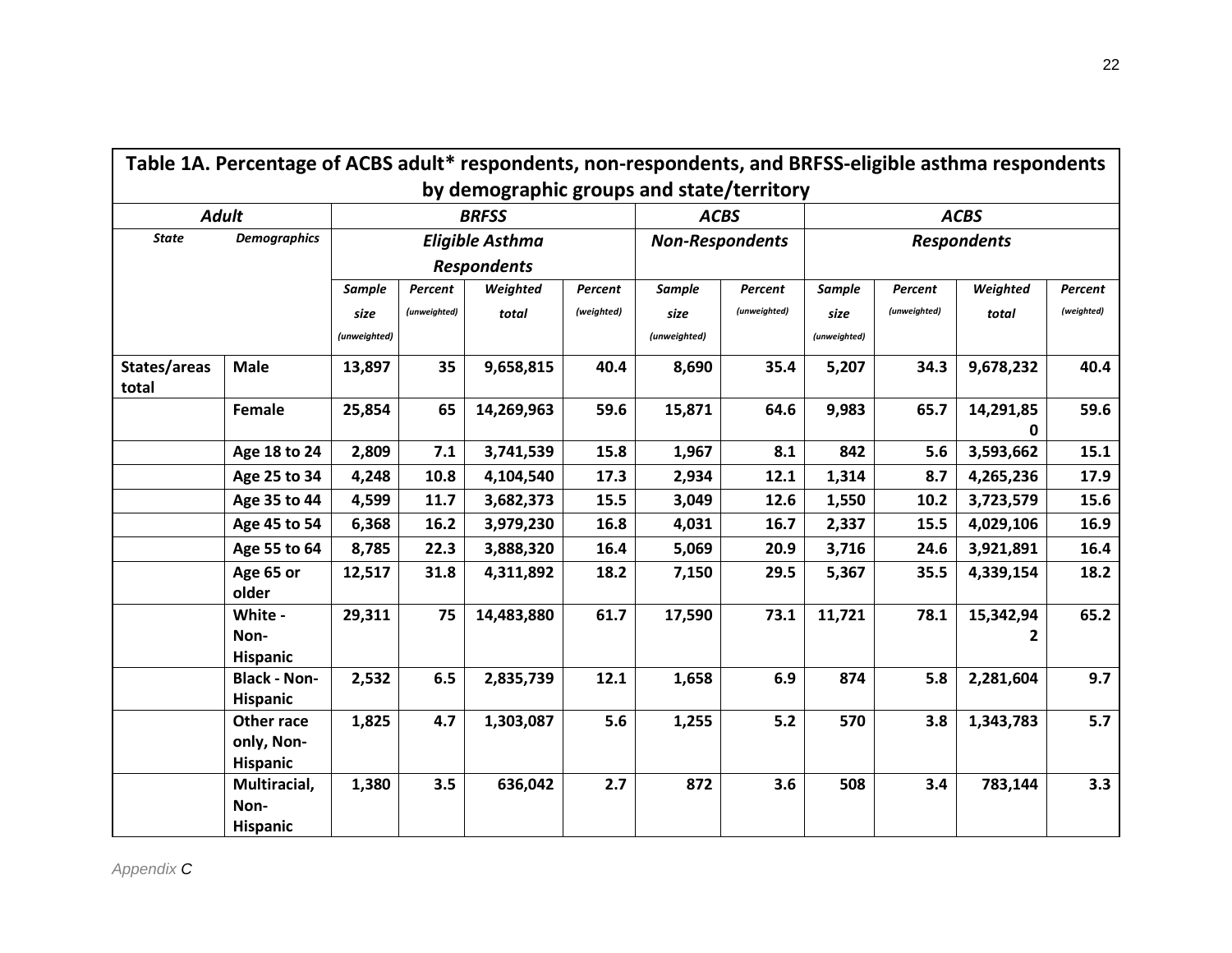Table 1A. Percentage of ACBS adult* respondents, non-respondents, and BRFSS-eligible asthma respondents by demographic groups and state/territory

| Adult | | BRFSS | | | | ACBS | | ACBS | | | |
|---|---|---|---|---|---|---|---|---|---|---|---|
| State | Demographics | Eligible Asthma Respondents | | | | Non-Respondents | | Respondents | | | |
| | | Sample size (unweighted) | Percent (unweighted) | Weighted total | Percent (weighted) | Sample size (unweighted) | Percent (unweighted) | Sample size (unweighted) | Percent (unweighted) | Weighted total | Percent (weighted) |
| States/areas total | Male | 13,897 | 35 | 9,658,815 | 40.4 | 8,690 | 35.4 | 5,207 | 34.3 | 9,678,232 | 40.4 |
| | Female | 25,854 | 65 | 14,269,963 | 59.6 | 15,871 | 64.6 | 9,983 | 65.7 | 14,291,850 | 59.6 |
| | Age 18 to 24 | 2,809 | 7.1 | 3,741,539 | 15.8 | 1,967 | 8.1 | 842 | 5.6 | 3,593,662 | 15.1 |
| | Age 25 to 34 | 4,248 | 10.8 | 4,104,540 | 17.3 | 2,934 | 12.1 | 1,314 | 8.7 | 4,265,236 | 17.9 |
| | Age 35 to 44 | 4,599 | 11.7 | 3,682,373 | 15.5 | 3,049 | 12.6 | 1,550 | 10.2 | 3,723,579 | 15.6 |
| | Age 45 to 54 | 6,368 | 16.2 | 3,979,230 | 16.8 | 4,031 | 16.7 | 2,337 | 15.5 | 4,029,106 | 16.9 |
| | Age 55 to 64 | 8,785 | 22.3 | 3,888,320 | 16.4 | 5,069 | 20.9 | 3,716 | 24.6 | 3,921,891 | 16.4 |
| | Age 65 or older | 12,517 | 31.8 | 4,311,892 | 18.2 | 7,150 | 29.5 | 5,367 | 35.5 | 4,339,154 | 18.2 |
| | White - Non-Hispanic | 29,311 | 75 | 14,483,880 | 61.7 | 17,590 | 73.1 | 11,721 | 78.1 | 15,342,942 | 65.2 |
| | Black - Non-Hispanic | 2,532 | 6.5 | 2,835,739 | 12.1 | 1,658 | 6.9 | 874 | 5.8 | 2,281,604 | 9.7 |
| | Other race only, Non-Hispanic | 1,825 | 4.7 | 1,303,087 | 5.6 | 1,255 | 5.2 | 570 | 3.8 | 1,343,783 | 5.7 |
| | Multiracial, Non-Hispanic | 1,380 | 3.5 | 636,042 | 2.7 | 872 | 3.6 | 508 | 3.4 | 783,144 | 3.3 |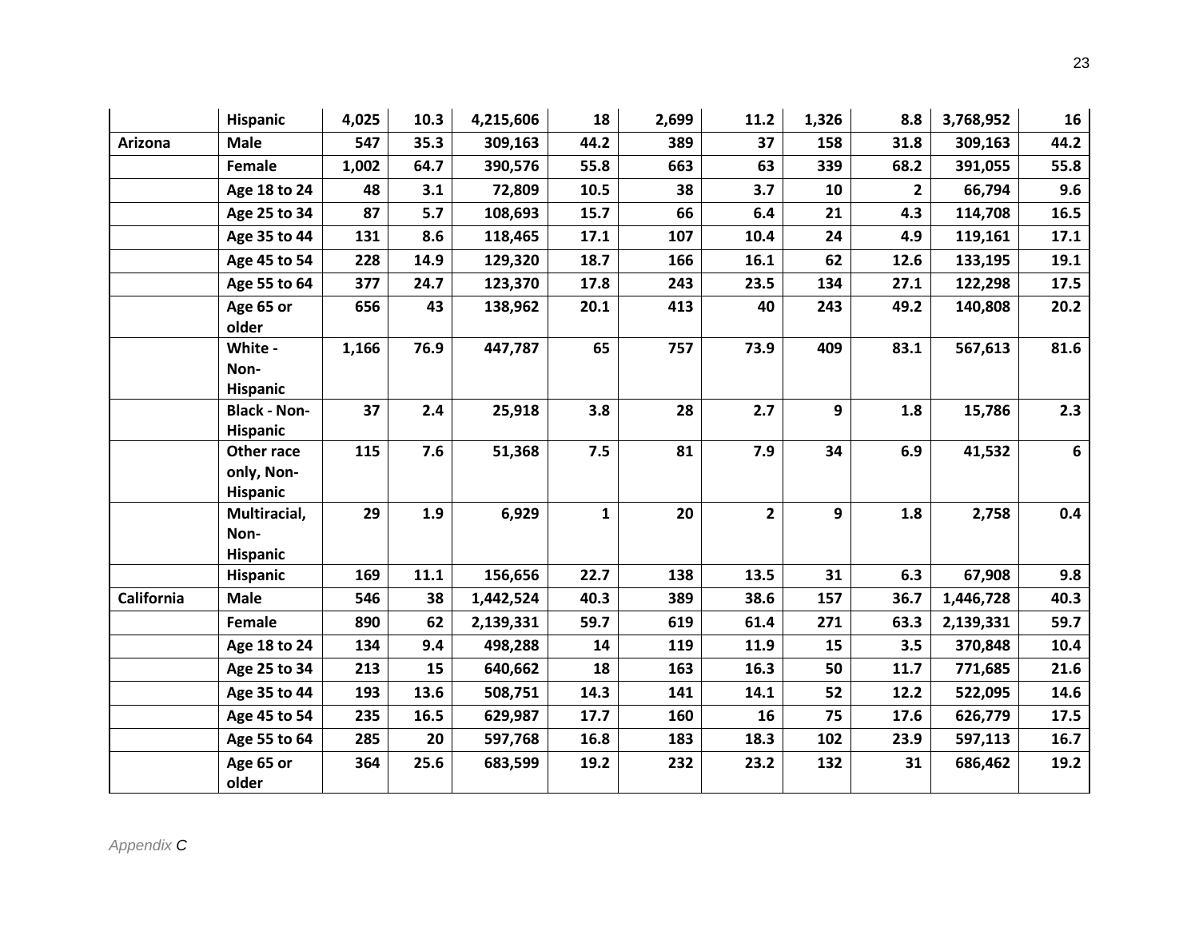| | | | | | | | | | | | |
|---|---|---|---|---|---|---|---|---|---|---|---|
| | **Hispanic** | **4,025** | **10.3** | **4,215,606** | **18** | **2,699** | **11.2** | **1,326** | **8.8** | **3,768,952** | **16** |
| **Arizona** | **Male** | **547** | **35.3** | **309,163** | **44.2** | **389** | **37** | **158** | **31.8** | **309,163** | **44.2** |
| | **Female** | **1,002** | **64.7** | **390,576** | **55.8** | **663** | **63** | **339** | **68.2** | **391,055** | **55.8** |
| | **Age 18 to 24** | **48** | **3.1** | **72,809** | **10.5** | **38** | **3.7** | **10** | **2** | **66,794** | **9.6** |
| | **Age 25 to 34** | **87** | **5.7** | **108,693** | **15.7** | **66** | **6.4** | **21** | **4.3** | **114,708** | **16.5** |
| | **Age 35 to 44** | **131** | **8.6** | **118,465** | **17.1** | **107** | **10.4** | **24** | **4.9** | **119,161** | **17.1** |
| | **Age 45 to 54** | **228** | **14.9** | **129,320** | **18.7** | **166** | **16.1** | **62** | **12.6** | **133,195** | **19.1** |
| | **Age 55 to 64** | **377** | **24.7** | **123,370** | **17.8** | **243** | **23.5** | **134** | **27.1** | **122,298** | **17.5** |
| | **Age 65 or older** | **656** | **43** | **138,962** | **20.1** | **413** | **40** | **243** | **49.2** | **140,808** | **20.2** |
| | **White - Non-Hispanic** | **1,166** | **76.9** | **447,787** | **65** | **757** | **73.9** | **409** | **83.1** | **567,613** | **81.6** |
| | **Black - Non-Hispanic** | **37** | **2.4** | **25,918** | **3.8** | **28** | **2.7** | **9** | **1.8** | **15,786** | **2.3** |
| | **Other race only, Non-Hispanic** | **115** | **7.6** | **51,368** | **7.5** | **81** | **7.9** | **34** | **6.9** | **41,532** | **6** |
| | **Multiracial, Non-Hispanic** | **29** | **1.9** | **6,929** | **1** | **20** | **2** | **9** | **1.8** | **2,758** | **0.4** |
| | **Hispanic** | **169** | **11.1** | **156,656** | **22.7** | **138** | **13.5** | **31** | **6.3** | **67,908** | **9.8** |
| **California** | **Male** | **546** | **38** | **1,442,524** | **40.3** | **389** | **38.6** | **157** | **36.7** | **1,446,728** | **40.3** |
| | **Female** | **890** | **62** | **2,139,331** | **59.7** | **619** | **61.4** | **271** | **63.3** | **2,139,331** | **59.7** |
| | **Age 18 to 24** | **134** | **9.4** | **498,288** | **14** | **119** | **11.9** | **15** | **3.5** | **370,848** | **10.4** |
| | **Age 25 to 34** | **213** | **15** | **640,662** | **18** | **163** | **16.3** | **50** | **11.7** | **771,685** | **21.6** |
| | **Age 35 to 44** | **193** | **13.6** | **508,751** | **14.3** | **141** | **14.1** | **52** | **12.2** | **522,095** | **14.6** |
| | **Age 45 to 54** | **235** | **16.5** | **629,987** | **17.7** | **160** | **16** | **75** | **17.6** | **626,779** | **17.5** |
| | **Age 55 to 64** | **285** | **20** | **597,768** | **16.8** | **183** | **18.3** | **102** | **23.9** | **597,113** | **16.7** |
| | **Age 65 or older** | **364** | **25.6** | **683,599** | **19.2** | **232** | **23.2** | **132** | **31** | **686,462** | **19.2** |

*Appendix C*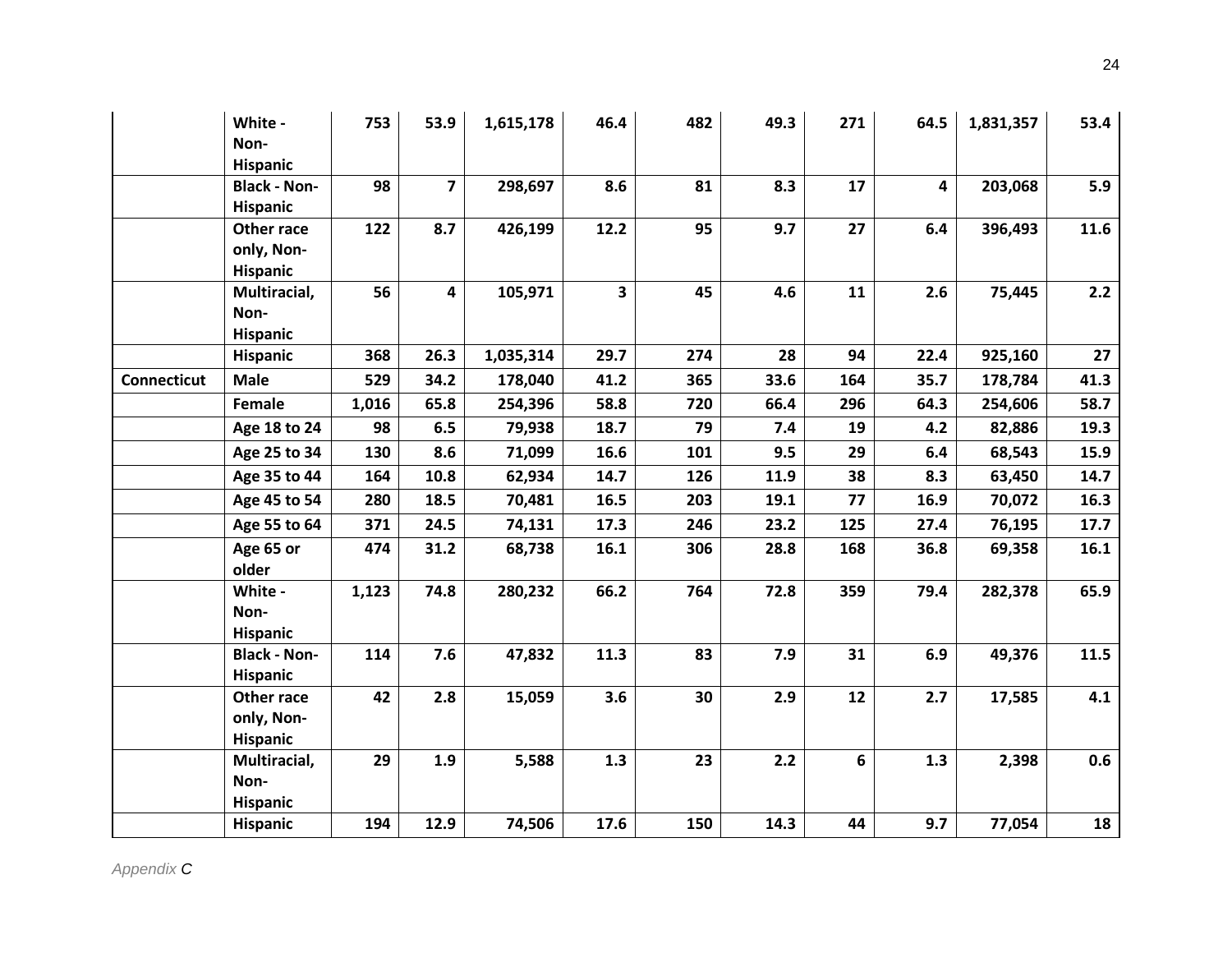| | | | | | | | | | | |
|---|---|---|---|---|---|---|---|---|---|---|
| | **White - Non-Hispanic** | **753** | **53.9** | **1,615,178** | **46.4** | **482** | **49.3** | **271** | **64.5** | **1,831,357** | **53.4** |
| | **Black - Non-Hispanic** | **98** | **7** | **298,697** | **8.6** | **81** | **8.3** | **17** | **4** | **203,068** | **5.9** |
| | **Other race only, Non-Hispanic** | **122** | **8.7** | **426,199** | **12.2** | **95** | **9.7** | **27** | **6.4** | **396,493** | **11.6** |
| | **Multiracial, Non-Hispanic** | **56** | **4** | **105,971** | **3** | **45** | **4.6** | **11** | **2.6** | **75,445** | **2.2** |
| | **Hispanic** | **368** | **26.3** | **1,035,314** | **29.7** | **274** | **28** | **94** | **22.4** | **925,160** | **27** |
| **Connecticut** | **Male** | **529** | **34.2** | **178,040** | **41.2** | **365** | **33.6** | **164** | **35.7** | **178,784** | **41.3** |
| | **Female** | **1,016** | **65.8** | **254,396** | **58.8** | **720** | **66.4** | **296** | **64.3** | **254,606** | **58.7** |
| | **Age 18 to 24** | **98** | **6.5** | **79,938** | **18.7** | **79** | **7.4** | **19** | **4.2** | **82,886** | **19.3** |
| | **Age 25 to 34** | **130** | **8.6** | **71,099** | **16.6** | **101** | **9.5** | **29** | **6.4** | **68,543** | **15.9** |
| | **Age 35 to 44** | **164** | **10.8** | **62,934** | **14.7** | **126** | **11.9** | **38** | **8.3** | **63,450** | **14.7** |
| | **Age 45 to 54** | **280** | **18.5** | **70,481** | **16.5** | **203** | **19.1** | **77** | **16.9** | **70,072** | **16.3** |
| | **Age 55 to 64** | **371** | **24.5** | **74,131** | **17.3** | **246** | **23.2** | **125** | **27.4** | **76,195** | **17.7** |
| | **Age 65 or older** | **474** | **31.2** | **68,738** | **16.1** | **306** | **28.8** | **168** | **36.8** | **69,358** | **16.1** |
| | **White - Non-Hispanic** | **1,123** | **74.8** | **280,232** | **66.2** | **764** | **72.8** | **359** | **79.4** | **282,378** | **65.9** |
| | **Black - Non-Hispanic** | **114** | **7.6** | **47,832** | **11.3** | **83** | **7.9** | **31** | **6.9** | **49,376** | **11.5** |
| | **Other race only, Non-Hispanic** | **42** | **2.8** | **15,059** | **3.6** | **30** | **2.9** | **12** | **2.7** | **17,585** | **4.1** |
| | **Multiracial, Non-Hispanic** | **29** | **1.9** | **5,588** | **1.3** | **23** | **2.2** | **6** | **1.3** | **2,398** | **0.6** |
| | **Hispanic** | **194** | **12.9** | **74,506** | **17.6** | **150** | **14.3** | **44** | **9.7** | **77,054** | **18** |

*Appendix* ***C***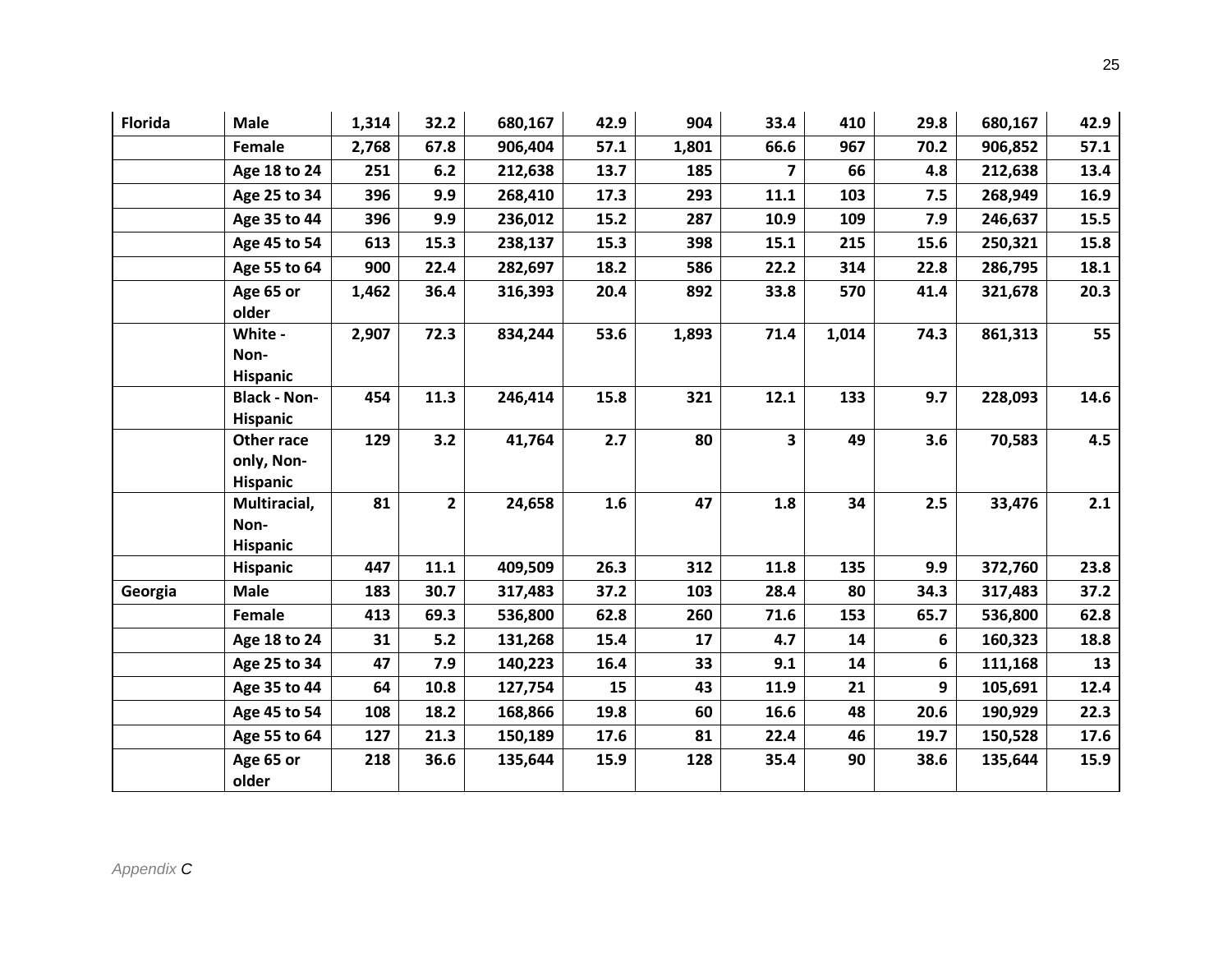| Florida | Male | 1,314 | 32.2 | 680,167 | 42.9 | 904 | 33.4 | 410 | 29.8 | 680,167 | 42.9 |
|---|---|---|---|---|---|---|---|---|---|---|---|
| | Female | 2,768 | 67.8 | 906,404 | 57.1 | 1,801 | 66.6 | 967 | 70.2 | 906,852 | 57.1 |
| | Age 18 to 24 | 251 | 6.2 | 212,638 | 13.7 | 185 | 7 | 66 | 4.8 | 212,638 | 13.4 |
| | Age 25 to 34 | 396 | 9.9 | 268,410 | 17.3 | 293 | 11.1 | 103 | 7.5 | 268,949 | 16.9 |
| | Age 35 to 44 | 396 | 9.9 | 236,012 | 15.2 | 287 | 10.9 | 109 | 7.9 | 246,637 | 15.5 |
| | Age 45 to 54 | 613 | 15.3 | 238,137 | 15.3 | 398 | 15.1 | 215 | 15.6 | 250,321 | 15.8 |
| | Age 55 to 64 | 900 | 22.4 | 282,697 | 18.2 | 586 | 22.2 | 314 | 22.8 | 286,795 | 18.1 |
| | Age 65 or older | 1,462 | 36.4 | 316,393 | 20.4 | 892 | 33.8 | 570 | 41.4 | 321,678 | 20.3 |
| | White - Non-Hispanic | 2,907 | 72.3 | 834,244 | 53.6 | 1,893 | 71.4 | 1,014 | 74.3 | 861,313 | 55 |
| | Black - Non-Hispanic | 454 | 11.3 | 246,414 | 15.8 | 321 | 12.1 | 133 | 9.7 | 228,093 | 14.6 |
| | Other race only, Non-Hispanic | 129 | 3.2 | 41,764 | 2.7 | 80 | 3 | 49 | 3.6 | 70,583 | 4.5 |
| | Multiracial, Non-Hispanic | 81 | 2 | 24,658 | 1.6 | 47 | 1.8 | 34 | 2.5 | 33,476 | 2.1 |
| | Hispanic | 447 | 11.1 | 409,509 | 26.3 | 312 | 11.8 | 135 | 9.9 | 372,760 | 23.8 |
| Georgia | Male | 183 | 30.7 | 317,483 | 37.2 | 103 | 28.4 | 80 | 34.3 | 317,483 | 37.2 |
| | Female | 413 | 69.3 | 536,800 | 62.8 | 260 | 71.6 | 153 | 65.7 | 536,800 | 62.8 |
| | Age 18 to 24 | 31 | 5.2 | 131,268 | 15.4 | 17 | 4.7 | 14 | 6 | 160,323 | 18.8 |
| | Age 25 to 34 | 47 | 7.9 | 140,223 | 16.4 | 33 | 9.1 | 14 | 6 | 111,168 | 13 |
| | Age 35 to 44 | 64 | 10.8 | 127,754 | 15 | 43 | 11.9 | 21 | 9 | 105,691 | 12.4 |
| | Age 45 to 54 | 108 | 18.2 | 168,866 | 19.8 | 60 | 16.6 | 48 | 20.6 | 190,929 | 22.3 |
| | Age 55 to 64 | 127 | 21.3 | 150,189 | 17.6 | 81 | 22.4 | 46 | 19.7 | 150,528 | 17.6 |
| | Age 65 or older | 218 | 36.6 | 135,644 | 15.9 | 128 | 35.4 | 90 | 38.6 | 135,644 | 15.9 |

*Appendix **C***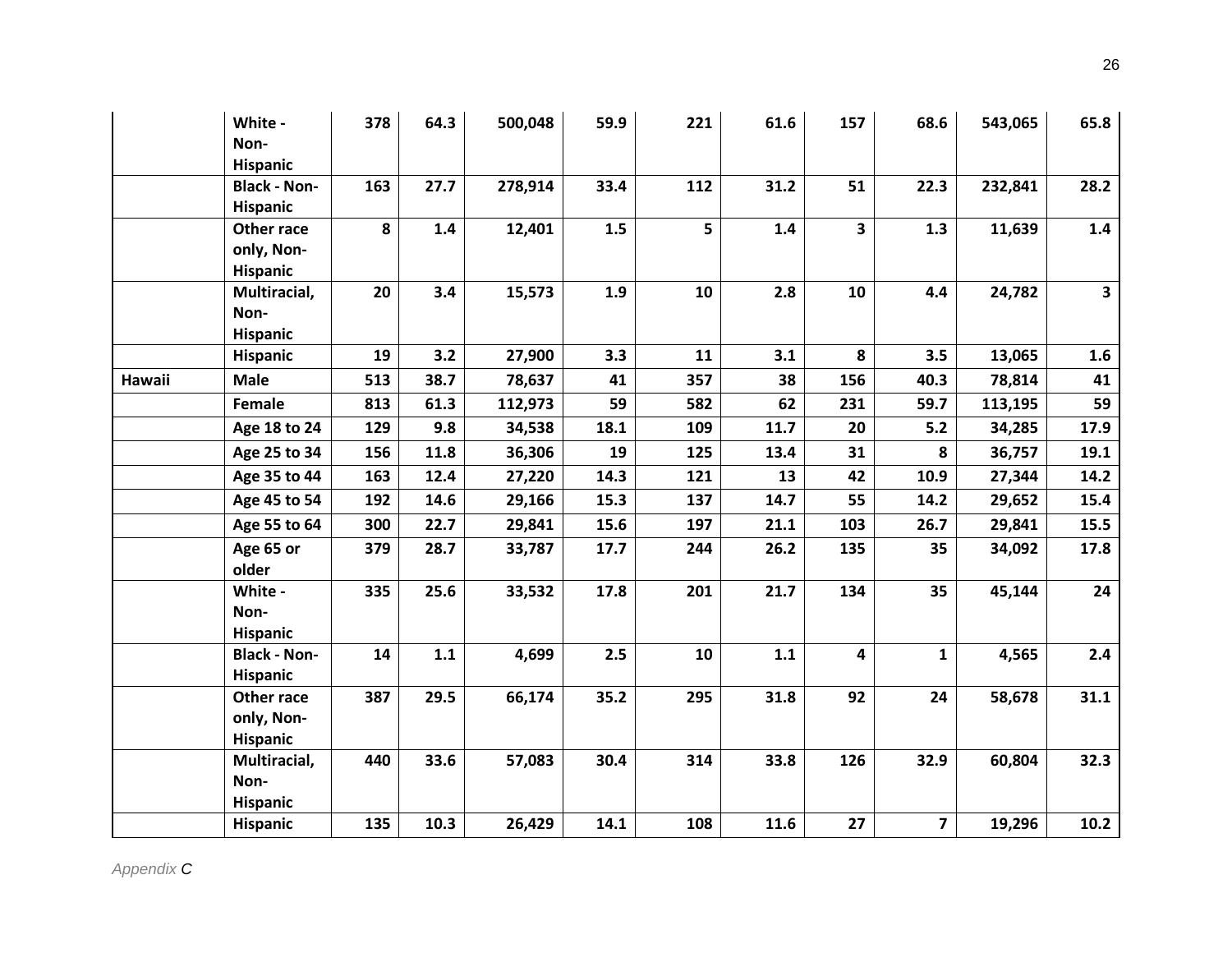| | | | | | | | | | | | |
|---|---|---|---|---|---|---|---|---|---|---|---|
| | **White - Non-Hispanic** | **378** | **64.3** | **500,048** | **59.9** | **221** | **61.6** | **157** | **68.6** | **543,065** | **65.8** |
| | **Black - Non-Hispanic** | **163** | **27.7** | **278,914** | **33.4** | **112** | **31.2** | **51** | **22.3** | **232,841** | **28.2** |
| | **Other race only, Non-Hispanic** | **8** | **1.4** | **12,401** | **1.5** | **5** | **1.4** | **3** | **1.3** | **11,639** | **1.4** |
| | **Multiracial, Non-Hispanic** | **20** | **3.4** | **15,573** | **1.9** | **10** | **2.8** | **10** | **4.4** | **24,782** | **3** |
| | **Hispanic** | **19** | **3.2** | **27,900** | **3.3** | **11** | **3.1** | **8** | **3.5** | **13,065** | **1.6** |
| **Hawaii** | **Male** | **513** | **38.7** | **78,637** | **41** | **357** | **38** | **156** | **40.3** | **78,814** | **41** |
| | **Female** | **813** | **61.3** | **112,973** | **59** | **582** | **62** | **231** | **59.7** | **113,195** | **59** |
| | **Age 18 to 24** | **129** | **9.8** | **34,538** | **18.1** | **109** | **11.7** | **20** | **5.2** | **34,285** | **17.9** |
| | **Age 25 to 34** | **156** | **11.8** | **36,306** | **19** | **125** | **13.4** | **31** | **8** | **36,757** | **19.1** |
| | **Age 35 to 44** | **163** | **12.4** | **27,220** | **14.3** | **121** | **13** | **42** | **10.9** | **27,344** | **14.2** |
| | **Age 45 to 54** | **192** | **14.6** | **29,166** | **15.3** | **137** | **14.7** | **55** | **14.2** | **29,652** | **15.4** |
| | **Age 55 to 64** | **300** | **22.7** | **29,841** | **15.6** | **197** | **21.1** | **103** | **26.7** | **29,841** | **15.5** |
| | **Age 65 or older** | **379** | **28.7** | **33,787** | **17.7** | **244** | **26.2** | **135** | **35** | **34,092** | **17.8** |
| | **White - Non-Hispanic** | **335** | **25.6** | **33,532** | **17.8** | **201** | **21.7** | **134** | **35** | **45,144** | **24** |
| | **Black - Non-Hispanic** | **14** | **1.1** | **4,699** | **2.5** | **10** | **1.1** | **4** | **1** | **4,565** | **2.4** |
| | **Other race only, Non-Hispanic** | **387** | **29.5** | **66,174** | **35.2** | **295** | **31.8** | **92** | **24** | **58,678** | **31.1** |
| | **Multiracial, Non-Hispanic** | **440** | **33.6** | **57,083** | **30.4** | **314** | **33.8** | **126** | **32.9** | **60,804** | **32.3** |
| | **Hispanic** | **135** | **10.3** | **26,429** | **14.1** | **108** | **11.6** | **27** | **7** | **19,296** | **10.2** |

*Appendix C*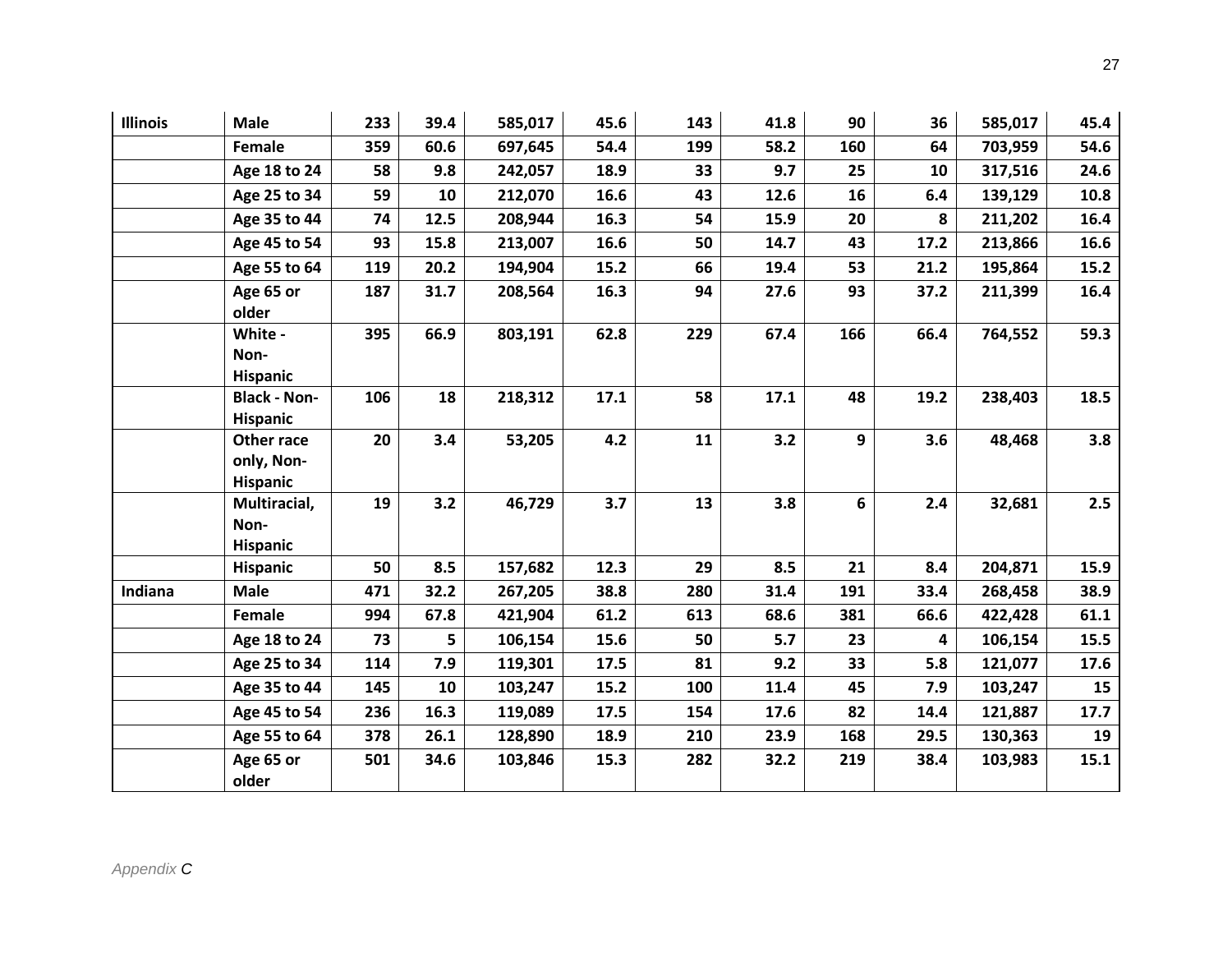| | | | | | | | | | | | |
|---|---|---|---|---|---|---|---|---|---|---|---|
| **Illinois** | **Male** | **233** | **39.4** | **585,017** | **45.6** | **143** | **41.8** | **90** | **36** | **585,017** | **45.4** |
| | **Female** | **359** | **60.6** | **697,645** | **54.4** | **199** | **58.2** | **160** | **64** | **703,959** | **54.6** |
| | **Age 18 to 24** | **58** | **9.8** | **242,057** | **18.9** | **33** | **9.7** | **25** | **10** | **317,516** | **24.6** |
| | **Age 25 to 34** | **59** | **10** | **212,070** | **16.6** | **43** | **12.6** | **16** | **6.4** | **139,129** | **10.8** |
| | **Age 35 to 44** | **74** | **12.5** | **208,944** | **16.3** | **54** | **15.9** | **20** | **8** | **211,202** | **16.4** |
| | **Age 45 to 54** | **93** | **15.8** | **213,007** | **16.6** | **50** | **14.7** | **43** | **17.2** | **213,866** | **16.6** |
| | **Age 55 to 64** | **119** | **20.2** | **194,904** | **15.2** | **66** | **19.4** | **53** | **21.2** | **195,864** | **15.2** |
| | **Age 65 or older** | **187** | **31.7** | **208,564** | **16.3** | **94** | **27.6** | **93** | **37.2** | **211,399** | **16.4** |
| | **White - Non-Hispanic** | **395** | **66.9** | **803,191** | **62.8** | **229** | **67.4** | **166** | **66.4** | **764,552** | **59.3** |
| | **Black - Non-Hispanic** | **106** | **18** | **218,312** | **17.1** | **58** | **17.1** | **48** | **19.2** | **238,403** | **18.5** |
| | **Other race only, Non-Hispanic** | **20** | **3.4** | **53,205** | **4.2** | **11** | **3.2** | **9** | **3.6** | **48,468** | **3.8** |
| | **Multiracial, Non-Hispanic** | **19** | **3.2** | **46,729** | **3.7** | **13** | **3.8** | **6** | **2.4** | **32,681** | **2.5** |
| | **Hispanic** | **50** | **8.5** | **157,682** | **12.3** | **29** | **8.5** | **21** | **8.4** | **204,871** | **15.9** |
| **Indiana** | **Male** | **471** | **32.2** | **267,205** | **38.8** | **280** | **31.4** | **191** | **33.4** | **268,458** | **38.9** |
| | **Female** | **994** | **67.8** | **421,904** | **61.2** | **613** | **68.6** | **381** | **66.6** | **422,428** | **61.1** |
| | **Age 18 to 24** | **73** | **5** | **106,154** | **15.6** | **50** | **5.7** | **23** | **4** | **106,154** | **15.5** |
| | **Age 25 to 34** | **114** | **7.9** | **119,301** | **17.5** | **81** | **9.2** | **33** | **5.8** | **121,077** | **17.6** |
| | **Age 35 to 44** | **145** | **10** | **103,247** | **15.2** | **100** | **11.4** | **45** | **7.9** | **103,247** | **15** |
| | **Age 45 to 54** | **236** | **16.3** | **119,089** | **17.5** | **154** | **17.6** | **82** | **14.4** | **121,887** | **17.7** |
| | **Age 55 to 64** | **378** | **26.1** | **128,890** | **18.9** | **210** | **23.9** | **168** | **29.5** | **130,363** | **19** |
| | **Age 65 or older** | **501** | **34.6** | **103,846** | **15.3** | **282** | **32.2** | **219** | **38.4** | **103,983** | **15.1** |

*Appendix C*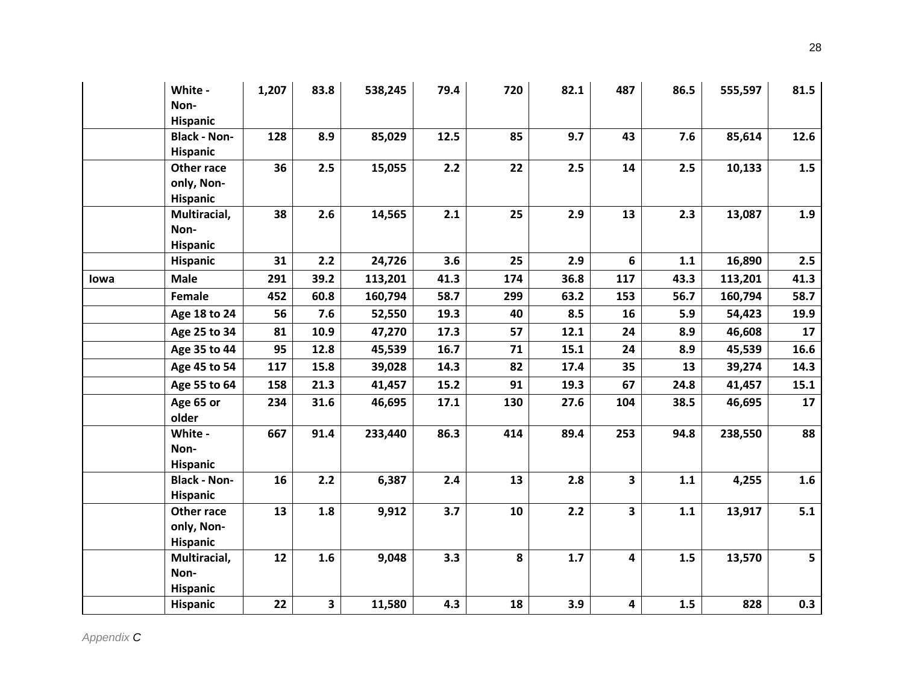| | | | | | | | | | | |
|---|---|---|---|---|---|---|---|---|---|---|
| | **White - Non-Hispanic** | **1,207** | **83.8** | **538,245** | **79.4** | **720** | **82.1** | **487** | **86.5** | **555,597** | **81.5** |
| | **Black - Non-Hispanic** | **128** | **8.9** | **85,029** | **12.5** | **85** | **9.7** | **43** | **7.6** | **85,614** | **12.6** |
| | **Other race only, Non-Hispanic** | **36** | **2.5** | **15,055** | **2.2** | **22** | **2.5** | **14** | **2.5** | **10,133** | **1.5** |
| | **Multiracial, Non-Hispanic** | **38** | **2.6** | **14,565** | **2.1** | **25** | **2.9** | **13** | **2.3** | **13,087** | **1.9** |
| | **Hispanic** | **31** | **2.2** | **24,726** | **3.6** | **25** | **2.9** | **6** | **1.1** | **16,890** | **2.5** |
| **Iowa** | **Male** | **291** | **39.2** | **113,201** | **41.3** | **174** | **36.8** | **117** | **43.3** | **113,201** | **41.3** |
| | **Female** | **452** | **60.8** | **160,794** | **58.7** | **299** | **63.2** | **153** | **56.7** | **160,794** | **58.7** |
| | **Age 18 to 24** | **56** | **7.6** | **52,550** | **19.3** | **40** | **8.5** | **16** | **5.9** | **54,423** | **19.9** |
| | **Age 25 to 34** | **81** | **10.9** | **47,270** | **17.3** | **57** | **12.1** | **24** | **8.9** | **46,608** | **17** |
| | **Age 35 to 44** | **95** | **12.8** | **45,539** | **16.7** | **71** | **15.1** | **24** | **8.9** | **45,539** | **16.6** |
| | **Age 45 to 54** | **117** | **15.8** | **39,028** | **14.3** | **82** | **17.4** | **35** | **13** | **39,274** | **14.3** |
| | **Age 55 to 64** | **158** | **21.3** | **41,457** | **15.2** | **91** | **19.3** | **67** | **24.8** | **41,457** | **15.1** |
| | **Age 65 or older** | **234** | **31.6** | **46,695** | **17.1** | **130** | **27.6** | **104** | **38.5** | **46,695** | **17** |
| | **White - Non-Hispanic** | **667** | **91.4** | **233,440** | **86.3** | **414** | **89.4** | **253** | **94.8** | **238,550** | **88** |
| | **Black - Non-Hispanic** | **16** | **2.2** | **6,387** | **2.4** | **13** | **2.8** | **3** | **1.1** | **4,255** | **1.6** |
| | **Other race only, Non-Hispanic** | **13** | **1.8** | **9,912** | **3.7** | **10** | **2.2** | **3** | **1.1** | **13,917** | **5.1** |
| | **Multiracial, Non-Hispanic** | **12** | **1.6** | **9,048** | **3.3** | **8** | **1.7** | **4** | **1.5** | **13,570** | **5** |
| | **Hispanic** | **22** | **3** | **11,580** | **4.3** | **18** | **3.9** | **4** | **1.5** | **828** | **0.3** |

*Appendix C*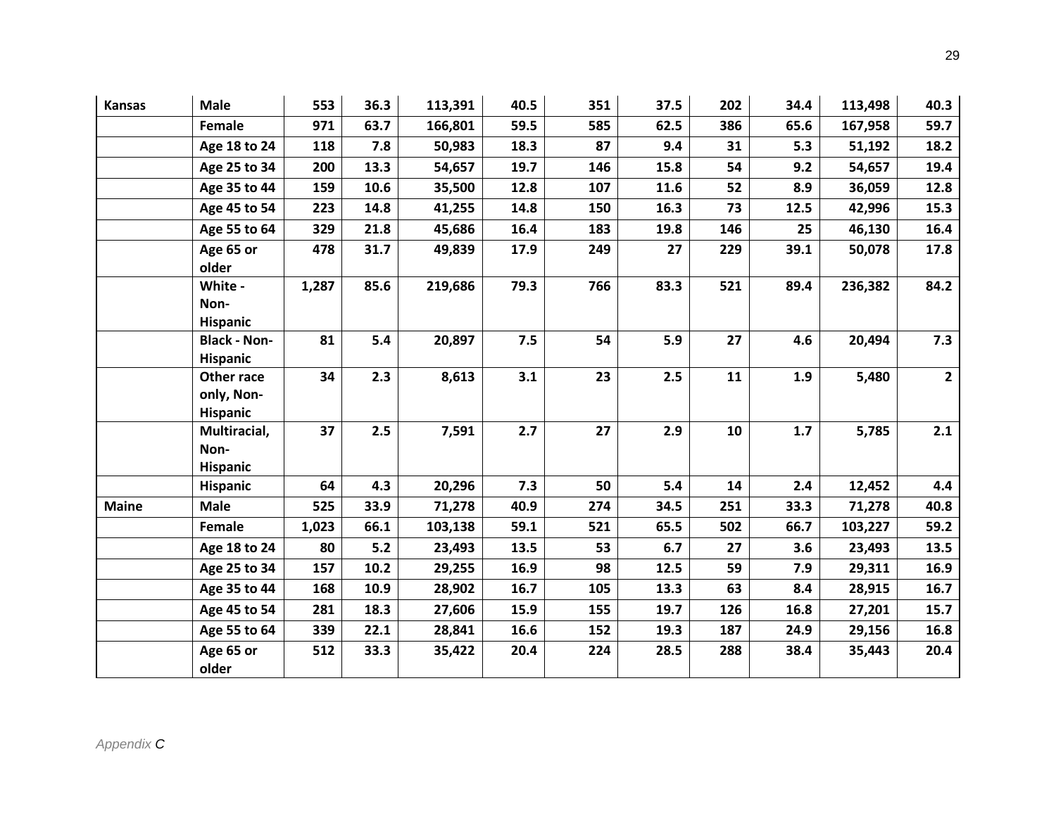| Kansas | Male | 553 | 36.3 | 113,391 | 40.5 | 351 | 37.5 | 202 | 34.4 | 113,498 | 40.3 |
|---|---|---|---|---|---|---|---|---|---|---|---|
| | Female | 971 | 63.7 | 166,801 | 59.5 | 585 | 62.5 | 386 | 65.6 | 167,958 | 59.7 |
| | Age 18 to 24 | 118 | 7.8 | 50,983 | 18.3 | 87 | 9.4 | 31 | 5.3 | 51,192 | 18.2 |
| | Age 25 to 34 | 200 | 13.3 | 54,657 | 19.7 | 146 | 15.8 | 54 | 9.2 | 54,657 | 19.4 |
| | Age 35 to 44 | 159 | 10.6 | 35,500 | 12.8 | 107 | 11.6 | 52 | 8.9 | 36,059 | 12.8 |
| | Age 45 to 54 | 223 | 14.8 | 41,255 | 14.8 | 150 | 16.3 | 73 | 12.5 | 42,996 | 15.3 |
| | Age 55 to 64 | 329 | 21.8 | 45,686 | 16.4 | 183 | 19.8 | 146 | 25 | 46,130 | 16.4 |
| | Age 65 or older | 478 | 31.7 | 49,839 | 17.9 | 249 | 27 | 229 | 39.1 | 50,078 | 17.8 |
| | White - Non-Hispanic | 1,287 | 85.6 | 219,686 | 79.3 | 766 | 83.3 | 521 | 89.4 | 236,382 | 84.2 |
| | Black - Non-Hispanic | 81 | 5.4 | 20,897 | 7.5 | 54 | 5.9 | 27 | 4.6 | 20,494 | 7.3 |
| | Other race only, Non-Hispanic | 34 | 2.3 | 8,613 | 3.1 | 23 | 2.5 | 11 | 1.9 | 5,480 | 2 |
| | Multiracial, Non-Hispanic | 37 | 2.5 | 7,591 | 2.7 | 27 | 2.9 | 10 | 1.7 | 5,785 | 2.1 |
| | Hispanic | 64 | 4.3 | 20,296 | 7.3 | 50 | 5.4 | 14 | 2.4 | 12,452 | 4.4 |
| Maine | Male | 525 | 33.9 | 71,278 | 40.9 | 274 | 34.5 | 251 | 33.3 | 71,278 | 40.8 |
| | Female | 1,023 | 66.1 | 103,138 | 59.1 | 521 | 65.5 | 502 | 66.7 | 103,227 | 59.2 |
| | Age 18 to 24 | 80 | 5.2 | 23,493 | 13.5 | 53 | 6.7 | 27 | 3.6 | 23,493 | 13.5 |
| | Age 25 to 34 | 157 | 10.2 | 29,255 | 16.9 | 98 | 12.5 | 59 | 7.9 | 29,311 | 16.9 |
| | Age 35 to 44 | 168 | 10.9 | 28,902 | 16.7 | 105 | 13.3 | 63 | 8.4 | 28,915 | 16.7 |
| | Age 45 to 54 | 281 | 18.3 | 27,606 | 15.9 | 155 | 19.7 | 126 | 16.8 | 27,201 | 15.7 |
| | Age 55 to 64 | 339 | 22.1 | 28,841 | 16.6 | 152 | 19.3 | 187 | 24.9 | 29,156 | 16.8 |
| | Age 65 or older | 512 | 33.3 | 35,422 | 20.4 | 224 | 28.5 | 288 | 38.4 | 35,443 | 20.4 |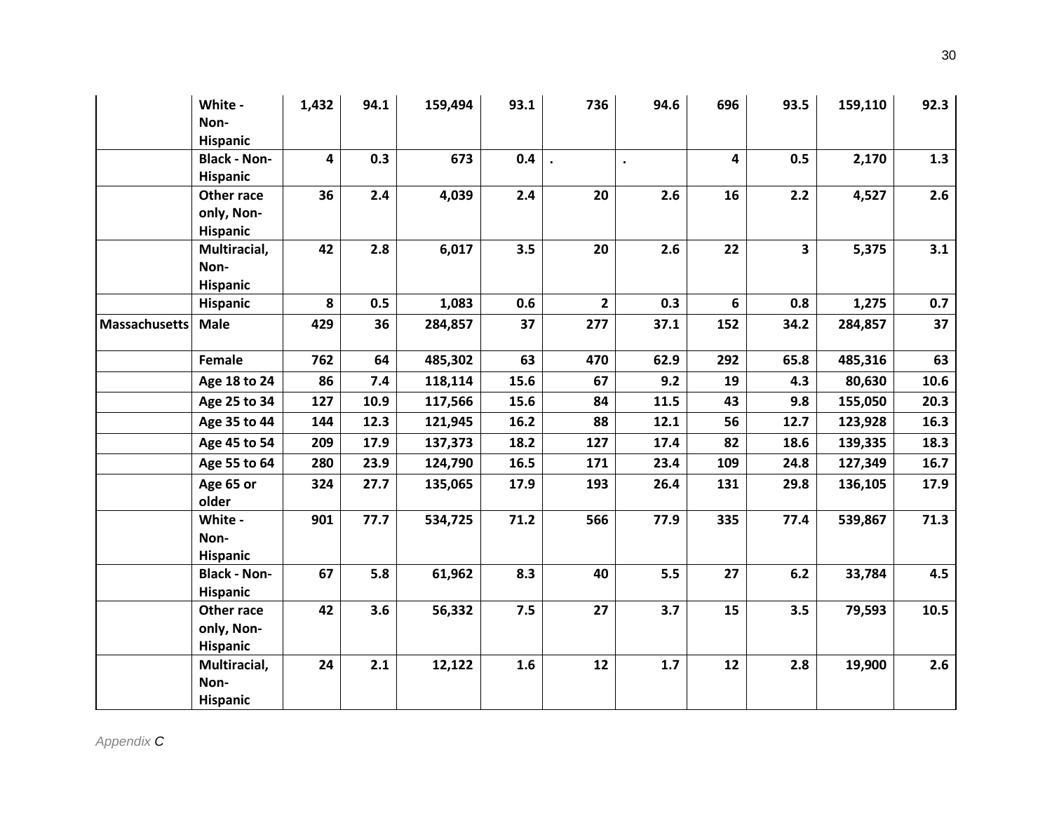| | | | | | | | | | | | |
|---|---|---|---|---|---|---|---|---|---|---|---|
| | **White - Non-Hispanic** | **1,432** | **94.1** | **159,494** | **93.1** | **736** | **94.6** | **696** | **93.5** | **159,110** | **92.3** |
| | **Black - Non-Hispanic** | **4** | **0.3** | **673** | **0.4** | **.** | **.** | **4** | **0.5** | **2,170** | **1.3** |
| | **Other race only, Non-Hispanic** | **36** | **2.4** | **4,039** | **2.4** | **20** | **2.6** | **16** | **2.2** | **4,527** | **2.6** |
| | **Multiracial, Non-Hispanic** | **42** | **2.8** | **6,017** | **3.5** | **20** | **2.6** | **22** | **3** | **5,375** | **3.1** |
| | **Hispanic** | **8** | **0.5** | **1,083** | **0.6** | **2** | **0.3** | **6** | **0.8** | **1,275** | **0.7** |
| **Massachusetts** | **Male** | **429** | **36** | **284,857** | **37** | **277** | **37.1** | **152** | **34.2** | **284,857** | **37** |
| | **Female** | **762** | **64** | **485,302** | **63** | **470** | **62.9** | **292** | **65.8** | **485,316** | **63** |
| | **Age 18 to 24** | **86** | **7.4** | **118,114** | **15.6** | **67** | **9.2** | **19** | **4.3** | **80,630** | **10.6** |
| | **Age 25 to 34** | **127** | **10.9** | **117,566** | **15.6** | **84** | **11.5** | **43** | **9.8** | **155,050** | **20.3** |
| | **Age 35 to 44** | **144** | **12.3** | **121,945** | **16.2** | **88** | **12.1** | **56** | **12.7** | **123,928** | **16.3** |
| | **Age 45 to 54** | **209** | **17.9** | **137,373** | **18.2** | **127** | **17.4** | **82** | **18.6** | **139,335** | **18.3** |
| | **Age 55 to 64** | **280** | **23.9** | **124,790** | **16.5** | **171** | **23.4** | **109** | **24.8** | **127,349** | **16.7** |
| | **Age 65 or older** | **324** | **27.7** | **135,065** | **17.9** | **193** | **26.4** | **131** | **29.8** | **136,105** | **17.9** |
| | **White - Non-Hispanic** | **901** | **77.7** | **534,725** | **71.2** | **566** | **77.9** | **335** | **77.4** | **539,867** | **71.3** |
| | **Black - Non-Hispanic** | **67** | **5.8** | **61,962** | **8.3** | **40** | **5.5** | **27** | **6.2** | **33,784** | **4.5** |
| | **Other race only, Non-Hispanic** | **42** | **3.6** | **56,332** | **7.5** | **27** | **3.7** | **15** | **3.5** | **79,593** | **10.5** |
| | **Multiracial, Non-Hispanic** | **24** | **2.1** | **12,122** | **1.6** | **12** | **1.7** | **12** | **2.8** | **19,900** | **2.6** |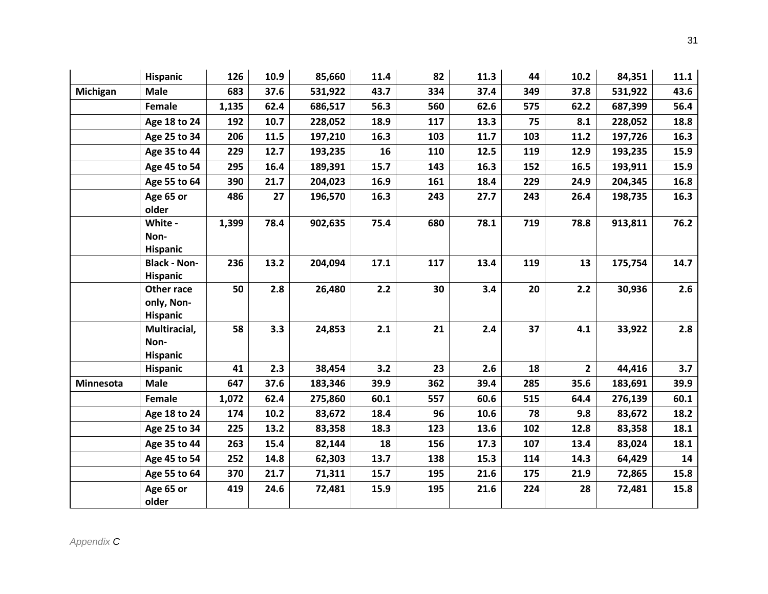| | | | | | | | | | | | |
|---|---|---|---|---|---|---|---|---|---|---|---|
| | **Hispanic** | **126** | **10.9** | **85,660** | **11.4** | **82** | **11.3** | **44** | **10.2** | **84,351** | **11.1** |
| **Michigan** | **Male** | **683** | **37.6** | **531,922** | **43.7** | **334** | **37.4** | **349** | **37.8** | **531,922** | **43.6** |
| | **Female** | **1,135** | **62.4** | **686,517** | **56.3** | **560** | **62.6** | **575** | **62.2** | **687,399** | **56.4** |
| | **Age 18 to 24** | **192** | **10.7** | **228,052** | **18.9** | **117** | **13.3** | **75** | **8.1** | **228,052** | **18.8** |
| | **Age 25 to 34** | **206** | **11.5** | **197,210** | **16.3** | **103** | **11.7** | **103** | **11.2** | **197,726** | **16.3** |
| | **Age 35 to 44** | **229** | **12.7** | **193,235** | **16** | **110** | **12.5** | **119** | **12.9** | **193,235** | **15.9** |
| | **Age 45 to 54** | **295** | **16.4** | **189,391** | **15.7** | **143** | **16.3** | **152** | **16.5** | **193,911** | **15.9** |
| | **Age 55 to 64** | **390** | **21.7** | **204,023** | **16.9** | **161** | **18.4** | **229** | **24.9** | **204,345** | **16.8** |
| | **Age 65 or older** | **486** | **27** | **196,570** | **16.3** | **243** | **27.7** | **243** | **26.4** | **198,735** | **16.3** |
| | **White - Non-Hispanic** | **1,399** | **78.4** | **902,635** | **75.4** | **680** | **78.1** | **719** | **78.8** | **913,811** | **76.2** |
| | **Black - Non-Hispanic** | **236** | **13.2** | **204,094** | **17.1** | **117** | **13.4** | **119** | **13** | **175,754** | **14.7** |
| | **Other race only, Non-Hispanic** | **50** | **2.8** | **26,480** | **2.2** | **30** | **3.4** | **20** | **2.2** | **30,936** | **2.6** |
| | **Multiracial, Non-Hispanic** | **58** | **3.3** | **24,853** | **2.1** | **21** | **2.4** | **37** | **4.1** | **33,922** | **2.8** |
| | **Hispanic** | **41** | **2.3** | **38,454** | **3.2** | **23** | **2.6** | **18** | **2** | **44,416** | **3.7** |
| **Minnesota** | **Male** | **647** | **37.6** | **183,346** | **39.9** | **362** | **39.4** | **285** | **35.6** | **183,691** | **39.9** |
| | **Female** | **1,072** | **62.4** | **275,860** | **60.1** | **557** | **60.6** | **515** | **64.4** | **276,139** | **60.1** |
| | **Age 18 to 24** | **174** | **10.2** | **83,672** | **18.4** | **96** | **10.6** | **78** | **9.8** | **83,672** | **18.2** |
| | **Age 25 to 34** | **225** | **13.2** | **83,358** | **18.3** | **123** | **13.6** | **102** | **12.8** | **83,358** | **18.1** |
| | **Age 35 to 44** | **263** | **15.4** | **82,144** | **18** | **156** | **17.3** | **107** | **13.4** | **83,024** | **18.1** |
| | **Age 45 to 54** | **252** | **14.8** | **62,303** | **13.7** | **138** | **15.3** | **114** | **14.3** | **64,429** | **14** |
| | **Age 55 to 64** | **370** | **21.7** | **71,311** | **15.7** | **195** | **21.6** | **175** | **21.9** | **72,865** | **15.8** |
| | **Age 65 or older** | **419** | **24.6** | **72,481** | **15.9** | **195** | **21.6** | **224** | **28** | **72,481** | **15.8** |

*Appendix C*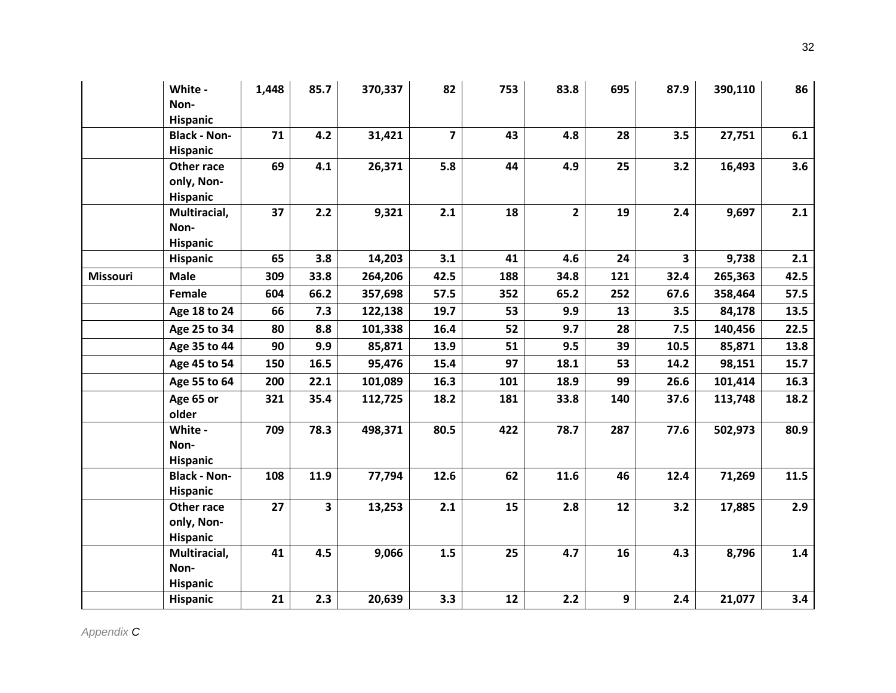| | | | | | | | | | | | |
|---|---|---|---|---|---|---|---|---|---|---|---|
| | **White - Non-Hispanic** | **1,448** | **85.7** | **370,337** | **82** | **753** | **83.8** | **695** | **87.9** | **390,110** | **86** |
| | **Black - Non-Hispanic** | **71** | **4.2** | **31,421** | **7** | **43** | **4.8** | **28** | **3.5** | **27,751** | **6.1** |
| | **Other race only, Non-Hispanic** | **69** | **4.1** | **26,371** | **5.8** | **44** | **4.9** | **25** | **3.2** | **16,493** | **3.6** |
| | **Multiracial, Non-Hispanic** | **37** | **2.2** | **9,321** | **2.1** | **18** | **2** | **19** | **2.4** | **9,697** | **2.1** |
| | **Hispanic** | **65** | **3.8** | **14,203** | **3.1** | **41** | **4.6** | **24** | **3** | **9,738** | **2.1** |
| **Missouri** | **Male** | **309** | **33.8** | **264,206** | **42.5** | **188** | **34.8** | **121** | **32.4** | **265,363** | **42.5** |
| | **Female** | **604** | **66.2** | **357,698** | **57.5** | **352** | **65.2** | **252** | **67.6** | **358,464** | **57.5** |
| | **Age 18 to 24** | **66** | **7.3** | **122,138** | **19.7** | **53** | **9.9** | **13** | **3.5** | **84,178** | **13.5** |
| | **Age 25 to 34** | **80** | **8.8** | **101,338** | **16.4** | **52** | **9.7** | **28** | **7.5** | **140,456** | **22.5** |
| | **Age 35 to 44** | **90** | **9.9** | **85,871** | **13.9** | **51** | **9.5** | **39** | **10.5** | **85,871** | **13.8** |
| | **Age 45 to 54** | **150** | **16.5** | **95,476** | **15.4** | **97** | **18.1** | **53** | **14.2** | **98,151** | **15.7** |
| | **Age 55 to 64** | **200** | **22.1** | **101,089** | **16.3** | **101** | **18.9** | **99** | **26.6** | **101,414** | **16.3** |
| | **Age 65 or older** | **321** | **35.4** | **112,725** | **18.2** | **181** | **33.8** | **140** | **37.6** | **113,748** | **18.2** |
| | **White - Non-Hispanic** | **709** | **78.3** | **498,371** | **80.5** | **422** | **78.7** | **287** | **77.6** | **502,973** | **80.9** |
| | **Black - Non-Hispanic** | **108** | **11.9** | **77,794** | **12.6** | **62** | **11.6** | **46** | **12.4** | **71,269** | **11.5** |
| | **Other race only, Non-Hispanic** | **27** | **3** | **13,253** | **2.1** | **15** | **2.8** | **12** | **3.2** | **17,885** | **2.9** |
| | **Multiracial, Non-Hispanic** | **41** | **4.5** | **9,066** | **1.5** | **25** | **4.7** | **16** | **4.3** | **8,796** | **1.4** |
| | **Hispanic** | **21** | **2.3** | **20,639** | **3.3** | **12** | **2.2** | **9** | **2.4** | **21,077** | **3.4** |

*Appendix C*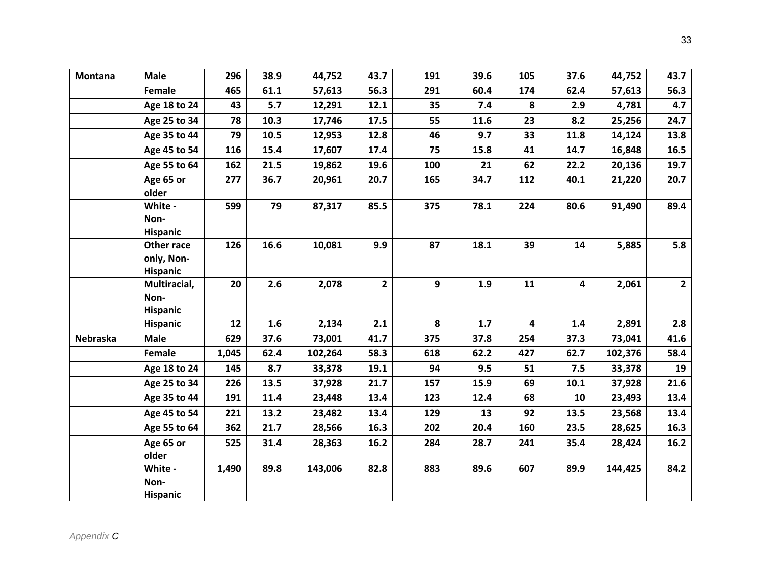| Montana | Male | 296 | 38.9 | 44,752 | 43.7 | 191 | 39.6 | 105 | 37.6 | 44,752 | 43.7 |
|---|---|---|---|---|---|---|---|---|---|---|---|
| | Female | 465 | 61.1 | 57,613 | 56.3 | 291 | 60.4 | 174 | 62.4 | 57,613 | 56.3 |
| | Age 18 to 24 | 43 | 5.7 | 12,291 | 12.1 | 35 | 7.4 | 8 | 2.9 | 4,781 | 4.7 |
| | Age 25 to 34 | 78 | 10.3 | 17,746 | 17.5 | 55 | 11.6 | 23 | 8.2 | 25,256 | 24.7 |
| | Age 35 to 44 | 79 | 10.5 | 12,953 | 12.8 | 46 | 9.7 | 33 | 11.8 | 14,124 | 13.8 |
| | Age 45 to 54 | 116 | 15.4 | 17,607 | 17.4 | 75 | 15.8 | 41 | 14.7 | 16,848 | 16.5 |
| | Age 55 to 64 | 162 | 21.5 | 19,862 | 19.6 | 100 | 21 | 62 | 22.2 | 20,136 | 19.7 |
| | Age 65 or older | 277 | 36.7 | 20,961 | 20.7 | 165 | 34.7 | 112 | 40.1 | 21,220 | 20.7 |
| | White - Non-Hispanic | 599 | 79 | 87,317 | 85.5 | 375 | 78.1 | 224 | 80.6 | 91,490 | 89.4 |
| | Other race only, Non-Hispanic | 126 | 16.6 | 10,081 | 9.9 | 87 | 18.1 | 39 | 14 | 5,885 | 5.8 |
| | Multiracial, Non-Hispanic | 20 | 2.6 | 2,078 | 2 | 9 | 1.9 | 11 | 4 | 2,061 | 2 |
| | Hispanic | 12 | 1.6 | 2,134 | 2.1 | 8 | 1.7 | 4 | 1.4 | 2,891 | 2.8 |
| Nebraska | Male | 629 | 37.6 | 73,001 | 41.7 | 375 | 37.8 | 254 | 37.3 | 73,041 | 41.6 |
| | Female | 1,045 | 62.4 | 102,264 | 58.3 | 618 | 62.2 | 427 | 62.7 | 102,376 | 58.4 |
| | Age 18 to 24 | 145 | 8.7 | 33,378 | 19.1 | 94 | 9.5 | 51 | 7.5 | 33,378 | 19 |
| | Age 25 to 34 | 226 | 13.5 | 37,928 | 21.7 | 157 | 15.9 | 69 | 10.1 | 37,928 | 21.6 |
| | Age 35 to 44 | 191 | 11.4 | 23,448 | 13.4 | 123 | 12.4 | 68 | 10 | 23,493 | 13.4 |
| | Age 45 to 54 | 221 | 13.2 | 23,482 | 13.4 | 129 | 13 | 92 | 13.5 | 23,568 | 13.4 |
| | Age 55 to 64 | 362 | 21.7 | 28,566 | 16.3 | 202 | 20.4 | 160 | 23.5 | 28,625 | 16.3 |
| | Age 65 or older | 525 | 31.4 | 28,363 | 16.2 | 284 | 28.7 | 241 | 35.4 | 28,424 | 16.2 |
| | White - Non-Hispanic | 1,490 | 89.8 | 143,006 | 82.8 | 883 | 89.6 | 607 | 89.9 | 144,425 | 84.2 |

*Appendix C*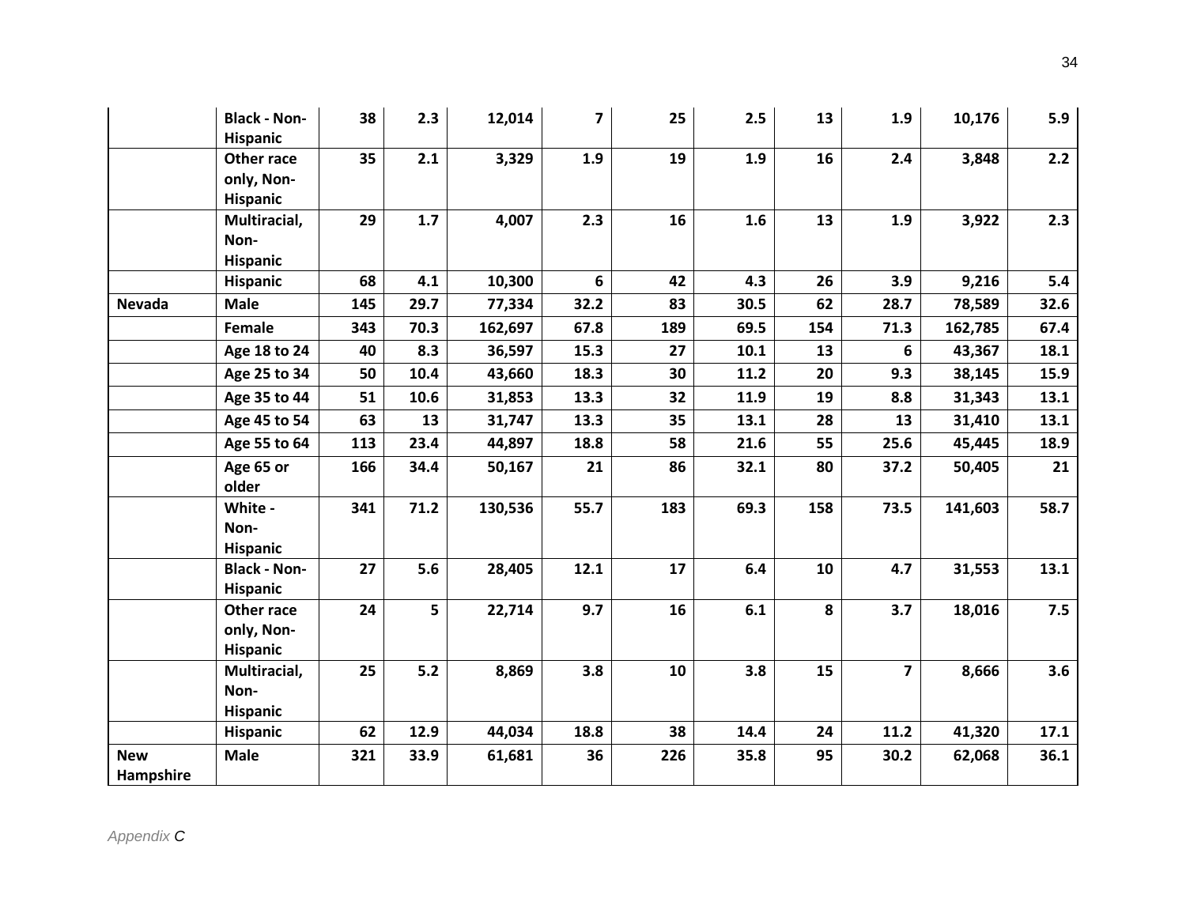| | | | | | | | | | | |
|---|---|---|---|---|---|---|---|---|---|---|
| | **Black - Non-Hispanic** | **38** | **2.3** | **12,014** | **7** | **25** | **2.5** | **13** | **1.9** | **10,176** | **5.9** |
| | **Other race only, Non-Hispanic** | **35** | **2.1** | **3,329** | **1.9** | **19** | **1.9** | **16** | **2.4** | **3,848** | **2.2** |
| | **Multiracial, Non-Hispanic** | **29** | **1.7** | **4,007** | **2.3** | **16** | **1.6** | **13** | **1.9** | **3,922** | **2.3** |
| | **Hispanic** | **68** | **4.1** | **10,300** | **6** | **42** | **4.3** | **26** | **3.9** | **9,216** | **5.4** |
| **Nevada** | **Male** | **145** | **29.7** | **77,334** | **32.2** | **83** | **30.5** | **62** | **28.7** | **78,589** | **32.6** |
| | **Female** | **343** | **70.3** | **162,697** | **67.8** | **189** | **69.5** | **154** | **71.3** | **162,785** | **67.4** |
| | **Age 18 to 24** | **40** | **8.3** | **36,597** | **15.3** | **27** | **10.1** | **13** | **6** | **43,367** | **18.1** |
| | **Age 25 to 34** | **50** | **10.4** | **43,660** | **18.3** | **30** | **11.2** | **20** | **9.3** | **38,145** | **15.9** |
| | **Age 35 to 44** | **51** | **10.6** | **31,853** | **13.3** | **32** | **11.9** | **19** | **8.8** | **31,343** | **13.1** |
| | **Age 45 to 54** | **63** | **13** | **31,747** | **13.3** | **35** | **13.1** | **28** | **13** | **31,410** | **13.1** |
| | **Age 55 to 64** | **113** | **23.4** | **44,897** | **18.8** | **58** | **21.6** | **55** | **25.6** | **45,445** | **18.9** |
| | **Age 65 or older** | **166** | **34.4** | **50,167** | **21** | **86** | **32.1** | **80** | **37.2** | **50,405** | **21** |
| | **White - Non-Hispanic** | **341** | **71.2** | **130,536** | **55.7** | **183** | **69.3** | **158** | **73.5** | **141,603** | **58.7** |
| | **Black - Non-Hispanic** | **27** | **5.6** | **28,405** | **12.1** | **17** | **6.4** | **10** | **4.7** | **31,553** | **13.1** |
| | **Other race only, Non-Hispanic** | **24** | **5** | **22,714** | **9.7** | **16** | **6.1** | **8** | **3.7** | **18,016** | **7.5** |
| | **Multiracial, Non-Hispanic** | **25** | **5.2** | **8,869** | **3.8** | **10** | **3.8** | **15** | **7** | **8,666** | **3.6** |
| | **Hispanic** | **62** | **12.9** | **44,034** | **18.8** | **38** | **14.4** | **24** | **11.2** | **41,320** | **17.1** |
| **New Hampshire** | **Male** | **321** | **33.9** | **61,681** | **36** | **226** | **35.8** | **95** | **30.2** | **62,068** | **36.1** |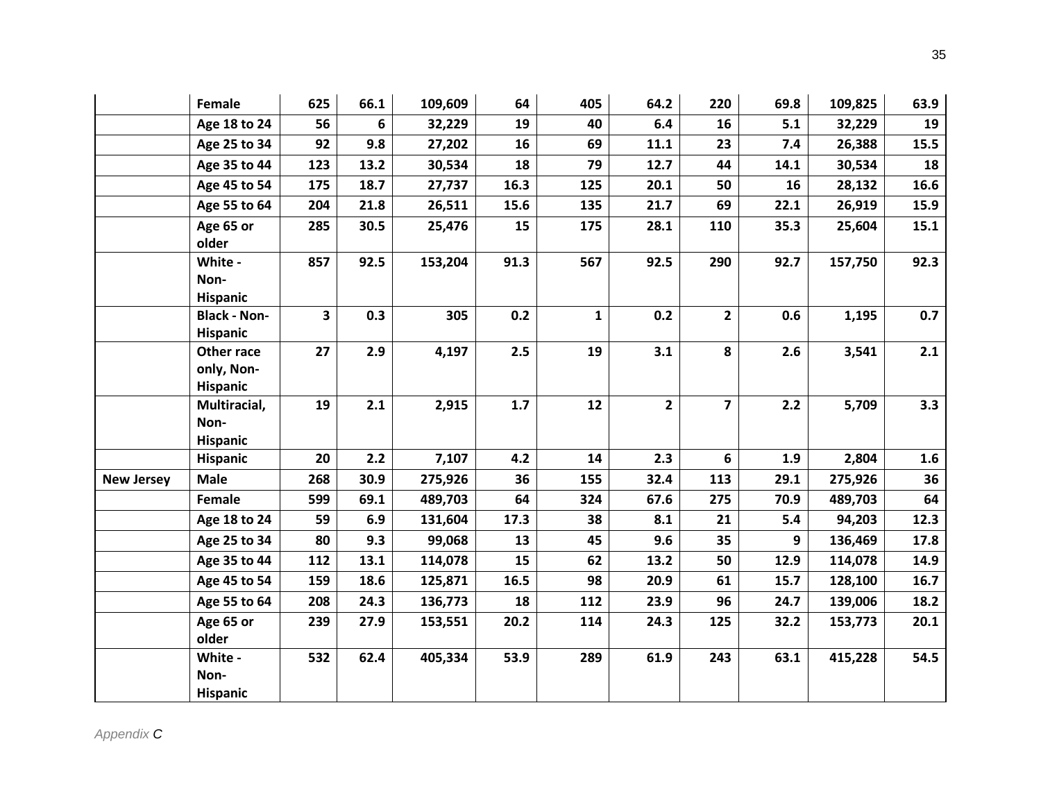| | | | | | | | | | | | |
|---|---|---|---|---|---|---|---|---|---|---|---|
| | **Female** | **625** | **66.1** | **109,609** | **64** | **405** | **64.2** | **220** | **69.8** | **109,825** | **63.9** |
| | **Age 18 to 24** | **56** | **6** | **32,229** | **19** | **40** | **6.4** | **16** | **5.1** | **32,229** | **19** |
| | **Age 25 to 34** | **92** | **9.8** | **27,202** | **16** | **69** | **11.1** | **23** | **7.4** | **26,388** | **15.5** |
| | **Age 35 to 44** | **123** | **13.2** | **30,534** | **18** | **79** | **12.7** | **44** | **14.1** | **30,534** | **18** |
| | **Age 45 to 54** | **175** | **18.7** | **27,737** | **16.3** | **125** | **20.1** | **50** | **16** | **28,132** | **16.6** |
| | **Age 55 to 64** | **204** | **21.8** | **26,511** | **15.6** | **135** | **21.7** | **69** | **22.1** | **26,919** | **15.9** |
| | **Age 65 or older** | **285** | **30.5** | **25,476** | **15** | **175** | **28.1** | **110** | **35.3** | **25,604** | **15.1** |
| | **White - Non-Hispanic** | **857** | **92.5** | **153,204** | **91.3** | **567** | **92.5** | **290** | **92.7** | **157,750** | **92.3** |
| | **Black - Non-Hispanic** | **3** | **0.3** | **305** | **0.2** | **1** | **0.2** | **2** | **0.6** | **1,195** | **0.7** |
| | **Other race only, Non-Hispanic** | **27** | **2.9** | **4,197** | **2.5** | **19** | **3.1** | **8** | **2.6** | **3,541** | **2.1** |
| | **Multiracial, Non-Hispanic** | **19** | **2.1** | **2,915** | **1.7** | **12** | **2** | **7** | **2.2** | **5,709** | **3.3** |
| | **Hispanic** | **20** | **2.2** | **7,107** | **4.2** | **14** | **2.3** | **6** | **1.9** | **2,804** | **1.6** |
| **New Jersey** | **Male** | **268** | **30.9** | **275,926** | **36** | **155** | **32.4** | **113** | **29.1** | **275,926** | **36** |
| | **Female** | **599** | **69.1** | **489,703** | **64** | **324** | **67.6** | **275** | **70.9** | **489,703** | **64** |
| | **Age 18 to 24** | **59** | **6.9** | **131,604** | **17.3** | **38** | **8.1** | **21** | **5.4** | **94,203** | **12.3** |
| | **Age 25 to 34** | **80** | **9.3** | **99,068** | **13** | **45** | **9.6** | **35** | **9** | **136,469** | **17.8** |
| | **Age 35 to 44** | **112** | **13.1** | **114,078** | **15** | **62** | **13.2** | **50** | **12.9** | **114,078** | **14.9** |
| | **Age 45 to 54** | **159** | **18.6** | **125,871** | **16.5** | **98** | **20.9** | **61** | **15.7** | **128,100** | **16.7** |
| | **Age 55 to 64** | **208** | **24.3** | **136,773** | **18** | **112** | **23.9** | **96** | **24.7** | **139,006** | **18.2** |
| | **Age 65 or older** | **239** | **27.9** | **153,551** | **20.2** | **114** | **24.3** | **125** | **32.2** | **153,773** | **20.1** |
| | **White - Non-Hispanic** | **532** | **62.4** | **405,334** | **53.9** | **289** | **61.9** | **243** | **63.1** | **415,228** | **54.5** |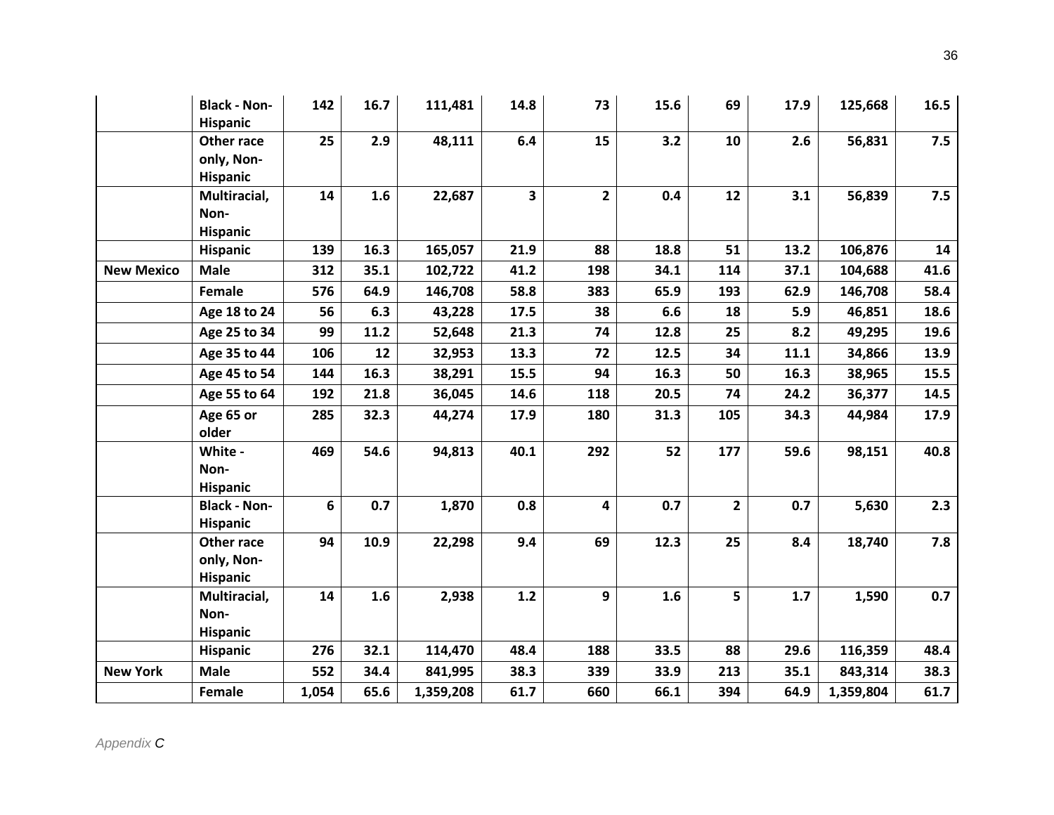|  |  |  |  |  |  |  |  |  |  |  |  |
|---|---|---|---|---|---|---|---|---|---|---|---|
|  | **Black - Non-Hispanic** | **142** | **16.7** | **111,481** | **14.8** | **73** | **15.6** | **69** | **17.9** | **125,668** | **16.5** |
|  | **Other race only, Non-Hispanic** | **25** | **2.9** | **48,111** | **6.4** | **15** | **3.2** | **10** | **2.6** | **56,831** | **7.5** |
|  | **Multiracial, Non-Hispanic** | **14** | **1.6** | **22,687** | **3** | **2** | **0.4** | **12** | **3.1** | **56,839** | **7.5** |
|  | **Hispanic** | **139** | **16.3** | **165,057** | **21.9** | **88** | **18.8** | **51** | **13.2** | **106,876** | **14** |
| **New Mexico** | **Male** | **312** | **35.1** | **102,722** | **41.2** | **198** | **34.1** | **114** | **37.1** | **104,688** | **41.6** |
|  | **Female** | **576** | **64.9** | **146,708** | **58.8** | **383** | **65.9** | **193** | **62.9** | **146,708** | **58.4** |
|  | **Age 18 to 24** | **56** | **6.3** | **43,228** | **17.5** | **38** | **6.6** | **18** | **5.9** | **46,851** | **18.6** |
|  | **Age 25 to 34** | **99** | **11.2** | **52,648** | **21.3** | **74** | **12.8** | **25** | **8.2** | **49,295** | **19.6** |
|  | **Age 35 to 44** | **106** | **12** | **32,953** | **13.3** | **72** | **12.5** | **34** | **11.1** | **34,866** | **13.9** |
|  | **Age 45 to 54** | **144** | **16.3** | **38,291** | **15.5** | **94** | **16.3** | **50** | **16.3** | **38,965** | **15.5** |
|  | **Age 55 to 64** | **192** | **21.8** | **36,045** | **14.6** | **118** | **20.5** | **74** | **24.2** | **36,377** | **14.5** |
|  | **Age 65 or older** | **285** | **32.3** | **44,274** | **17.9** | **180** | **31.3** | **105** | **34.3** | **44,984** | **17.9** |
|  | **White - Non-Hispanic** | **469** | **54.6** | **94,813** | **40.1** | **292** | **52** | **177** | **59.6** | **98,151** | **40.8** |
|  | **Black - Non-Hispanic** | **6** | **0.7** | **1,870** | **0.8** | **4** | **0.7** | **2** | **0.7** | **5,630** | **2.3** |
|  | **Other race only, Non-Hispanic** | **94** | **10.9** | **22,298** | **9.4** | **69** | **12.3** | **25** | **8.4** | **18,740** | **7.8** |
|  | **Multiracial, Non-Hispanic** | **14** | **1.6** | **2,938** | **1.2** | **9** | **1.6** | **5** | **1.7** | **1,590** | **0.7** |
|  | **Hispanic** | **276** | **32.1** | **114,470** | **48.4** | **188** | **33.5** | **88** | **29.6** | **116,359** | **48.4** |
| **New York** | **Male** | **552** | **34.4** | **841,995** | **38.3** | **339** | **33.9** | **213** | **35.1** | **843,314** | **38.3** |
|  | **Female** | **1,054** | **65.6** | **1,359,208** | **61.7** | **660** | **66.1** | **394** | **64.9** | **1,359,804** | **61.7** |

*Appendix C*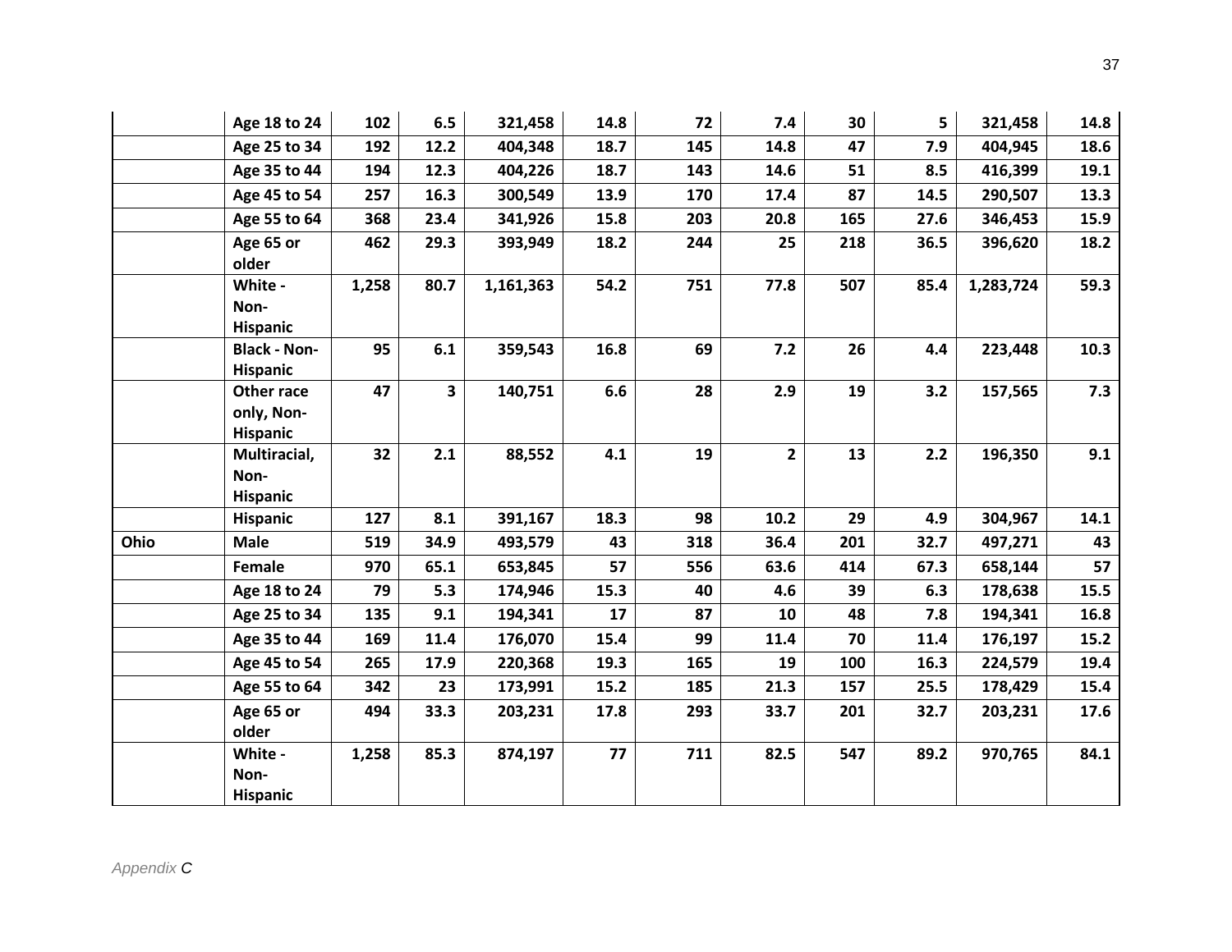| | | | | | | | | | | | |
|---|---|---|---|---|---|---|---|---|---|---|---|
| | **Age 18 to 24** | **102** | **6.5** | **321,458** | **14.8** | **72** | **7.4** | **30** | **5** | **321,458** | **14.8** |
| | **Age 25 to 34** | **192** | **12.2** | **404,348** | **18.7** | **145** | **14.8** | **47** | **7.9** | **404,945** | **18.6** |
| | **Age 35 to 44** | **194** | **12.3** | **404,226** | **18.7** | **143** | **14.6** | **51** | **8.5** | **416,399** | **19.1** |
| | **Age 45 to 54** | **257** | **16.3** | **300,549** | **13.9** | **170** | **17.4** | **87** | **14.5** | **290,507** | **13.3** |
| | **Age 55 to 64** | **368** | **23.4** | **341,926** | **15.8** | **203** | **20.8** | **165** | **27.6** | **346,453** | **15.9** |
| | **Age 65 or older** | **462** | **29.3** | **393,949** | **18.2** | **244** | **25** | **218** | **36.5** | **396,620** | **18.2** |
| | **White - Non-Hispanic** | **1,258** | **80.7** | **1,161,363** | **54.2** | **751** | **77.8** | **507** | **85.4** | **1,283,724** | **59.3** |
| | **Black - Non-Hispanic** | **95** | **6.1** | **359,543** | **16.8** | **69** | **7.2** | **26** | **4.4** | **223,448** | **10.3** |
| | **Other race only, Non-Hispanic** | **47** | **3** | **140,751** | **6.6** | **28** | **2.9** | **19** | **3.2** | **157,565** | **7.3** |
| | **Multiracial, Non-Hispanic** | **32** | **2.1** | **88,552** | **4.1** | **19** | **2** | **13** | **2.2** | **196,350** | **9.1** |
| | **Hispanic** | **127** | **8.1** | **391,167** | **18.3** | **98** | **10.2** | **29** | **4.9** | **304,967** | **14.1** |
| **Ohio** | **Male** | **519** | **34.9** | **493,579** | **43** | **318** | **36.4** | **201** | **32.7** | **497,271** | **43** |
| | **Female** | **970** | **65.1** | **653,845** | **57** | **556** | **63.6** | **414** | **67.3** | **658,144** | **57** |
| | **Age 18 to 24** | **79** | **5.3** | **174,946** | **15.3** | **40** | **4.6** | **39** | **6.3** | **178,638** | **15.5** |
| | **Age 25 to 34** | **135** | **9.1** | **194,341** | **17** | **87** | **10** | **48** | **7.8** | **194,341** | **16.8** |
| | **Age 35 to 44** | **169** | **11.4** | **176,070** | **15.4** | **99** | **11.4** | **70** | **11.4** | **176,197** | **15.2** |
| | **Age 45 to 54** | **265** | **17.9** | **220,368** | **19.3** | **165** | **19** | **100** | **16.3** | **224,579** | **19.4** |
| | **Age 55 to 64** | **342** | **23** | **173,991** | **15.2** | **185** | **21.3** | **157** | **25.5** | **178,429** | **15.4** |
| | **Age 65 or older** | **494** | **33.3** | **203,231** | **17.8** | **293** | **33.7** | **201** | **32.7** | **203,231** | **17.6** |
| | **White - Non-Hispanic** | **1,258** | **85.3** | **874,197** | **77** | **711** | **82.5** | **547** | **89.2** | **970,765** | **84.1** |

*Appendix C*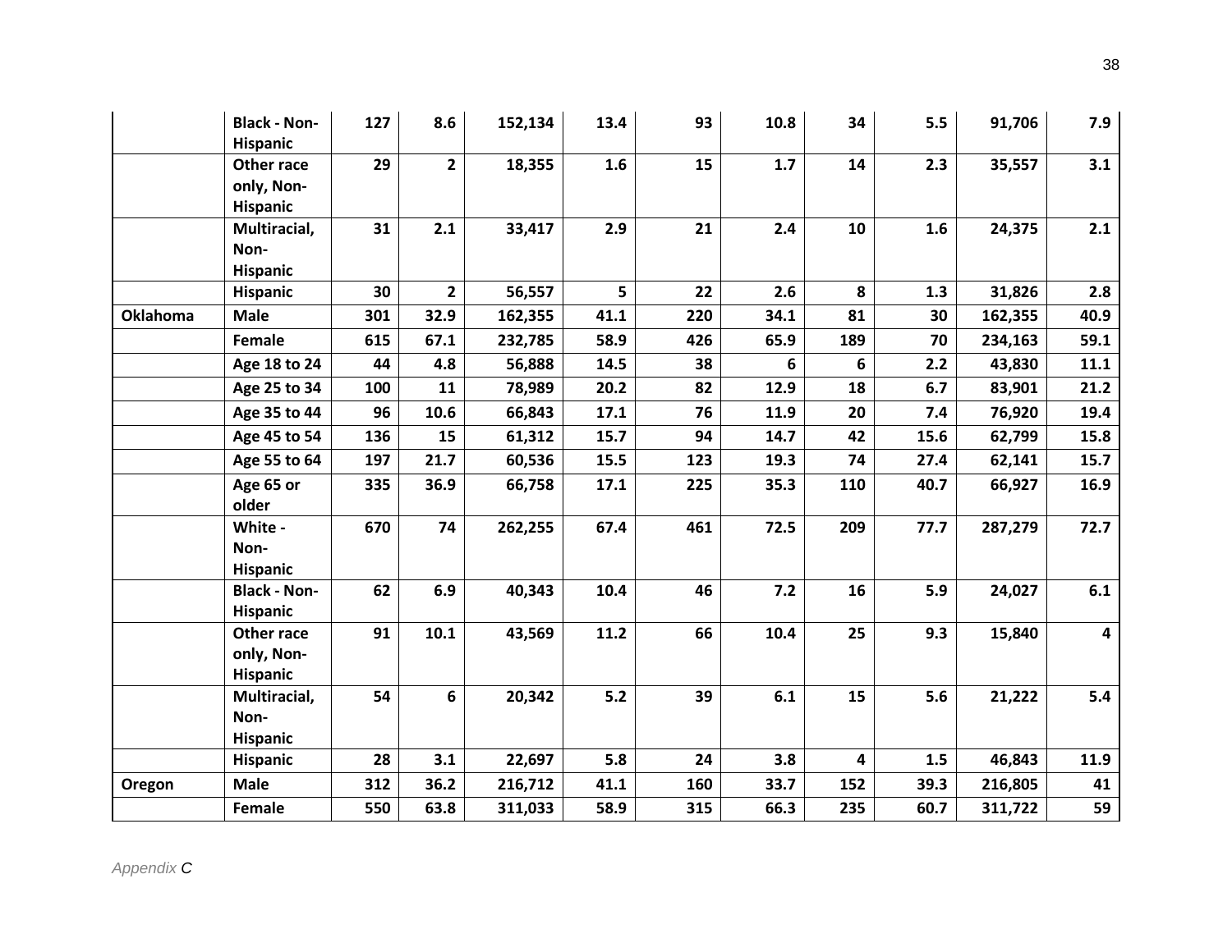| | | | | | | | | | | |
|---|---|---|---|---|---|---|---|---|---|---|
| | **Black - Non-Hispanic** | **127** | **8.6** | **152,134** | **13.4** | **93** | **10.8** | **34** | **5.5** | **91,706** | **7.9** |
| | **Other race only, Non-Hispanic** | **29** | **2** | **18,355** | **1.6** | **15** | **1.7** | **14** | **2.3** | **35,557** | **3.1** |
| | **Multiracial, Non-Hispanic** | **31** | **2.1** | **33,417** | **2.9** | **21** | **2.4** | **10** | **1.6** | **24,375** | **2.1** |
| | **Hispanic** | **30** | **2** | **56,557** | **5** | **22** | **2.6** | **8** | **1.3** | **31,826** | **2.8** |
| **Oklahoma** | **Male** | **301** | **32.9** | **162,355** | **41.1** | **220** | **34.1** | **81** | **30** | **162,355** | **40.9** |
| | **Female** | **615** | **67.1** | **232,785** | **58.9** | **426** | **65.9** | **189** | **70** | **234,163** | **59.1** |
| | **Age 18 to 24** | **44** | **4.8** | **56,888** | **14.5** | **38** | **6** | **6** | **2.2** | **43,830** | **11.1** |
| | **Age 25 to 34** | **100** | **11** | **78,989** | **20.2** | **82** | **12.9** | **18** | **6.7** | **83,901** | **21.2** |
| | **Age 35 to 44** | **96** | **10.6** | **66,843** | **17.1** | **76** | **11.9** | **20** | **7.4** | **76,920** | **19.4** |
| | **Age 45 to 54** | **136** | **15** | **61,312** | **15.7** | **94** | **14.7** | **42** | **15.6** | **62,799** | **15.8** |
| | **Age 55 to 64** | **197** | **21.7** | **60,536** | **15.5** | **123** | **19.3** | **74** | **27.4** | **62,141** | **15.7** |
| | **Age 65 or older** | **335** | **36.9** | **66,758** | **17.1** | **225** | **35.3** | **110** | **40.7** | **66,927** | **16.9** |
| | **White - Non-Hispanic** | **670** | **74** | **262,255** | **67.4** | **461** | **72.5** | **209** | **77.7** | **287,279** | **72.7** |
| | **Black - Non-Hispanic** | **62** | **6.9** | **40,343** | **10.4** | **46** | **7.2** | **16** | **5.9** | **24,027** | **6.1** |
| | **Other race only, Non-Hispanic** | **91** | **10.1** | **43,569** | **11.2** | **66** | **10.4** | **25** | **9.3** | **15,840** | **4** |
| | **Multiracial, Non-Hispanic** | **54** | **6** | **20,342** | **5.2** | **39** | **6.1** | **15** | **5.6** | **21,222** | **5.4** |
| | **Hispanic** | **28** | **3.1** | **22,697** | **5.8** | **24** | **3.8** | **4** | **1.5** | **46,843** | **11.9** |
| **Oregon** | **Male** | **312** | **36.2** | **216,712** | **41.1** | **160** | **33.7** | **152** | **39.3** | **216,805** | **41** |
| | **Female** | **550** | **63.8** | **311,033** | **58.9** | **315** | **66.3** | **235** | **60.7** | **311,722** | **59** |

*Appendix **C***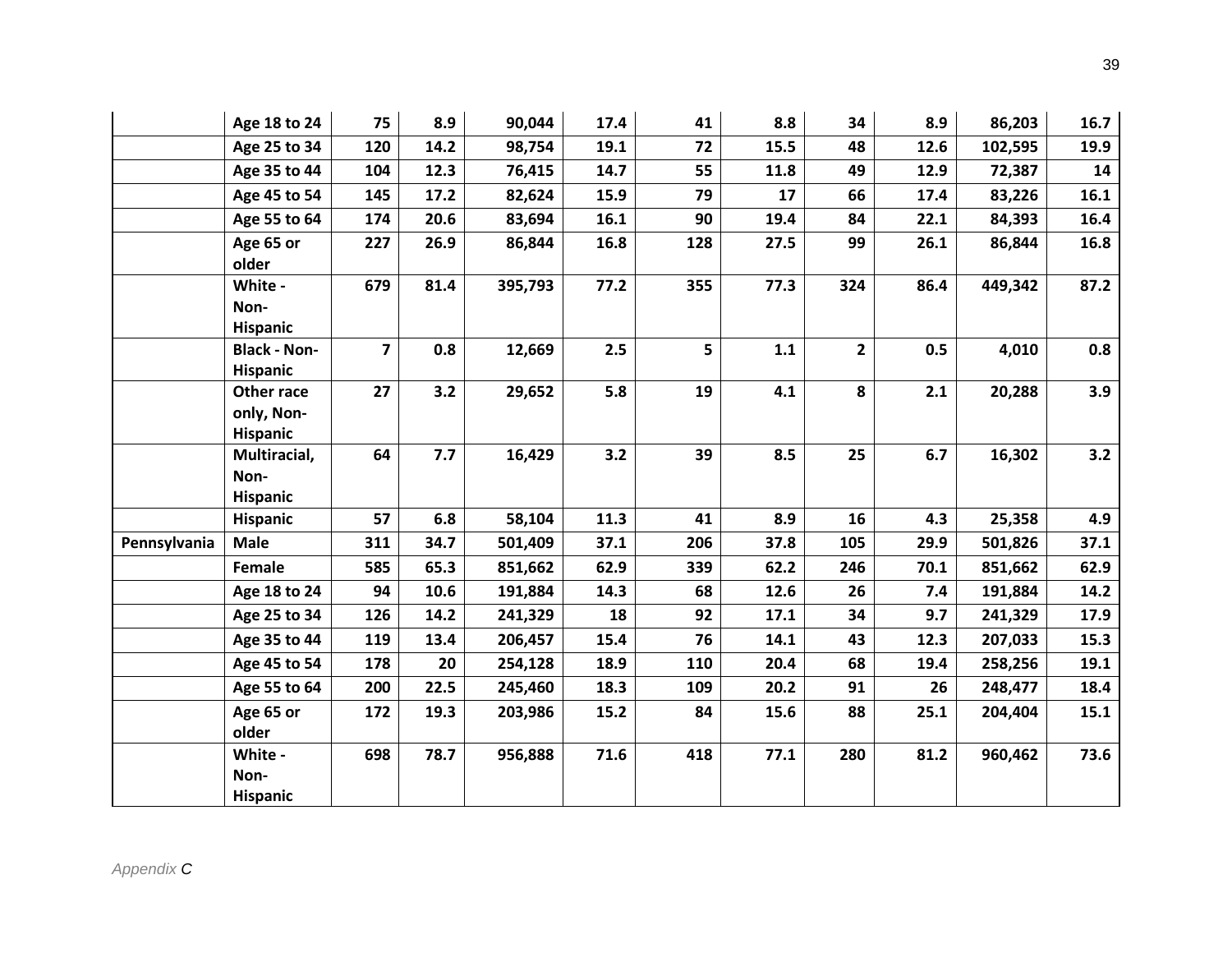| | | | | | | | | | | | |
|---|---|---|---|---|---|---|---|---|---|---|---|
| | **Age 18 to 24** | **75** | **8.9** | **90,044** | **17.4** | **41** | **8.8** | **34** | **8.9** | **86,203** | **16.7** |
| | **Age 25 to 34** | **120** | **14.2** | **98,754** | **19.1** | **72** | **15.5** | **48** | **12.6** | **102,595** | **19.9** |
| | **Age 35 to 44** | **104** | **12.3** | **76,415** | **14.7** | **55** | **11.8** | **49** | **12.9** | **72,387** | **14** |
| | **Age 45 to 54** | **145** | **17.2** | **82,624** | **15.9** | **79** | **17** | **66** | **17.4** | **83,226** | **16.1** |
| | **Age 55 to 64** | **174** | **20.6** | **83,694** | **16.1** | **90** | **19.4** | **84** | **22.1** | **84,393** | **16.4** |
| | **Age 65 or older** | **227** | **26.9** | **86,844** | **16.8** | **128** | **27.5** | **99** | **26.1** | **86,844** | **16.8** |
| | **White - Non-Hispanic** | **679** | **81.4** | **395,793** | **77.2** | **355** | **77.3** | **324** | **86.4** | **449,342** | **87.2** |
| | **Black - Non-Hispanic** | **7** | **0.8** | **12,669** | **2.5** | **5** | **1.1** | **2** | **0.5** | **4,010** | **0.8** |
| | **Other race only, Non-Hispanic** | **27** | **3.2** | **29,652** | **5.8** | **19** | **4.1** | **8** | **2.1** | **20,288** | **3.9** |
| | **Multiracial, Non-Hispanic** | **64** | **7.7** | **16,429** | **3.2** | **39** | **8.5** | **25** | **6.7** | **16,302** | **3.2** |
| | **Hispanic** | **57** | **6.8** | **58,104** | **11.3** | **41** | **8.9** | **16** | **4.3** | **25,358** | **4.9** |
| **Pennsylvania** | **Male** | **311** | **34.7** | **501,409** | **37.1** | **206** | **37.8** | **105** | **29.9** | **501,826** | **37.1** |
| | **Female** | **585** | **65.3** | **851,662** | **62.9** | **339** | **62.2** | **246** | **70.1** | **851,662** | **62.9** |
| | **Age 18 to 24** | **94** | **10.6** | **191,884** | **14.3** | **68** | **12.6** | **26** | **7.4** | **191,884** | **14.2** |
| | **Age 25 to 34** | **126** | **14.2** | **241,329** | **18** | **92** | **17.1** | **34** | **9.7** | **241,329** | **17.9** |
| | **Age 35 to 44** | **119** | **13.4** | **206,457** | **15.4** | **76** | **14.1** | **43** | **12.3** | **207,033** | **15.3** |
| | **Age 45 to 54** | **178** | **20** | **254,128** | **18.9** | **110** | **20.4** | **68** | **19.4** | **258,256** | **19.1** |
| | **Age 55 to 64** | **200** | **22.5** | **245,460** | **18.3** | **109** | **20.2** | **91** | **26** | **248,477** | **18.4** |
| | **Age 65 or older** | **172** | **19.3** | **203,986** | **15.2** | **84** | **15.6** | **88** | **25.1** | **204,404** | **15.1** |
| | **White - Non-Hispanic** | **698** | **78.7** | **956,888** | **71.6** | **418** | **77.1** | **280** | **81.2** | **960,462** | **73.6** |

*Appendix C*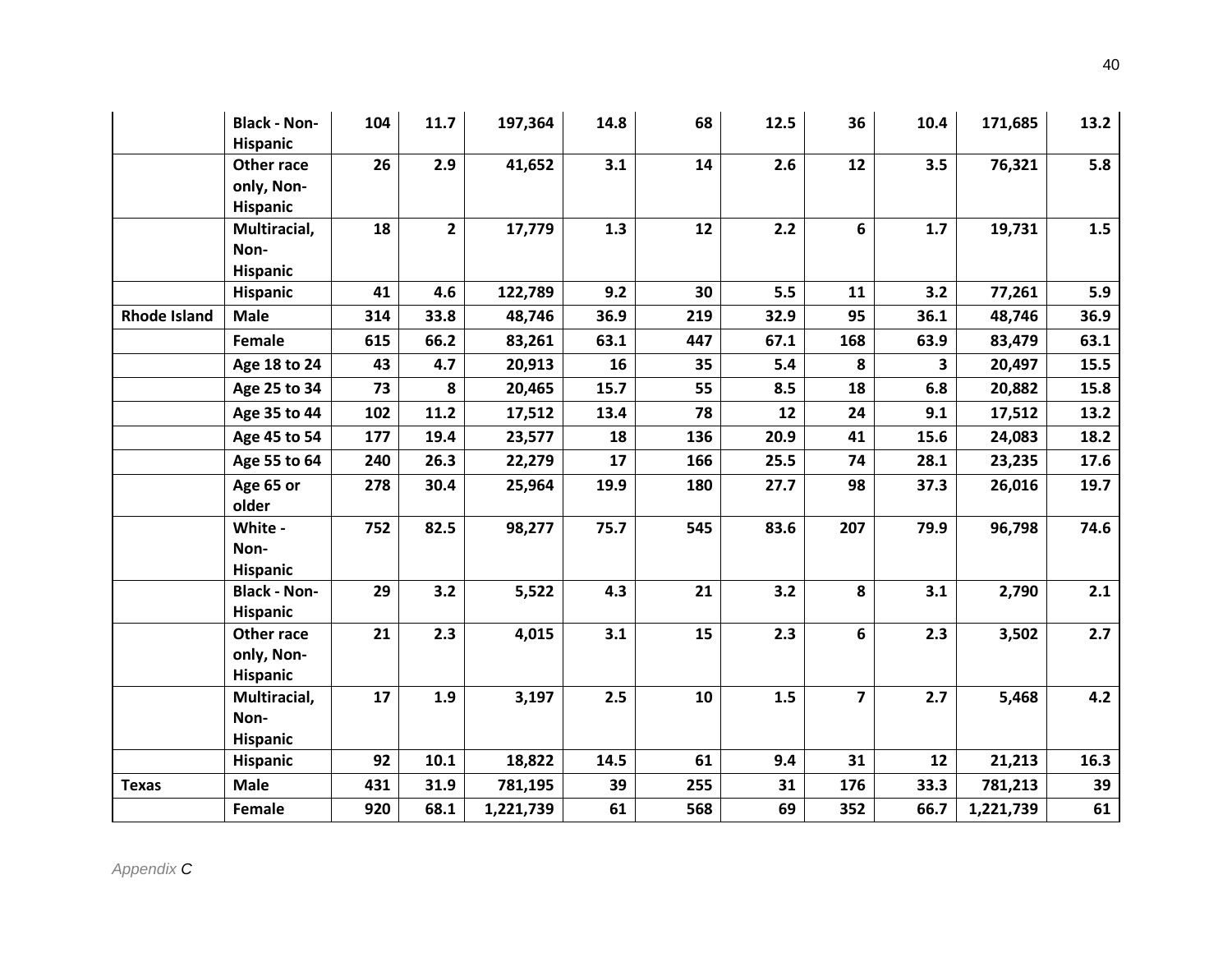|  |  |  |  |  |  |  |  |  |  |  |  |
|---|---|---|---|---|---|---|---|---|---|---|---|
|  | **Black - Non-Hispanic** | **104** | **11.7** | **197,364** | **14.8** | **68** | **12.5** | **36** | **10.4** | **171,685** | **13.2** |
|  | **Other race only, Non-Hispanic** | **26** | **2.9** | **41,652** | **3.1** | **14** | **2.6** | **12** | **3.5** | **76,321** | **5.8** |
|  | **Multiracial, Non-Hispanic** | **18** | **2** | **17,779** | **1.3** | **12** | **2.2** | **6** | **1.7** | **19,731** | **1.5** |
|  | **Hispanic** | **41** | **4.6** | **122,789** | **9.2** | **30** | **5.5** | **11** | **3.2** | **77,261** | **5.9** |
| **Rhode Island** | **Male** | **314** | **33.8** | **48,746** | **36.9** | **219** | **32.9** | **95** | **36.1** | **48,746** | **36.9** |
|  | **Female** | **615** | **66.2** | **83,261** | **63.1** | **447** | **67.1** | **168** | **63.9** | **83,479** | **63.1** |
|  | **Age 18 to 24** | **43** | **4.7** | **20,913** | **16** | **35** | **5.4** | **8** | **3** | **20,497** | **15.5** |
|  | **Age 25 to 34** | **73** | **8** | **20,465** | **15.7** | **55** | **8.5** | **18** | **6.8** | **20,882** | **15.8** |
|  | **Age 35 to 44** | **102** | **11.2** | **17,512** | **13.4** | **78** | **12** | **24** | **9.1** | **17,512** | **13.2** |
|  | **Age 45 to 54** | **177** | **19.4** | **23,577** | **18** | **136** | **20.9** | **41** | **15.6** | **24,083** | **18.2** |
|  | **Age 55 to 64** | **240** | **26.3** | **22,279** | **17** | **166** | **25.5** | **74** | **28.1** | **23,235** | **17.6** |
|  | **Age 65 or older** | **278** | **30.4** | **25,964** | **19.9** | **180** | **27.7** | **98** | **37.3** | **26,016** | **19.7** |
|  | **White - Non-Hispanic** | **752** | **82.5** | **98,277** | **75.7** | **545** | **83.6** | **207** | **79.9** | **96,798** | **74.6** |
|  | **Black - Non-Hispanic** | **29** | **3.2** | **5,522** | **4.3** | **21** | **3.2** | **8** | **3.1** | **2,790** | **2.1** |
|  | **Other race only, Non-Hispanic** | **21** | **2.3** | **4,015** | **3.1** | **15** | **2.3** | **6** | **2.3** | **3,502** | **2.7** |
|  | **Multiracial, Non-Hispanic** | **17** | **1.9** | **3,197** | **2.5** | **10** | **1.5** | **7** | **2.7** | **5,468** | **4.2** |
|  | **Hispanic** | **92** | **10.1** | **18,822** | **14.5** | **61** | **9.4** | **31** | **12** | **21,213** | **16.3** |
| **Texas** | **Male** | **431** | **31.9** | **781,195** | **39** | **255** | **31** | **176** | **33.3** | **781,213** | **39** |
|  | **Female** | **920** | **68.1** | **1,221,739** | **61** | **568** | **69** | **352** | **66.7** | **1,221,739** | **61** |

*Appendix C*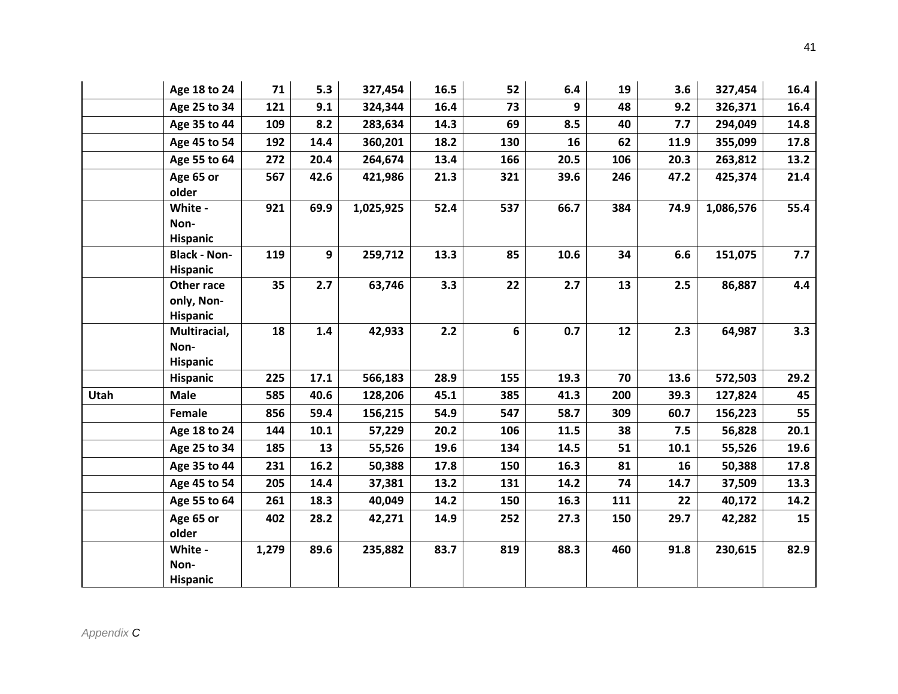| | | | | | | | | | | | |
|---|---|---|---|---|---|---|---|---|---|---|---|
| | **Age 18 to 24** | **71** | **5.3** | **327,454** | **16.5** | **52** | **6.4** | **19** | **3.6** | **327,454** | **16.4** |
| | **Age 25 to 34** | **121** | **9.1** | **324,344** | **16.4** | **73** | **9** | **48** | **9.2** | **326,371** | **16.4** |
| | **Age 35 to 44** | **109** | **8.2** | **283,634** | **14.3** | **69** | **8.5** | **40** | **7.7** | **294,049** | **14.8** |
| | **Age 45 to 54** | **192** | **14.4** | **360,201** | **18.2** | **130** | **16** | **62** | **11.9** | **355,099** | **17.8** |
| | **Age 55 to 64** | **272** | **20.4** | **264,674** | **13.4** | **166** | **20.5** | **106** | **20.3** | **263,812** | **13.2** |
| | **Age 65 or older** | **567** | **42.6** | **421,986** | **21.3** | **321** | **39.6** | **246** | **47.2** | **425,374** | **21.4** |
| | **White - Non-Hispanic** | **921** | **69.9** | **1,025,925** | **52.4** | **537** | **66.7** | **384** | **74.9** | **1,086,576** | **55.4** |
| | **Black - Non-Hispanic** | **119** | **9** | **259,712** | **13.3** | **85** | **10.6** | **34** | **6.6** | **151,075** | **7.7** |
| | **Other race only, Non-Hispanic** | **35** | **2.7** | **63,746** | **3.3** | **22** | **2.7** | **13** | **2.5** | **86,887** | **4.4** |
| | **Multiracial, Non-Hispanic** | **18** | **1.4** | **42,933** | **2.2** | **6** | **0.7** | **12** | **2.3** | **64,987** | **3.3** |
| | **Hispanic** | **225** | **17.1** | **566,183** | **28.9** | **155** | **19.3** | **70** | **13.6** | **572,503** | **29.2** |
| **Utah** | **Male** | **585** | **40.6** | **128,206** | **45.1** | **385** | **41.3** | **200** | **39.3** | **127,824** | **45** |
| | **Female** | **856** | **59.4** | **156,215** | **54.9** | **547** | **58.7** | **309** | **60.7** | **156,223** | **55** |
| | **Age 18 to 24** | **144** | **10.1** | **57,229** | **20.2** | **106** | **11.5** | **38** | **7.5** | **56,828** | **20.1** |
| | **Age 25 to 34** | **185** | **13** | **55,526** | **19.6** | **134** | **14.5** | **51** | **10.1** | **55,526** | **19.6** |
| | **Age 35 to 44** | **231** | **16.2** | **50,388** | **17.8** | **150** | **16.3** | **81** | **16** | **50,388** | **17.8** |
| | **Age 45 to 54** | **205** | **14.4** | **37,381** | **13.2** | **131** | **14.2** | **74** | **14.7** | **37,509** | **13.3** |
| | **Age 55 to 64** | **261** | **18.3** | **40,049** | **14.2** | **150** | **16.3** | **111** | **22** | **40,172** | **14.2** |
| | **Age 65 or older** | **402** | **28.2** | **42,271** | **14.9** | **252** | **27.3** | **150** | **29.7** | **42,282** | **15** |
| | **White - Non-Hispanic** | **1,279** | **89.6** | **235,882** | **83.7** | **819** | **88.3** | **460** | **91.8** | **230,615** | **82.9** |

*Appendix C*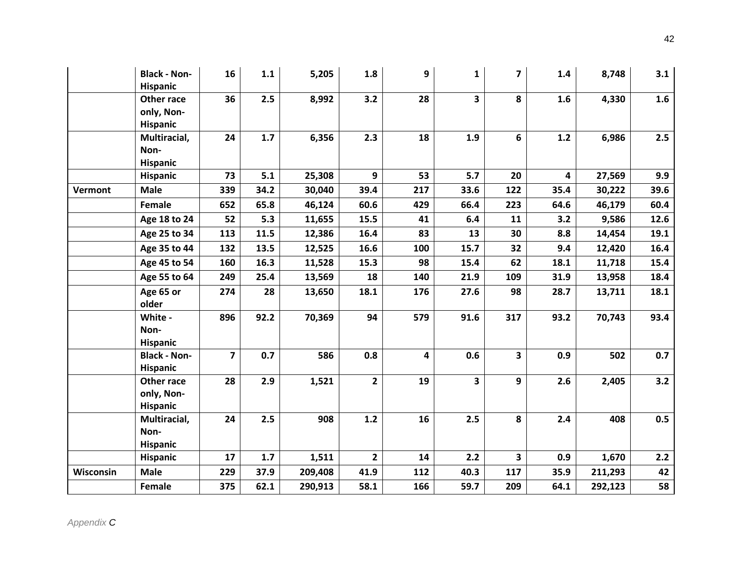| | | | | | | | | | | |
|---|---|---|---|---|---|---|---|---|---|---|
| | **Black - Non-Hispanic** | **16** | **1.1** | **5,205** | **1.8** | **9** | **1** | **7** | **1.4** | **8,748** | **3.1** |
| | **Other race only, Non-Hispanic** | **36** | **2.5** | **8,992** | **3.2** | **28** | **3** | **8** | **1.6** | **4,330** | **1.6** |
| | **Multiracial, Non-Hispanic** | **24** | **1.7** | **6,356** | **2.3** | **18** | **1.9** | **6** | **1.2** | **6,986** | **2.5** |
| | **Hispanic** | **73** | **5.1** | **25,308** | **9** | **53** | **5.7** | **20** | **4** | **27,569** | **9.9** |
| **Vermont** | **Male** | **339** | **34.2** | **30,040** | **39.4** | **217** | **33.6** | **122** | **35.4** | **30,222** | **39.6** |
| | **Female** | **652** | **65.8** | **46,124** | **60.6** | **429** | **66.4** | **223** | **64.6** | **46,179** | **60.4** |
| | **Age 18 to 24** | **52** | **5.3** | **11,655** | **15.5** | **41** | **6.4** | **11** | **3.2** | **9,586** | **12.6** |
| | **Age 25 to 34** | **113** | **11.5** | **12,386** | **16.4** | **83** | **13** | **30** | **8.8** | **14,454** | **19.1** |
| | **Age 35 to 44** | **132** | **13.5** | **12,525** | **16.6** | **100** | **15.7** | **32** | **9.4** | **12,420** | **16.4** |
| | **Age 45 to 54** | **160** | **16.3** | **11,528** | **15.3** | **98** | **15.4** | **62** | **18.1** | **11,718** | **15.4** |
| | **Age 55 to 64** | **249** | **25.4** | **13,569** | **18** | **140** | **21.9** | **109** | **31.9** | **13,958** | **18.4** |
| | **Age 65 or older** | **274** | **28** | **13,650** | **18.1** | **176** | **27.6** | **98** | **28.7** | **13,711** | **18.1** |
| | **White - Non-Hispanic** | **896** | **92.2** | **70,369** | **94** | **579** | **91.6** | **317** | **93.2** | **70,743** | **93.4** |
| | **Black - Non-Hispanic** | **7** | **0.7** | **586** | **0.8** | **4** | **0.6** | **3** | **0.9** | **502** | **0.7** |
| | **Other race only, Non-Hispanic** | **28** | **2.9** | **1,521** | **2** | **19** | **3** | **9** | **2.6** | **2,405** | **3.2** |
| | **Multiracial, Non-Hispanic** | **24** | **2.5** | **908** | **1.2** | **16** | **2.5** | **8** | **2.4** | **408** | **0.5** |
| | **Hispanic** | **17** | **1.7** | **1,511** | **2** | **14** | **2.2** | **3** | **0.9** | **1,670** | **2.2** |
| **Wisconsin** | **Male** | **229** | **37.9** | **209,408** | **41.9** | **112** | **40.3** | **117** | **35.9** | **211,293** | **42** |
| | **Female** | **375** | **62.1** | **290,913** | **58.1** | **166** | **59.7** | **209** | **64.1** | **292,123** | **58** |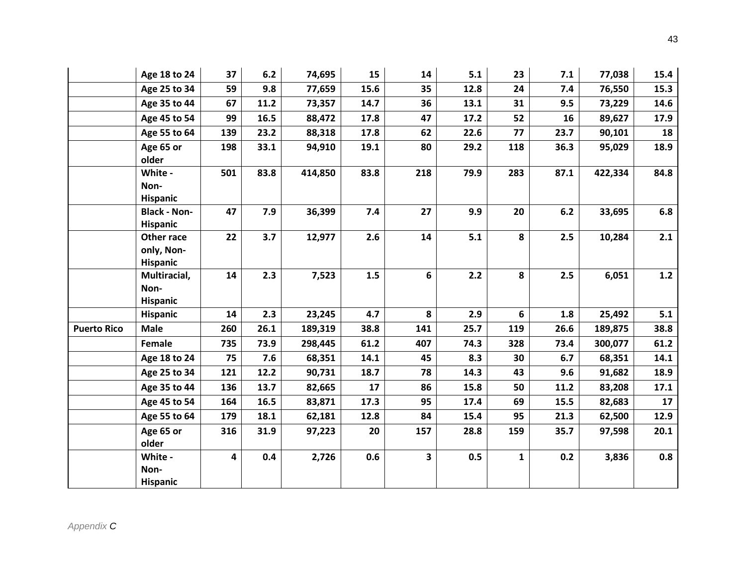| | | | | | | | | | | | |
|---|---|---|---|---|---|---|---|---|---|---|---|
| | **Age 18 to 24** | **37** | **6.2** | **74,695** | **15** | **14** | **5.1** | **23** | **7.1** | **77,038** | **15.4** |
| | **Age 25 to 34** | **59** | **9.8** | **77,659** | **15.6** | **35** | **12.8** | **24** | **7.4** | **76,550** | **15.3** |
| | **Age 35 to 44** | **67** | **11.2** | **73,357** | **14.7** | **36** | **13.1** | **31** | **9.5** | **73,229** | **14.6** |
| | **Age 45 to 54** | **99** | **16.5** | **88,472** | **17.8** | **47** | **17.2** | **52** | **16** | **89,627** | **17.9** |
| | **Age 55 to 64** | **139** | **23.2** | **88,318** | **17.8** | **62** | **22.6** | **77** | **23.7** | **90,101** | **18** |
| | **Age 65 or older** | **198** | **33.1** | **94,910** | **19.1** | **80** | **29.2** | **118** | **36.3** | **95,029** | **18.9** |
| | **White - Non-Hispanic** | **501** | **83.8** | **414,850** | **83.8** | **218** | **79.9** | **283** | **87.1** | **422,334** | **84.8** |
| | **Black - Non-Hispanic** | **47** | **7.9** | **36,399** | **7.4** | **27** | **9.9** | **20** | **6.2** | **33,695** | **6.8** |
| | **Other race only, Non-Hispanic** | **22** | **3.7** | **12,977** | **2.6** | **14** | **5.1** | **8** | **2.5** | **10,284** | **2.1** |
| | **Multiracial, Non-Hispanic** | **14** | **2.3** | **7,523** | **1.5** | **6** | **2.2** | **8** | **2.5** | **6,051** | **1.2** |
| | **Hispanic** | **14** | **2.3** | **23,245** | **4.7** | **8** | **2.9** | **6** | **1.8** | **25,492** | **5.1** |
| **Puerto Rico** | **Male** | **260** | **26.1** | **189,319** | **38.8** | **141** | **25.7** | **119** | **26.6** | **189,875** | **38.8** |
| | **Female** | **735** | **73.9** | **298,445** | **61.2** | **407** | **74.3** | **328** | **73.4** | **300,077** | **61.2** |
| | **Age 18 to 24** | **75** | **7.6** | **68,351** | **14.1** | **45** | **8.3** | **30** | **6.7** | **68,351** | **14.1** |
| | **Age 25 to 34** | **121** | **12.2** | **90,731** | **18.7** | **78** | **14.3** | **43** | **9.6** | **91,682** | **18.9** |
| | **Age 35 to 44** | **136** | **13.7** | **82,665** | **17** | **86** | **15.8** | **50** | **11.2** | **83,208** | **17.1** |
| | **Age 45 to 54** | **164** | **16.5** | **83,871** | **17.3** | **95** | **17.4** | **69** | **15.5** | **82,683** | **17** |
| | **Age 55 to 64** | **179** | **18.1** | **62,181** | **12.8** | **84** | **15.4** | **95** | **21.3** | **62,500** | **12.9** |
| | **Age 65 or older** | **316** | **31.9** | **97,223** | **20** | **157** | **28.8** | **159** | **35.7** | **97,598** | **20.1** |
| | **White - Non-Hispanic** | **4** | **0.4** | **2,726** | **0.6** | **3** | **0.5** | **1** | **0.2** | **3,836** | **0.8** |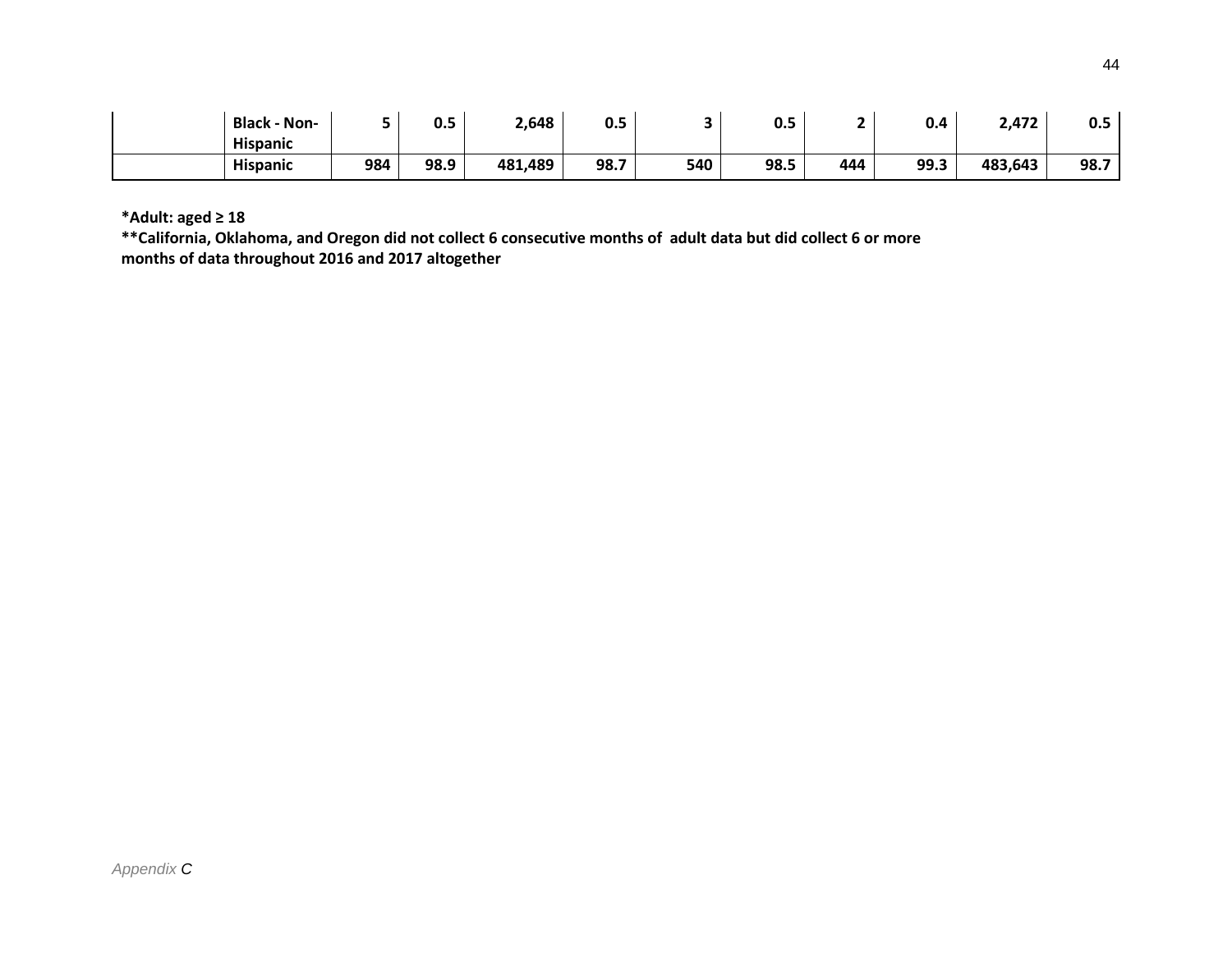| | | | | | | | | | | | |
|---|---|---|---|---|---|---|---|---|---|---|---|
| | **Black - Non-Hispanic** | **5** | **0.5** | **2,648** | **0.5** | **3** | **0.5** | **2** | **0.4** | **2,472** | **0.5** |
| | **Hispanic** | **984** | **98.9** | **481,489** | **98.7** | **540** | **98.5** | **444** | **99.3** | **483,643** | **98.7** |

**\*Adult: aged ≥ 18**
**\*\*California, Oklahoma, and Oregon did not collect 6 consecutive months of adult data but did collect 6 or more months of data throughout 2016 and 2017 altogether**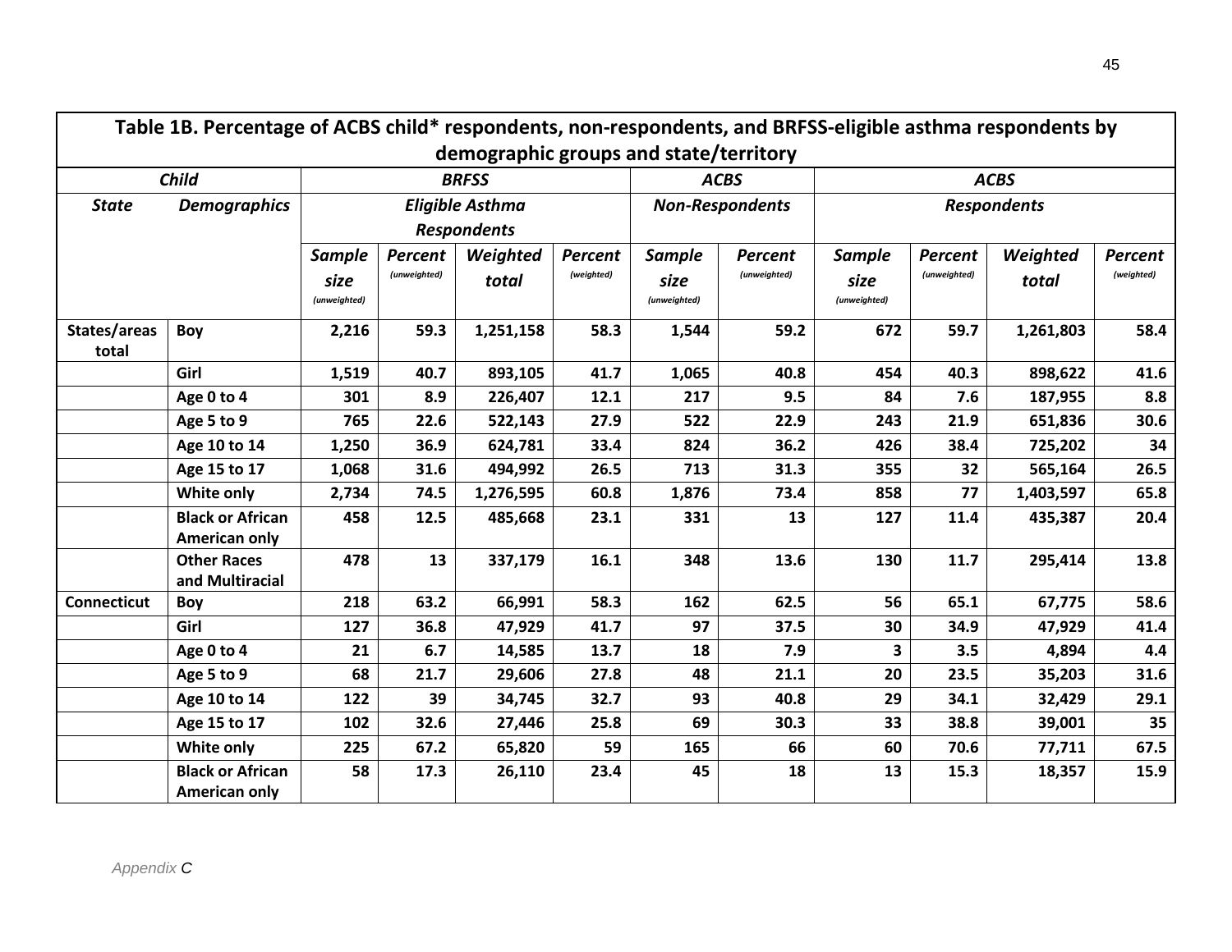| Table 1B. Percentage of ACBS child* respondents, non-respondents, and BRFSS-eligible asthma respondents by demographic groups and state/territory | | | | | | | | | | | |
|---|---|---|---|---|---|---|---|---|---|---|---|
| ***Child*** | | ***BRFSS*** | | | | ***ACBS*** | | ***ACBS*** | | | |
| ***State*** | ***Demographics*** | ***Eligible Asthma Respondents*** | | | | ***Non-Respondents*** | | ***Respondents*** | | | |
| | | ***Sample size*** *(unweighted)* | ***Percent*** *(unweighted)* | ***Weighted total*** | ***Percent*** *(weighted)* | ***Sample size*** *(unweighted)* | ***Percent*** *(unweighted)* | ***Sample size*** *(unweighted)* | ***Percent*** *(unweighted)* | ***Weighted total*** | ***Percent*** *(weighted)* |
| **States/areas total** | **Boy** | **2,216** | **59.3** | **1,251,158** | **58.3** | **1,544** | **59.2** | **672** | **59.7** | **1,261,803** | **58.4** |
| | **Girl** | **1,519** | **40.7** | **893,105** | **41.7** | **1,065** | **40.8** | **454** | **40.3** | **898,622** | **41.6** |
| | **Age 0 to 4** | **301** | **8.9** | **226,407** | **12.1** | **217** | **9.5** | **84** | **7.6** | **187,955** | **8.8** |
| | **Age 5 to 9** | **765** | **22.6** | **522,143** | **27.9** | **522** | **22.9** | **243** | **21.9** | **651,836** | **30.6** |
| | **Age 10 to 14** | **1,250** | **36.9** | **624,781** | **33.4** | **824** | **36.2** | **426** | **38.4** | **725,202** | **34** |
| | **Age 15 to 17** | **1,068** | **31.6** | **494,992** | **26.5** | **713** | **31.3** | **355** | **32** | **565,164** | **26.5** |
| | **White only** | **2,734** | **74.5** | **1,276,595** | **60.8** | **1,876** | **73.4** | **858** | **77** | **1,403,597** | **65.8** |
| | **Black or African American only** | **458** | **12.5** | **485,668** | **23.1** | **331** | **13** | **127** | **11.4** | **435,387** | **20.4** |
| | **Other Races and Multiracial** | **478** | **13** | **337,179** | **16.1** | **348** | **13.6** | **130** | **11.7** | **295,414** | **13.8** |
| **Connecticut** | **Boy** | **218** | **63.2** | **66,991** | **58.3** | **162** | **62.5** | **56** | **65.1** | **67,775** | **58.6** |
| | **Girl** | **127** | **36.8** | **47,929** | **41.7** | **97** | **37.5** | **30** | **34.9** | **47,929** | **41.4** |
| | **Age 0 to 4** | **21** | **6.7** | **14,585** | **13.7** | **18** | **7.9** | **3** | **3.5** | **4,894** | **4.4** |
| | **Age 5 to 9** | **68** | **21.7** | **29,606** | **27.8** | **48** | **21.1** | **20** | **23.5** | **35,203** | **31.6** |
| | **Age 10 to 14** | **122** | **39** | **34,745** | **32.7** | **93** | **40.8** | **29** | **34.1** | **32,429** | **29.1** |
| | **Age 15 to 17** | **102** | **32.6** | **27,446** | **25.8** | **69** | **30.3** | **33** | **38.8** | **39,001** | **35** |
| | **White only** | **225** | **67.2** | **65,820** | **59** | **165** | **66** | **60** | **70.6** | **77,711** | **67.5** |
| | **Black or African American only** | **58** | **17.3** | **26,110** | **23.4** | **45** | **18** | **13** | **15.3** | **18,357** | **15.9** |

*Appendix C*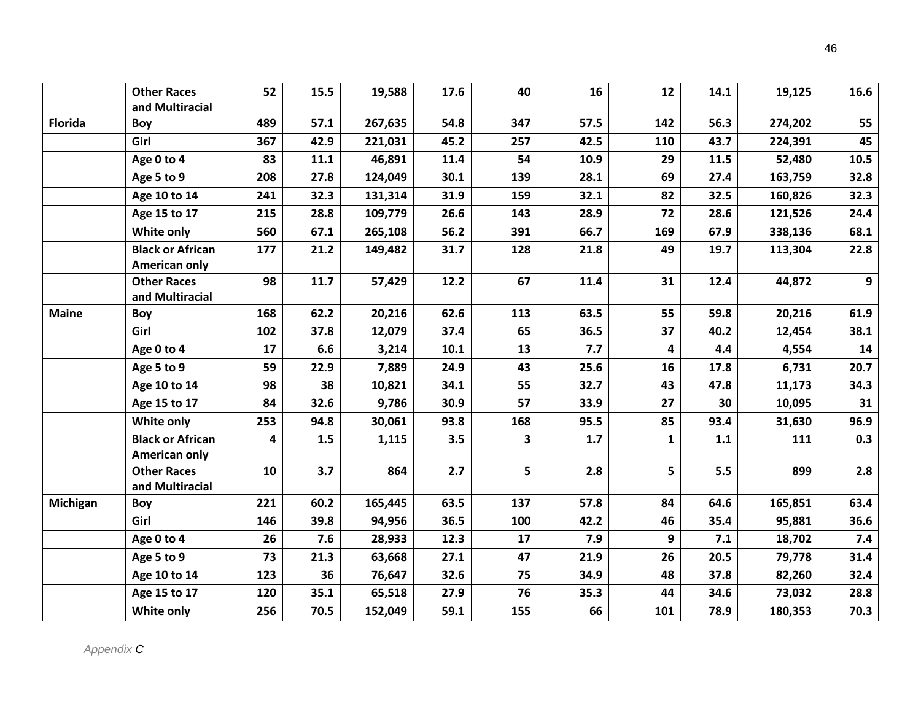|  |  |  |  |  |  |  |  |  |  |  |  |
|---|---|---|---|---|---|---|---|---|---|---|---|
|  | **Other Races and Multiracial** | **52** | **15.5** | **19,588** | **17.6** | **40** | **16** | **12** | **14.1** | **19,125** | **16.6** |
| **Florida** | **Boy** | **489** | **57.1** | **267,635** | **54.8** | **347** | **57.5** | **142** | **56.3** | **274,202** | **55** |
|  | **Girl** | **367** | **42.9** | **221,031** | **45.2** | **257** | **42.5** | **110** | **43.7** | **224,391** | **45** |
|  | **Age 0 to 4** | **83** | **11.1** | **46,891** | **11.4** | **54** | **10.9** | **29** | **11.5** | **52,480** | **10.5** |
|  | **Age 5 to 9** | **208** | **27.8** | **124,049** | **30.1** | **139** | **28.1** | **69** | **27.4** | **163,759** | **32.8** |
|  | **Age 10 to 14** | **241** | **32.3** | **131,314** | **31.9** | **159** | **32.1** | **82** | **32.5** | **160,826** | **32.3** |
|  | **Age 15 to 17** | **215** | **28.8** | **109,779** | **26.6** | **143** | **28.9** | **72** | **28.6** | **121,526** | **24.4** |
|  | **White only** | **560** | **67.1** | **265,108** | **56.2** | **391** | **66.7** | **169** | **67.9** | **338,136** | **68.1** |
|  | **Black or African American only** | **177** | **21.2** | **149,482** | **31.7** | **128** | **21.8** | **49** | **19.7** | **113,304** | **22.8** |
|  | **Other Races and Multiracial** | **98** | **11.7** | **57,429** | **12.2** | **67** | **11.4** | **31** | **12.4** | **44,872** | **9** |
| **Maine** | **Boy** | **168** | **62.2** | **20,216** | **62.6** | **113** | **63.5** | **55** | **59.8** | **20,216** | **61.9** |
|  | **Girl** | **102** | **37.8** | **12,079** | **37.4** | **65** | **36.5** | **37** | **40.2** | **12,454** | **38.1** |
|  | **Age 0 to 4** | **17** | **6.6** | **3,214** | **10.1** | **13** | **7.7** | **4** | **4.4** | **4,554** | **14** |
|  | **Age 5 to 9** | **59** | **22.9** | **7,889** | **24.9** | **43** | **25.6** | **16** | **17.8** | **6,731** | **20.7** |
|  | **Age 10 to 14** | **98** | **38** | **10,821** | **34.1** | **55** | **32.7** | **43** | **47.8** | **11,173** | **34.3** |
|  | **Age 15 to 17** | **84** | **32.6** | **9,786** | **30.9** | **57** | **33.9** | **27** | **30** | **10,095** | **31** |
|  | **White only** | **253** | **94.8** | **30,061** | **93.8** | **168** | **95.5** | **85** | **93.4** | **31,630** | **96.9** |
|  | **Black or African American only** | **4** | **1.5** | **1,115** | **3.5** | **3** | **1.7** | **1** | **1.1** | **111** | **0.3** |
|  | **Other Races and Multiracial** | **10** | **3.7** | **864** | **2.7** | **5** | **2.8** | **5** | **5.5** | **899** | **2.8** |
| **Michigan** | **Boy** | **221** | **60.2** | **165,445** | **63.5** | **137** | **57.8** | **84** | **64.6** | **165,851** | **63.4** |
|  | **Girl** | **146** | **39.8** | **94,956** | **36.5** | **100** | **42.2** | **46** | **35.4** | **95,881** | **36.6** |
|  | **Age 0 to 4** | **26** | **7.6** | **28,933** | **12.3** | **17** | **7.9** | **9** | **7.1** | **18,702** | **7.4** |
|  | **Age 5 to 9** | **73** | **21.3** | **63,668** | **27.1** | **47** | **21.9** | **26** | **20.5** | **79,778** | **31.4** |
|  | **Age 10 to 14** | **123** | **36** | **76,647** | **32.6** | **75** | **34.9** | **48** | **37.8** | **82,260** | **32.4** |
|  | **Age 15 to 17** | **120** | **35.1** | **65,518** | **27.9** | **76** | **35.3** | **44** | **34.6** | **73,032** | **28.8** |
|  | **White only** | **256** | **70.5** | **152,049** | **59.1** | **155** | **66** | **101** | **78.9** | **180,353** | **70.3** |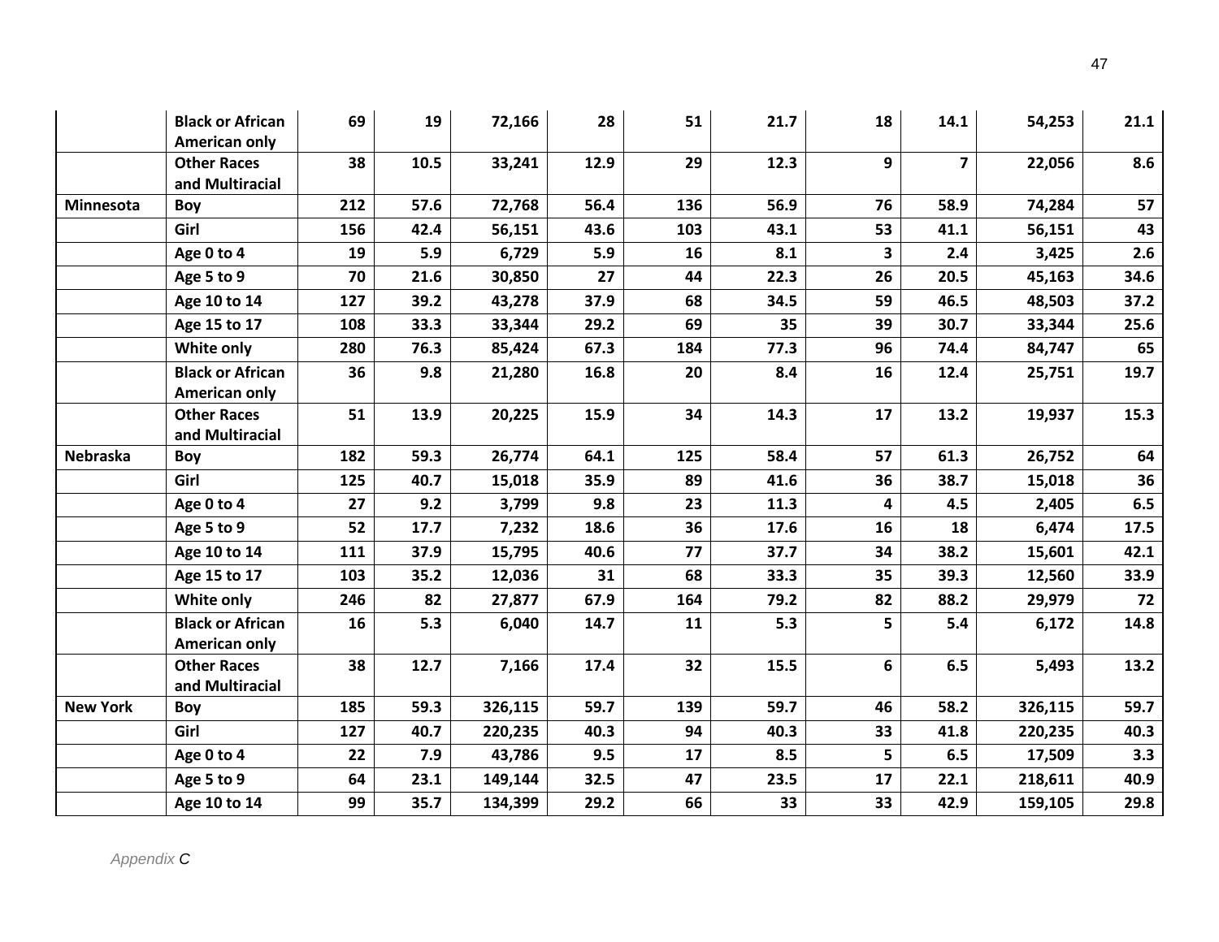| | | | | | | | | | | | |
|---|---|---|---|---|---|---|---|---|---|---|---|
| | **Black or African American only** | **69** | **19** | **72,166** | **28** | **51** | **21.7** | **18** | **14.1** | **54,253** | **21.1** |
| | **Other Races and Multiracial** | **38** | **10.5** | **33,241** | **12.9** | **29** | **12.3** | **9** | **7** | **22,056** | **8.6** |
| **Minnesota** | **Boy** | **212** | **57.6** | **72,768** | **56.4** | **136** | **56.9** | **76** | **58.9** | **74,284** | **57** |
| | **Girl** | **156** | **42.4** | **56,151** | **43.6** | **103** | **43.1** | **53** | **41.1** | **56,151** | **43** |
| | **Age 0 to 4** | **19** | **5.9** | **6,729** | **5.9** | **16** | **8.1** | **3** | **2.4** | **3,425** | **2.6** |
| | **Age 5 to 9** | **70** | **21.6** | **30,850** | **27** | **44** | **22.3** | **26** | **20.5** | **45,163** | **34.6** |
| | **Age 10 to 14** | **127** | **39.2** | **43,278** | **37.9** | **68** | **34.5** | **59** | **46.5** | **48,503** | **37.2** |
| | **Age 15 to 17** | **108** | **33.3** | **33,344** | **29.2** | **69** | **35** | **39** | **30.7** | **33,344** | **25.6** |
| | **White only** | **280** | **76.3** | **85,424** | **67.3** | **184** | **77.3** | **96** | **74.4** | **84,747** | **65** |
| | **Black or African American only** | **36** | **9.8** | **21,280** | **16.8** | **20** | **8.4** | **16** | **12.4** | **25,751** | **19.7** |
| | **Other Races and Multiracial** | **51** | **13.9** | **20,225** | **15.9** | **34** | **14.3** | **17** | **13.2** | **19,937** | **15.3** |
| **Nebraska** | **Boy** | **182** | **59.3** | **26,774** | **64.1** | **125** | **58.4** | **57** | **61.3** | **26,752** | **64** |
| | **Girl** | **125** | **40.7** | **15,018** | **35.9** | **89** | **41.6** | **36** | **38.7** | **15,018** | **36** |
| | **Age 0 to 4** | **27** | **9.2** | **3,799** | **9.8** | **23** | **11.3** | **4** | **4.5** | **2,405** | **6.5** |
| | **Age 5 to 9** | **52** | **17.7** | **7,232** | **18.6** | **36** | **17.6** | **16** | **18** | **6,474** | **17.5** |
| | **Age 10 to 14** | **111** | **37.9** | **15,795** | **40.6** | **77** | **37.7** | **34** | **38.2** | **15,601** | **42.1** |
| | **Age 15 to 17** | **103** | **35.2** | **12,036** | **31** | **68** | **33.3** | **35** | **39.3** | **12,560** | **33.9** |
| | **White only** | **246** | **82** | **27,877** | **67.9** | **164** | **79.2** | **82** | **88.2** | **29,979** | **72** |
| | **Black or African American only** | **16** | **5.3** | **6,040** | **14.7** | **11** | **5.3** | **5** | **5.4** | **6,172** | **14.8** |
| | **Other Races and Multiracial** | **38** | **12.7** | **7,166** | **17.4** | **32** | **15.5** | **6** | **6.5** | **5,493** | **13.2** |
| **New York** | **Boy** | **185** | **59.3** | **326,115** | **59.7** | **139** | **59.7** | **46** | **58.2** | **326,115** | **59.7** |
| | **Girl** | **127** | **40.7** | **220,235** | **40.3** | **94** | **40.3** | **33** | **41.8** | **220,235** | **40.3** |
| | **Age 0 to 4** | **22** | **7.9** | **43,786** | **9.5** | **17** | **8.5** | **5** | **6.5** | **17,509** | **3.3** |
| | **Age 5 to 9** | **64** | **23.1** | **149,144** | **32.5** | **47** | **23.5** | **17** | **22.1** | **218,611** | **40.9** |
| | **Age 10 to 14** | **99** | **35.7** | **134,399** | **29.2** | **66** | **33** | **33** | **42.9** | **159,105** | **29.8** |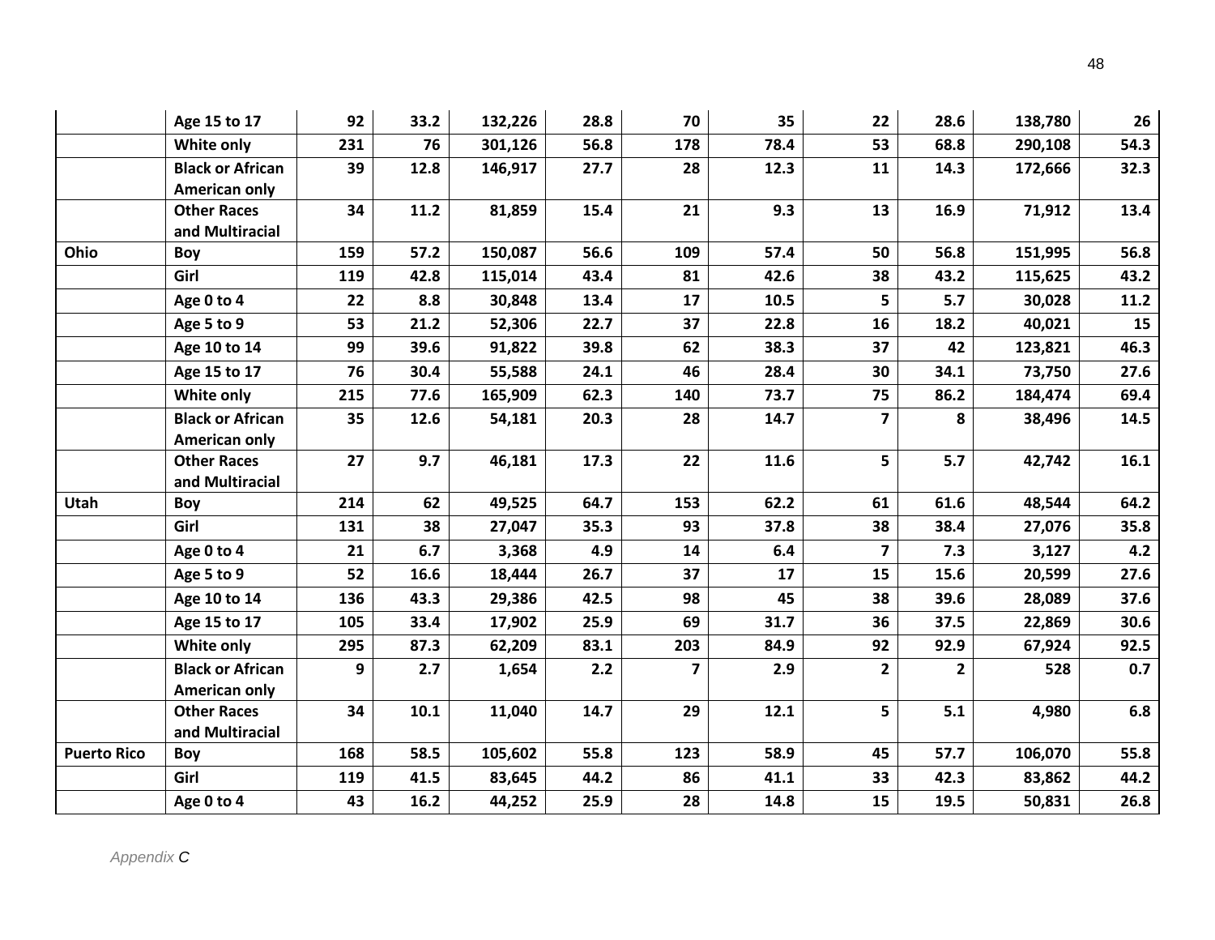| | | | | | | | | | | | |
|---|---|---|---|---|---|---|---|---|---|---|---|
| | **Age 15 to 17** | **92** | **33.2** | **132,226** | **28.8** | **70** | **35** | **22** | **28.6** | **138,780** | **26** |
| | **White only** | **231** | **76** | **301,126** | **56.8** | **178** | **78.4** | **53** | **68.8** | **290,108** | **54.3** |
| | **Black or African American only** | **39** | **12.8** | **146,917** | **27.7** | **28** | **12.3** | **11** | **14.3** | **172,666** | **32.3** |
| | **Other Races and Multiracial** | **34** | **11.2** | **81,859** | **15.4** | **21** | **9.3** | **13** | **16.9** | **71,912** | **13.4** |
| **Ohio** | **Boy** | **159** | **57.2** | **150,087** | **56.6** | **109** | **57.4** | **50** | **56.8** | **151,995** | **56.8** |
| | **Girl** | **119** | **42.8** | **115,014** | **43.4** | **81** | **42.6** | **38** | **43.2** | **115,625** | **43.2** |
| | **Age 0 to 4** | **22** | **8.8** | **30,848** | **13.4** | **17** | **10.5** | **5** | **5.7** | **30,028** | **11.2** |
| | **Age 5 to 9** | **53** | **21.2** | **52,306** | **22.7** | **37** | **22.8** | **16** | **18.2** | **40,021** | **15** |
| | **Age 10 to 14** | **99** | **39.6** | **91,822** | **39.8** | **62** | **38.3** | **37** | **42** | **123,821** | **46.3** |
| | **Age 15 to 17** | **76** | **30.4** | **55,588** | **24.1** | **46** | **28.4** | **30** | **34.1** | **73,750** | **27.6** |
| | **White only** | **215** | **77.6** | **165,909** | **62.3** | **140** | **73.7** | **75** | **86.2** | **184,474** | **69.4** |
| | **Black or African American only** | **35** | **12.6** | **54,181** | **20.3** | **28** | **14.7** | **7** | **8** | **38,496** | **14.5** |
| | **Other Races and Multiracial** | **27** | **9.7** | **46,181** | **17.3** | **22** | **11.6** | **5** | **5.7** | **42,742** | **16.1** |
| **Utah** | **Boy** | **214** | **62** | **49,525** | **64.7** | **153** | **62.2** | **61** | **61.6** | **48,544** | **64.2** |
| | **Girl** | **131** | **38** | **27,047** | **35.3** | **93** | **37.8** | **38** | **38.4** | **27,076** | **35.8** |
| | **Age 0 to 4** | **21** | **6.7** | **3,368** | **4.9** | **14** | **6.4** | **7** | **7.3** | **3,127** | **4.2** |
| | **Age 5 to 9** | **52** | **16.6** | **18,444** | **26.7** | **37** | **17** | **15** | **15.6** | **20,599** | **27.6** |
| | **Age 10 to 14** | **136** | **43.3** | **29,386** | **42.5** | **98** | **45** | **38** | **39.6** | **28,089** | **37.6** |
| | **Age 15 to 17** | **105** | **33.4** | **17,902** | **25.9** | **69** | **31.7** | **36** | **37.5** | **22,869** | **30.6** |
| | **White only** | **295** | **87.3** | **62,209** | **83.1** | **203** | **84.9** | **92** | **92.9** | **67,924** | **92.5** |
| | **Black or African American only** | **9** | **2.7** | **1,654** | **2.2** | **7** | **2.9** | **2** | **2** | **528** | **0.7** |
| | **Other Races and Multiracial** | **34** | **10.1** | **11,040** | **14.7** | **29** | **12.1** | **5** | **5.1** | **4,980** | **6.8** |
| **Puerto Rico** | **Boy** | **168** | **58.5** | **105,602** | **55.8** | **123** | **58.9** | **45** | **57.7** | **106,070** | **55.8** |
| | **Girl** | **119** | **41.5** | **83,645** | **44.2** | **86** | **41.1** | **33** | **42.3** | **83,862** | **44.2** |
| | **Age 0 to 4** | **43** | **16.2** | **44,252** | **25.9** | **28** | **14.8** | **15** | **19.5** | **50,831** | **26.8** |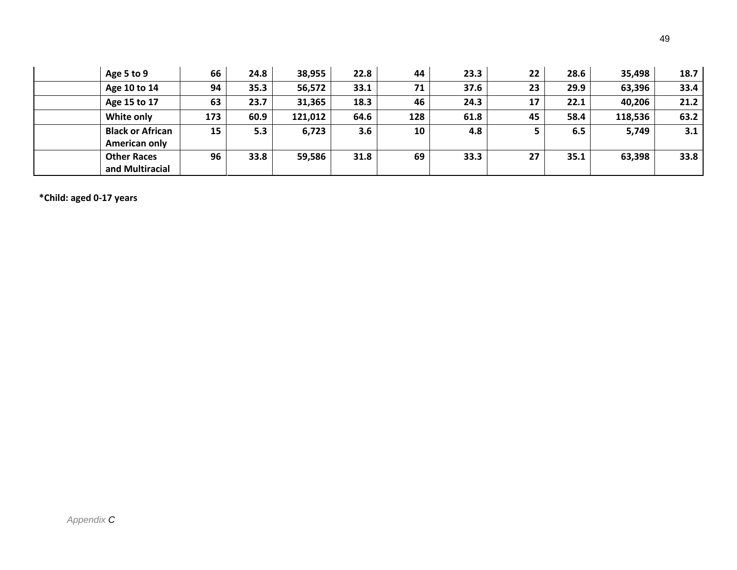| | | | | | | | | | | | |
|---|---|---|---|---|---|---|---|---|---|---|---|
| | **Age 5 to 9** | **66** | **24.8** | **38,955** | **22.8** | **44** | **23.3** | **22** | **28.6** | **35,498** | **18.7** |
| | **Age 10 to 14** | **94** | **35.3** | **56,572** | **33.1** | **71** | **37.6** | **23** | **29.9** | **63,396** | **33.4** |
| | **Age 15 to 17** | **63** | **23.7** | **31,365** | **18.3** | **46** | **24.3** | **17** | **22.1** | **40,206** | **21.2** |
| | **White only** | **173** | **60.9** | **121,012** | **64.6** | **128** | **61.8** | **45** | **58.4** | **118,536** | **63.2** |
| | **Black or African American only** | **15** | **5.3** | **6,723** | **3.6** | **10** | **4.8** | **5** | **6.5** | **5,749** | **3.1** |
| | **Other Races and Multiracial** | **96** | **33.8** | **59,586** | **31.8** | **69** | **33.3** | **27** | **35.1** | **63,398** | **33.8** |

**\*Child: aged 0-17 years**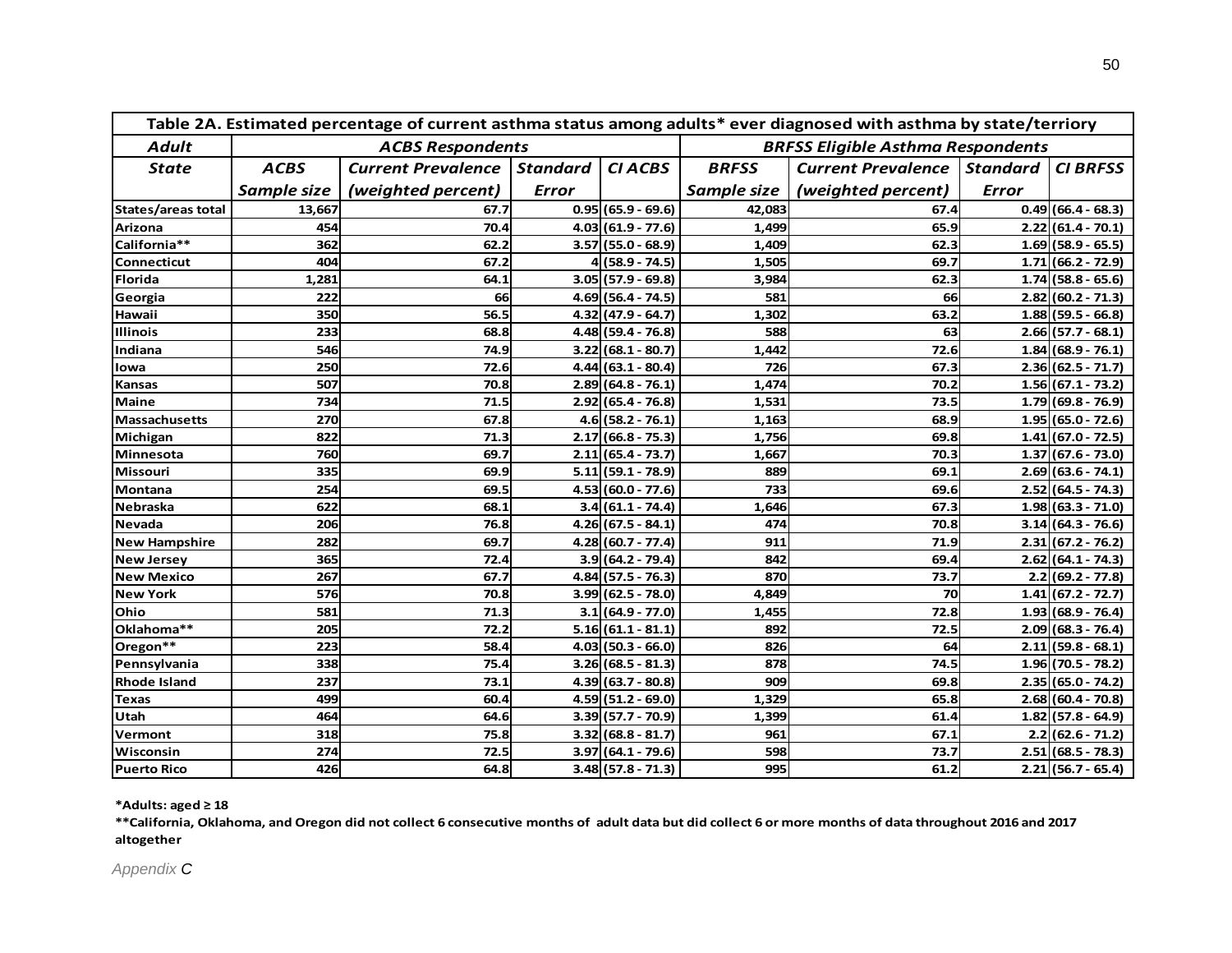| Table 2A. Estimated percentage of current asthma status among adults* ever diagnosed with asthma by state/terriory | | | | | | | | |
|---|---|---|---|---|---|---|---|---|
| ***Adult*** | ***ACBS Respondents*** | | | | ***BRFSS Eligible Asthma Respondents*** | | | |
| ***State*** | ***ACBS Sample size*** | ***Current Prevalence (weighted percent)*** | ***Standard Error*** | ***CI ACBS*** | ***BRFSS Sample size*** | ***Current Prevalence (weighted percent)*** | ***Standard Error*** | ***CI BRFSS*** |
| **States/areas total** | **13,667** | **67.7** | **0.95** | **(65.9 - 69.6)** | **42,083** | **67.4** | **0.49** | **(66.4 - 68.3)** |
| **Arizona** | **454** | **70.4** | **4.03** | **(61.9 - 77.6)** | **1,499** | **65.9** | **2.22** | **(61.4 - 70.1)** |
| **California**** | **362** | **62.2** | **3.57** | **(55.0 - 68.9)** | **1,409** | **62.3** | **1.69** | **(58.9 - 65.5)** |
| **Connecticut** | **404** | **67.2** | **4** | **(58.9 - 74.5)** | **1,505** | **69.7** | **1.71** | **(66.2 - 72.9)** |
| **Florida** | **1,281** | **64.1** | **3.05** | **(57.9 - 69.8)** | **3,984** | **62.3** | **1.74** | **(58.8 - 65.6)** |
| **Georgia** | **222** | **66** | **4.69** | **(56.4 - 74.5)** | **581** | **66** | **2.82** | **(60.2 - 71.3)** |
| **Hawaii** | **350** | **56.5** | **4.32** | **(47.9 - 64.7)** | **1,302** | **63.2** | **1.88** | **(59.5 - 66.8)** |
| **Illinois** | **233** | **68.8** | **4.48** | **(59.4 - 76.8)** | **588** | **63** | **2.66** | **(57.7 - 68.1)** |
| **Indiana** | **546** | **74.9** | **3.22** | **(68.1 - 80.7)** | **1,442** | **72.6** | **1.84** | **(68.9 - 76.1)** |
| **Iowa** | **250** | **72.6** | **4.44** | **(63.1 - 80.4)** | **726** | **67.3** | **2.36** | **(62.5 - 71.7)** |
| **Kansas** | **507** | **70.8** | **2.89** | **(64.8 - 76.1)** | **1,474** | **70.2** | **1.56** | **(67.1 - 73.2)** |
| **Maine** | **734** | **71.5** | **2.92** | **(65.4 - 76.8)** | **1,531** | **73.5** | **1.79** | **(69.8 - 76.9)** |
| **Massachusetts** | **270** | **67.8** | **4.6** | **(58.2 - 76.1)** | **1,163** | **68.9** | **1.95** | **(65.0 - 72.6)** |
| **Michigan** | **822** | **71.3** | **2.17** | **(66.8 - 75.3)** | **1,756** | **69.8** | **1.41** | **(67.0 - 72.5)** |
| **Minnesota** | **760** | **69.7** | **2.11** | **(65.4 - 73.7)** | **1,667** | **70.3** | **1.37** | **(67.6 - 73.0)** |
| **Missouri** | **335** | **69.9** | **5.11** | **(59.1 - 78.9)** | **889** | **69.1** | **2.69** | **(63.6 - 74.1)** |
| **Montana** | **254** | **69.5** | **4.53** | **(60.0 - 77.6)** | **733** | **69.6** | **2.52** | **(64.5 - 74.3)** |
| **Nebraska** | **622** | **68.1** | **3.4** | **(61.1 - 74.4)** | **1,646** | **67.3** | **1.98** | **(63.3 - 71.0)** |
| **Nevada** | **206** | **76.8** | **4.26** | **(67.5 - 84.1)** | **474** | **70.8** | **3.14** | **(64.3 - 76.6)** |
| **New Hampshire** | **282** | **69.7** | **4.28** | **(60.7 - 77.4)** | **911** | **71.9** | **2.31** | **(67.2 - 76.2)** |
| **New Jersey** | **365** | **72.4** | **3.9** | **(64.2 - 79.4)** | **842** | **69.4** | **2.62** | **(64.1 - 74.3)** |
| **New Mexico** | **267** | **67.7** | **4.84** | **(57.5 - 76.3)** | **870** | **73.7** | **2.2** | **(69.2 - 77.8)** |
| **New York** | **576** | **70.8** | **3.99** | **(62.5 - 78.0)** | **4,849** | **70** | **1.41** | **(67.2 - 72.7)** |
| **Ohio** | **581** | **71.3** | **3.1** | **(64.9 - 77.0)** | **1,455** | **72.8** | **1.93** | **(68.9 - 76.4)** |
| **Oklahoma**** | **205** | **72.2** | **5.16** | **(61.1 - 81.1)** | **892** | **72.5** | **2.09** | **(68.3 - 76.4)** |
| **Oregon**** | **223** | **58.4** | **4.03** | **(50.3 - 66.0)** | **826** | **64** | **2.11** | **(59.8 - 68.1)** |
| **Pennsylvania** | **338** | **75.4** | **3.26** | **(68.5 - 81.3)** | **878** | **74.5** | **1.96** | **(70.5 - 78.2)** |
| **Rhode Island** | **237** | **73.1** | **4.39** | **(63.7 - 80.8)** | **909** | **69.8** | **2.35** | **(65.0 - 74.2)** |
| **Texas** | **499** | **60.4** | **4.59** | **(51.2 - 69.0)** | **1,329** | **65.8** | **2.68** | **(60.4 - 70.8)** |
| **Utah** | **464** | **64.6** | **3.39** | **(57.7 - 70.9)** | **1,399** | **61.4** | **1.82** | **(57.8 - 64.9)** |
| **Vermont** | **318** | **75.8** | **3.32** | **(68.8 - 81.7)** | **961** | **67.1** | **2.2** | **(62.6 - 71.2)** |
| **Wisconsin** | **274** | **72.5** | **3.97** | **(64.1 - 79.6)** | **598** | **73.7** | **2.51** | **(68.5 - 78.3)** |
| **Puerto Rico** | **426** | **64.8** | **3.48** | **(57.8 - 71.3)** | **995** | **61.2** | **2.21** | **(56.7 - 65.4)** |

**\*Adults: aged ≥ 18**

**\*\*California, Oklahoma, and Oregon did not collect 6 consecutive months of adult data but did collect 6 or more months of data throughout 2016 and 2017 altogether**

*Appendix C*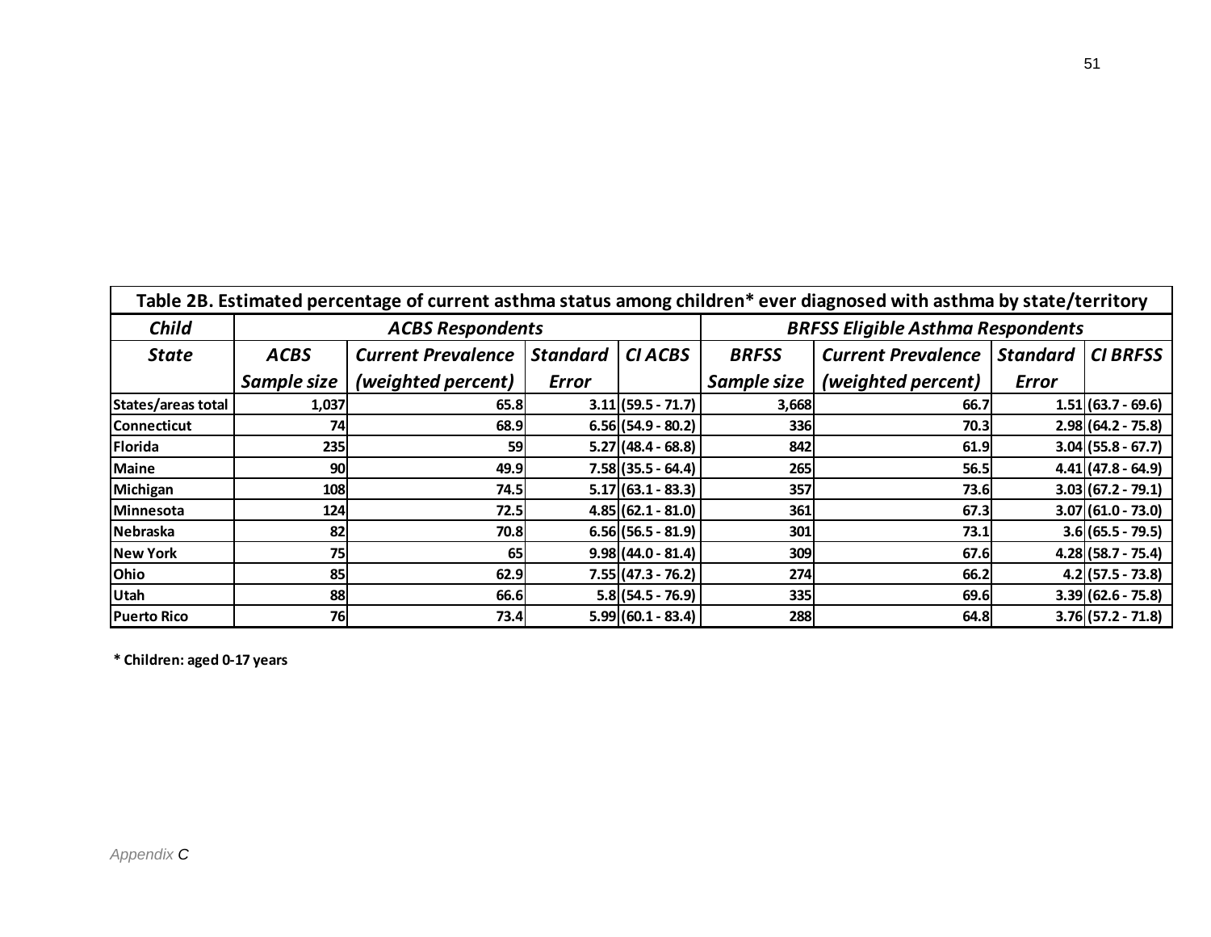| Table 2B. Estimated percentage of current asthma status among children* ever diagnosed with asthma by state/territory | | | | | | | | |
|---|---|---|---|---|---|---|---|---|
| ***Child*** | ***ACBS Respondents*** | | | | ***BRFSS Eligible Asthma Respondents*** | | | |
| ***State*** | ***ACBS Sample size*** | ***Current Prevalence (weighted percent)*** | ***Standard Error*** | ***CI ACBS*** | ***BRFSS Sample size*** | ***Current Prevalence (weighted percent)*** | ***Standard Error*** | ***CI BRFSS*** |
| **States/areas total** | **1,037** | **65.8** | **3.11** | **(59.5 - 71.7)** | **3,668** | **66.7** | **1.51** | **(63.7 - 69.6)** |
| **Connecticut** | **74** | **68.9** | **6.56** | **(54.9 - 80.2)** | **336** | **70.3** | **2.98** | **(64.2 - 75.8)** |
| **Florida** | **235** | **59** | **5.27** | **(48.4 - 68.8)** | **842** | **61.9** | **3.04** | **(55.8 - 67.7)** |
| **Maine** | **90** | **49.9** | **7.58** | **(35.5 - 64.4)** | **265** | **56.5** | **4.41** | **(47.8 - 64.9)** |
| **Michigan** | **108** | **74.5** | **5.17** | **(63.1 - 83.3)** | **357** | **73.6** | **3.03** | **(67.2 - 79.1)** |
| **Minnesota** | **124** | **72.5** | **4.85** | **(62.1 - 81.0)** | **361** | **67.3** | **3.07** | **(61.0 - 73.0)** |
| **Nebraska** | **82** | **70.8** | **6.56** | **(56.5 - 81.9)** | **301** | **73.1** | **3.6** | **(65.5 - 79.5)** |
| **New York** | **75** | **65** | **9.98** | **(44.0 - 81.4)** | **309** | **67.6** | **4.28** | **(58.7 - 75.4)** |
| **Ohio** | **85** | **62.9** | **7.55** | **(47.3 - 76.2)** | **274** | **66.2** | **4.2** | **(57.5 - 73.8)** |
| **Utah** | **88** | **66.6** | **5.8** | **(54.5 - 76.9)** | **335** | **69.6** | **3.39** | **(62.6 - 75.8)** |
| **Puerto Rico** | **76** | **73.4** | **5.99** | **(60.1 - 83.4)** | **288** | **64.8** | **3.76** | **(57.2 - 71.8)** |

**\* Children: aged 0-17 years**

*Appendix C*